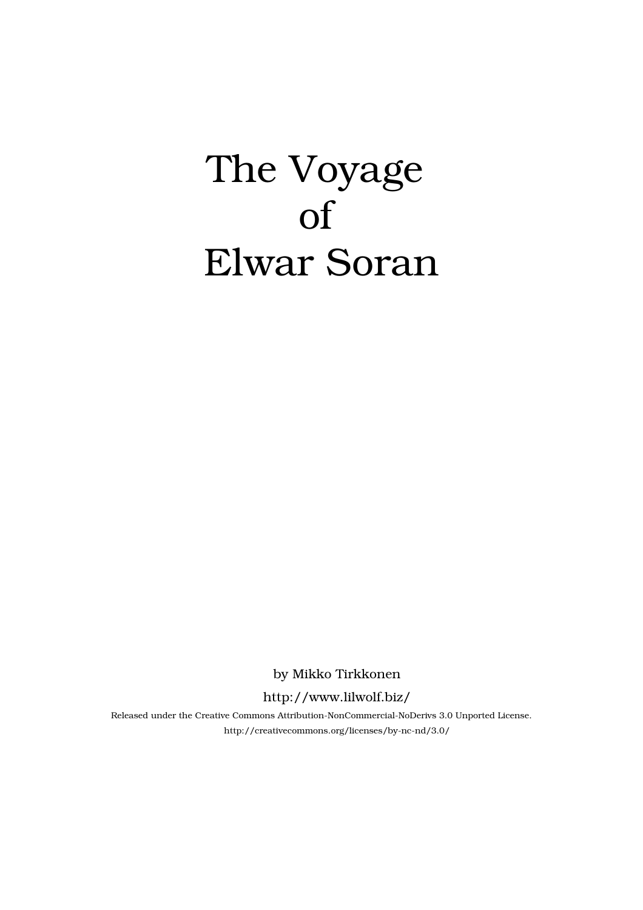# The Voyage of Elwar Soran

by Mikko Tirkkonen

http://www.lilwolf.biz/

Released under the Creative Commons Attribution-NonCommercial-NoDerivs 3.0 Unported License.

http://creativecommons.org/licenses/by-nc-nd/3.0/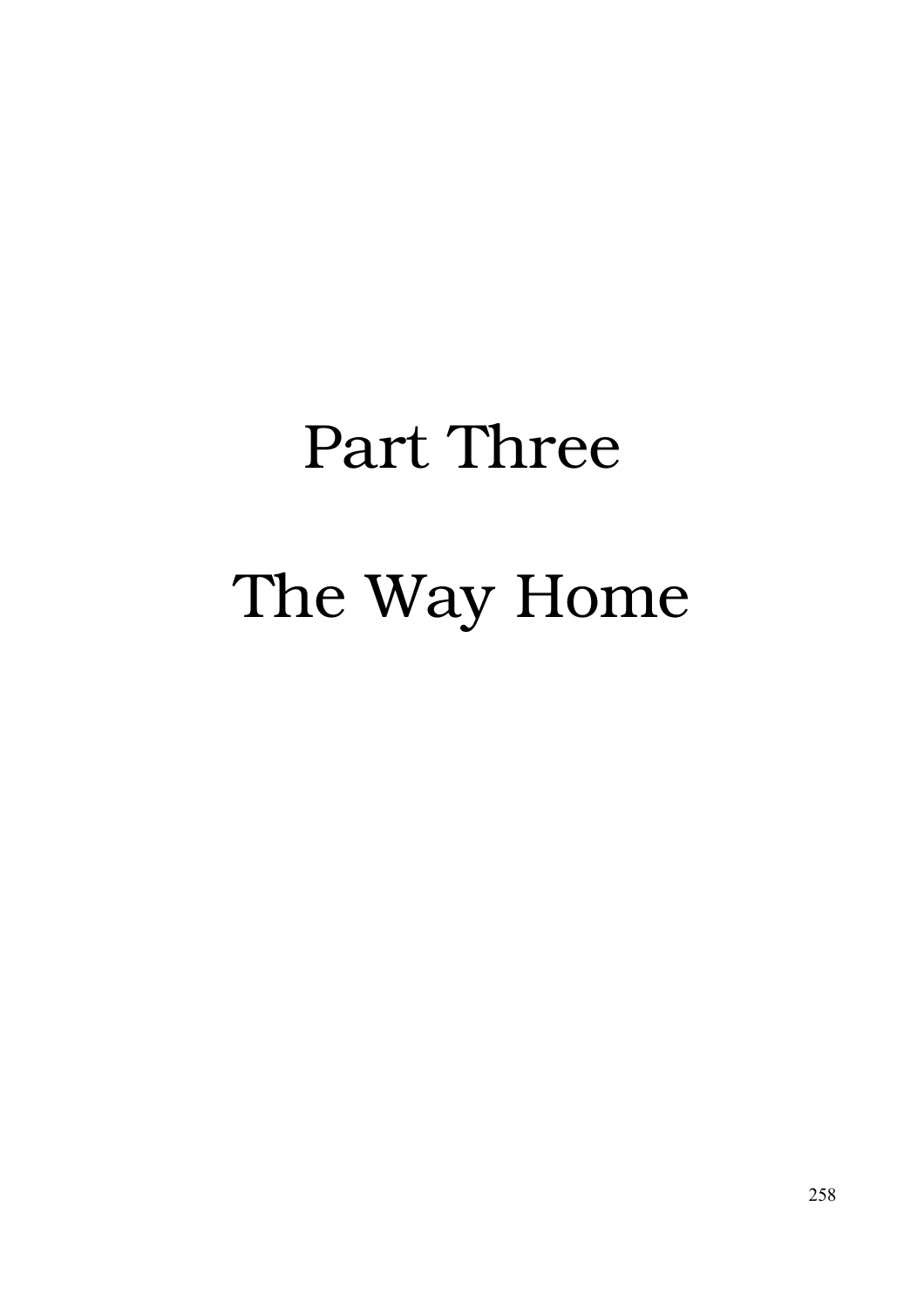# Part Three

# The Way Home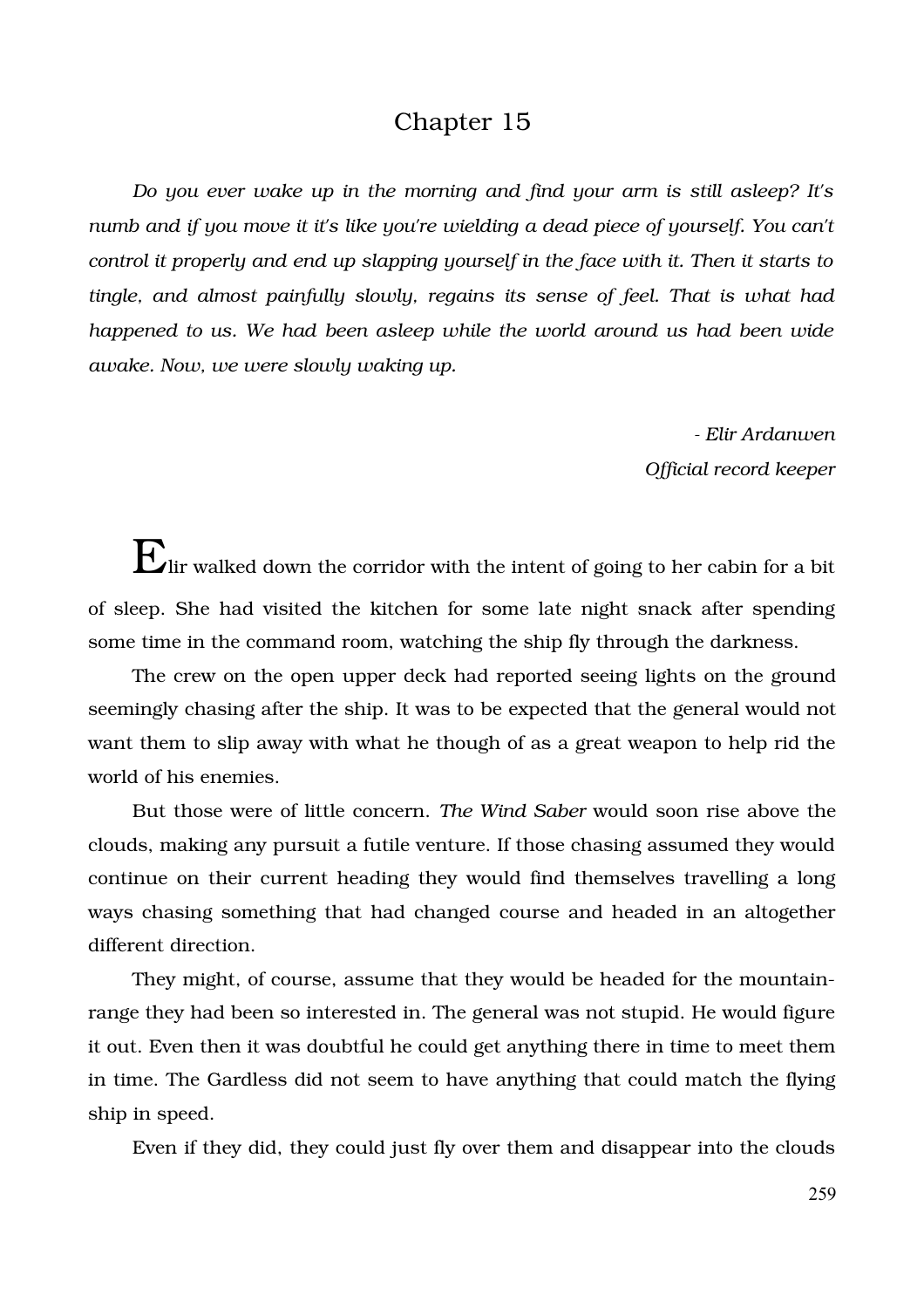# Chapter 15

*Do you ever wake up in the morning and find your arm is still asleep? It's numb and if you move it it's like you're wielding a dead piece of yourself. You can't control it properly and end up slapping yourself in the face with it. Then it starts to tingle, and almost painfully slowly, regains its sense of feel. That is what had happened to us. We had been asleep while the world around us had been wide awake. Now, we were slowly waking up.*

*- Elir Ardanwen*
*Official record keeper*

Elir walked down the corridor with the intent of going to her cabin for a bit of sleep. She had visited the kitchen for some late night snack after spending some time in the command room, watching the ship fly through the darkness.

The crew on the open upper deck had reported seeing lights on the ground seemingly chasing after the ship. It was to be expected that the general would not want them to slip away with what he though of as a great weapon to help rid the world of his enemies.

But those were of little concern. *The Wind Saber* would soon rise above the clouds, making any pursuit a futile venture. If those chasing assumed they would continue on their current heading they would find themselves travelling a long ways chasing something that had changed course and headed in an altogether different direction.

They might, of course, assume that they would be headed for the mountain-range they had been so interested in. The general was not stupid. He would figure it out. Even then it was doubtful he could get anything there in time to meet them in time. The Gardless did not seem to have anything that could match the flying ship in speed.

Even if they did, they could just fly over them and disappear into the clouds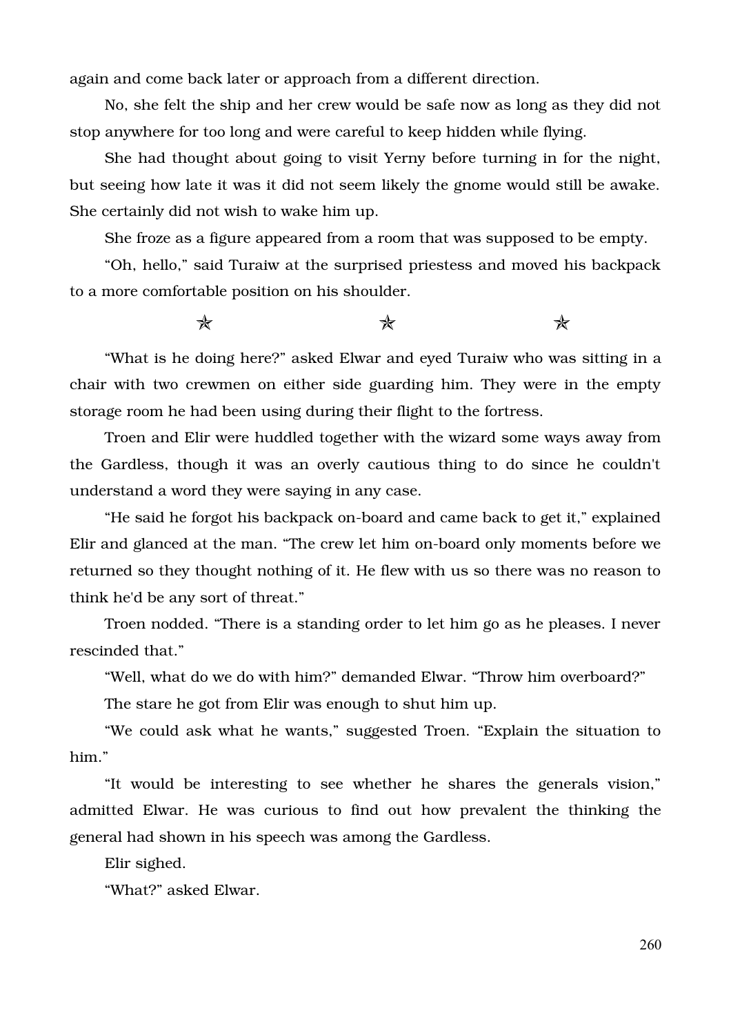again and come back later or approach from a different direction.

No, she felt the ship and her crew would be safe now as long as they did not stop anywhere for too long and were careful to keep hidden while flying.

She had thought about going to visit Yerny before turning in for the night, but seeing how late it was it did not seem likely the gnome would still be awake. She certainly did not wish to wake him up.

She froze as a figure appeared from a room that was supposed to be empty.

“Oh, hello,” said Turaiw at the surprised priestess and moved his backpack to a more comfortable position on his shoulder.

✯ ✯ ✯

“What is he doing here?” asked Elwar and eyed Turaiw who was sitting in a chair with two crewmen on either side guarding him. They were in the empty storage room he had been using during their flight to the fortress.

Troen and Elir were huddled together with the wizard some ways away from the Gardless, though it was an overly cautious thing to do since he couldn't understand a word they were saying in any case.

“He said he forgot his backpack on-board and came back to get it,” explained Elir and glanced at the man. “The crew let him on-board only moments before we returned so they thought nothing of it. He flew with us so there was no reason to think he'd be any sort of threat.”

Troen nodded. “There is a standing order to let him go as he pleases. I never rescinded that.”

“Well, what do we do with him?” demanded Elwar. “Throw him overboard?”

The stare he got from Elir was enough to shut him up.

“We could ask what he wants,” suggested Troen. “Explain the situation to him.”

“It would be interesting to see whether he shares the generals vision,” admitted Elwar. He was curious to find out how prevalent the thinking the general had shown in his speech was among the Gardless.

Elir sighed.

“What?” asked Elwar.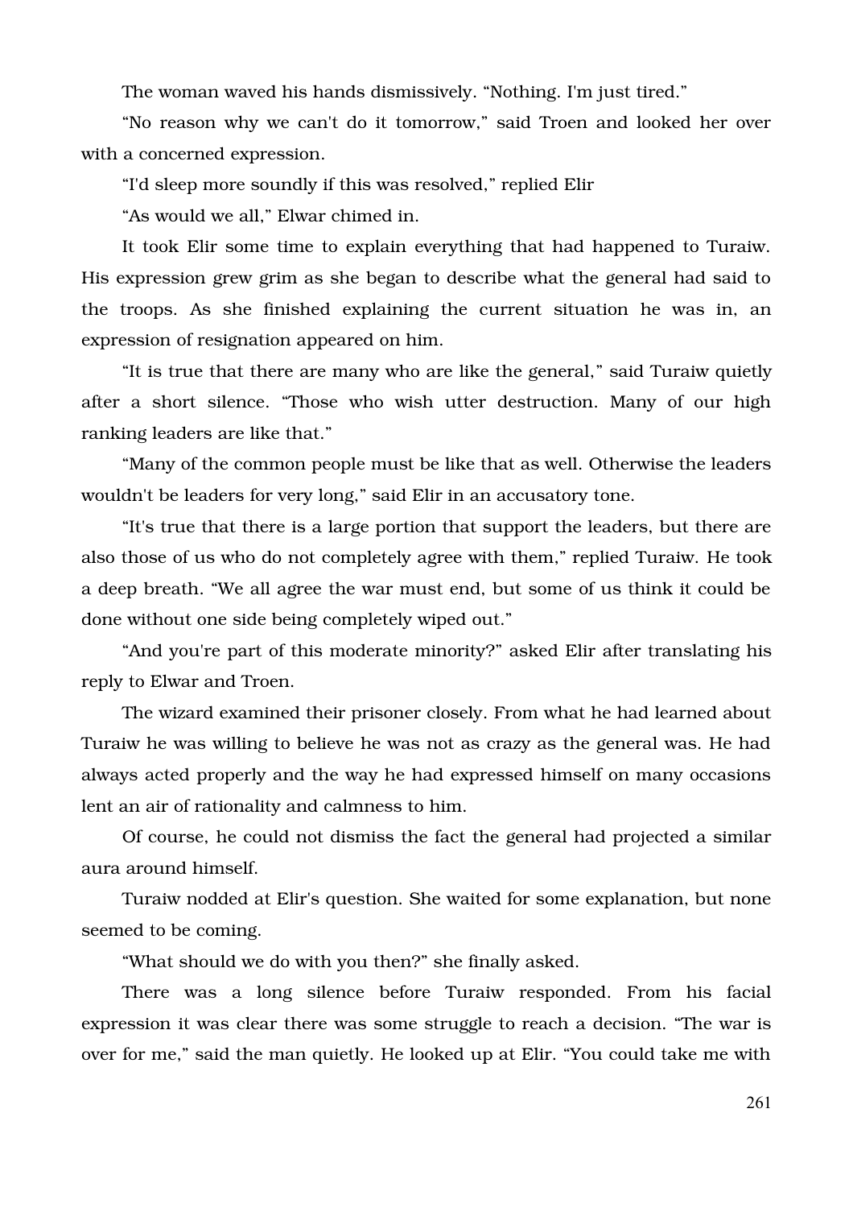The woman waved his hands dismissively. “Nothing. I'm just tired.”

“No reason why we can't do it tomorrow,” said Troen and looked her over with a concerned expression.

“I'd sleep more soundly if this was resolved,” replied Elir

“As would we all,” Elwar chimed in.

It took Elir some time to explain everything that had happened to Turaiw. His expression grew grim as she began to describe what the general had said to the troops. As she finished explaining the current situation he was in, an expression of resignation appeared on him.

“It is true that there are many who are like the general,” said Turaiw quietly after a short silence. “Those who wish utter destruction. Many of our high ranking leaders are like that.”

“Many of the common people must be like that as well. Otherwise the leaders wouldn't be leaders for very long,” said Elir in an accusatory tone.

“It's true that there is a large portion that support the leaders, but there are also those of us who do not completely agree with them,” replied Turaiw. He took a deep breath. “We all agree the war must end, but some of us think it could be done without one side being completely wiped out.”

“And you're part of this moderate minority?” asked Elir after translating his reply to Elwar and Troen.

The wizard examined their prisoner closely. From what he had learned about Turaiw he was willing to believe he was not as crazy as the general was. He had always acted properly and the way he had expressed himself on many occasions lent an air of rationality and calmness to him.

Of course, he could not dismiss the fact the general had projected a similar aura around himself.

Turaiw nodded at Elir's question. She waited for some explanation, but none seemed to be coming.

“What should we do with you then?” she finally asked.

There was a long silence before Turaiw responded. From his facial expression it was clear there was some struggle to reach a decision. “The war is over for me,” said the man quietly. He looked up at Elir. “You could take me with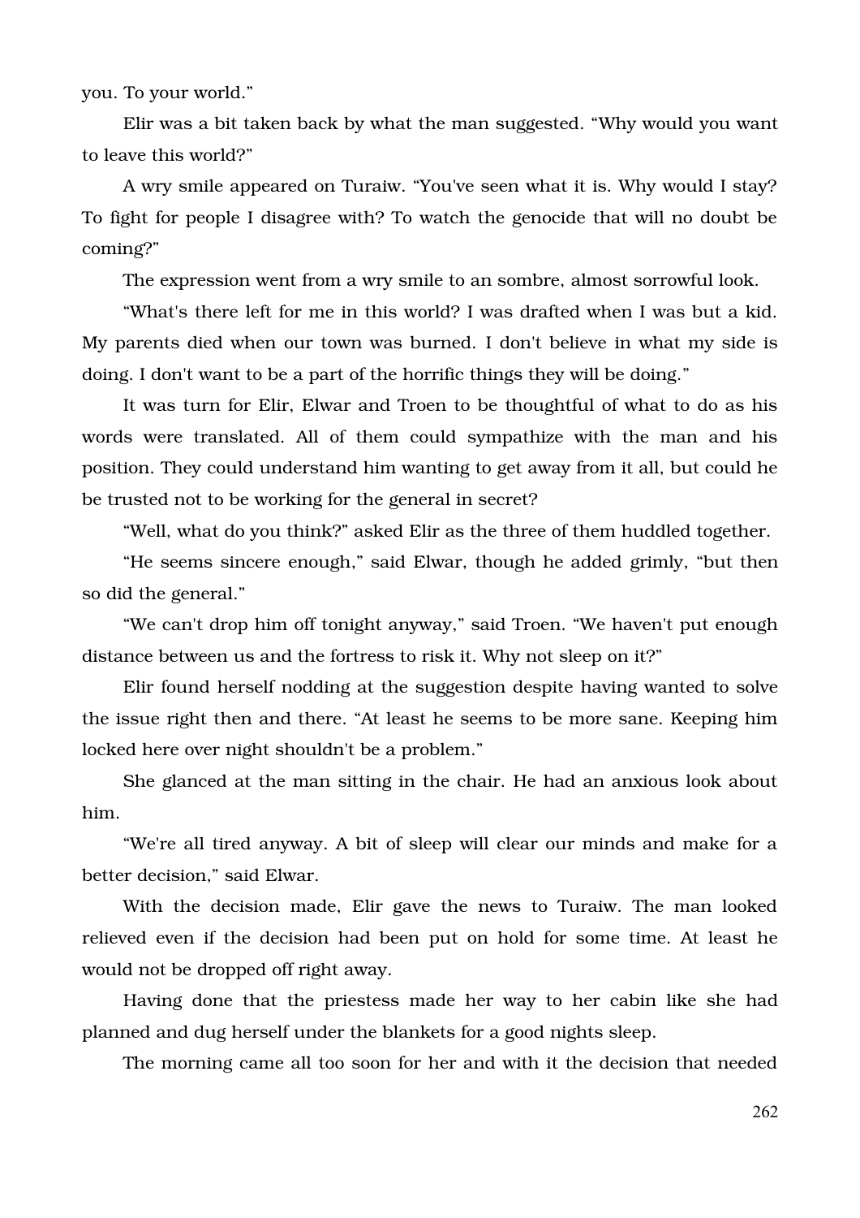you. To your world."

Elir was a bit taken back by what the man suggested. "Why would you want to leave this world?"

A wry smile appeared on Turaiw. "You've seen what it is. Why would I stay? To fight for people I disagree with? To watch the genocide that will no doubt be coming?"

The expression went from a wry smile to an sombre, almost sorrowful look.

"What's there left for me in this world? I was drafted when I was but a kid. My parents died when our town was burned. I don't believe in what my side is doing. I don't want to be a part of the horrific things they will be doing."

It was turn for Elir, Elwar and Troen to be thoughtful of what to do as his words were translated. All of them could sympathize with the man and his position. They could understand him wanting to get away from it all, but could he be trusted not to be working for the general in secret?

"Well, what do you think?" asked Elir as the three of them huddled together.

"He seems sincere enough," said Elwar, though he added grimly, "but then so did the general."

"We can't drop him off tonight anyway," said Troen. "We haven't put enough distance between us and the fortress to risk it. Why not sleep on it?"

Elir found herself nodding at the suggestion despite having wanted to solve the issue right then and there. "At least he seems to be more sane. Keeping him locked here over night shouldn't be a problem."

She glanced at the man sitting in the chair. He had an anxious look about him.

"We're all tired anyway. A bit of sleep will clear our minds and make for a better decision," said Elwar.

With the decision made, Elir gave the news to Turaiw. The man looked relieved even if the decision had been put on hold for some time. At least he would not be dropped off right away.

Having done that the priestess made her way to her cabin like she had planned and dug herself under the blankets for a good nights sleep.

The morning came all too soon for her and with it the decision that needed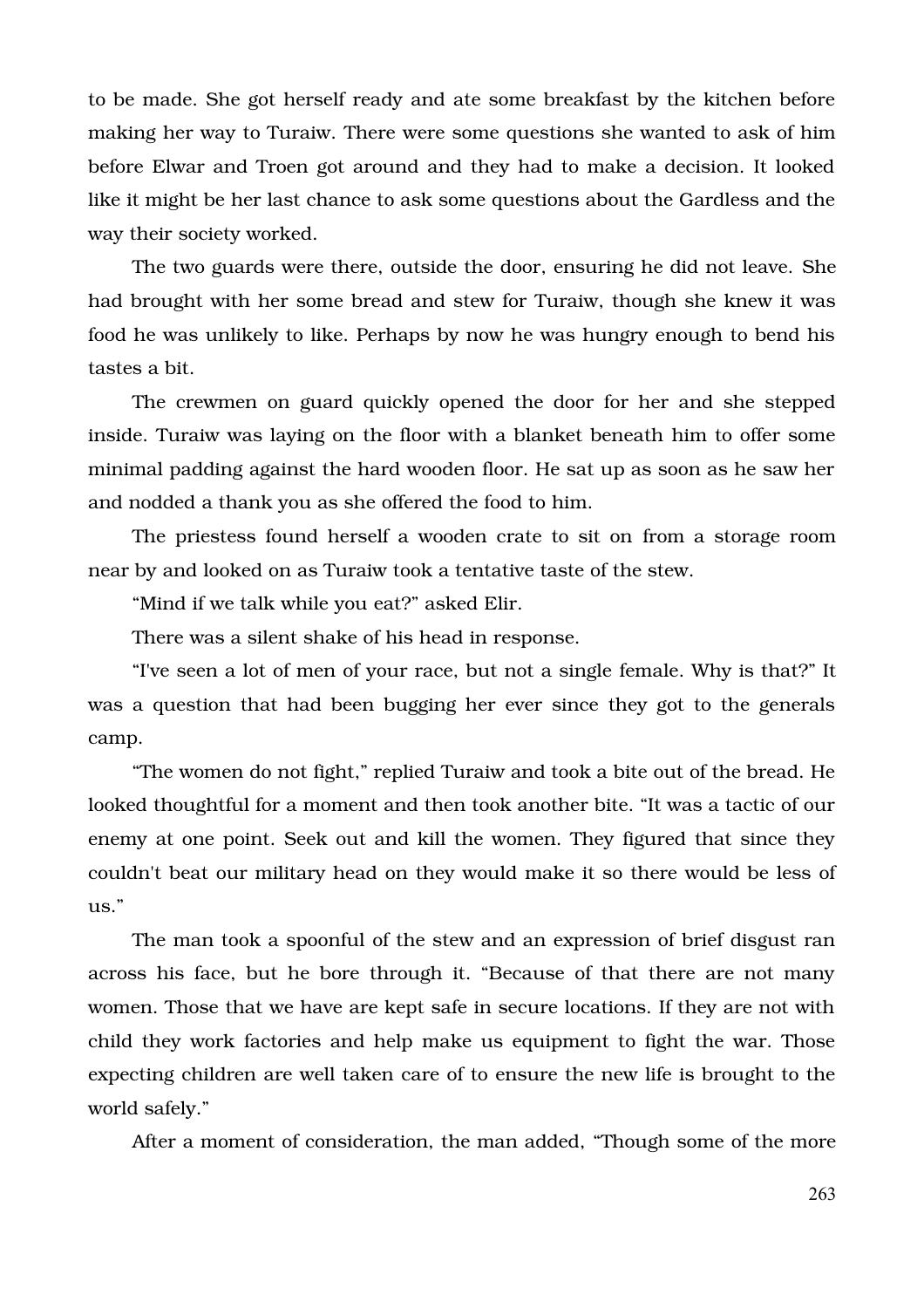to be made. She got herself ready and ate some breakfast by the kitchen before making her way to Turaiw. There were some questions she wanted to ask of him before Elwar and Troen got around and they had to make a decision. It looked like it might be her last chance to ask some questions about the Gardless and the way their society worked.

The two guards were there, outside the door, ensuring he did not leave. She had brought with her some bread and stew for Turaiw, though she knew it was food he was unlikely to like. Perhaps by now he was hungry enough to bend his tastes a bit.

The crewmen on guard quickly opened the door for her and she stepped inside. Turaiw was laying on the floor with a blanket beneath him to offer some minimal padding against the hard wooden floor. He sat up as soon as he saw her and nodded a thank you as she offered the food to him.

The priestess found herself a wooden crate to sit on from a storage room near by and looked on as Turaiw took a tentative taste of the stew.

"Mind if we talk while you eat?" asked Elir.

There was a silent shake of his head in response.

"I've seen a lot of men of your race, but not a single female. Why is that?" It was a question that had been bugging her ever since they got to the generals camp.

"The women do not fight," replied Turaiw and took a bite out of the bread. He looked thoughtful for a moment and then took another bite. "It was a tactic of our enemy at one point. Seek out and kill the women. They figured that since they couldn't beat our military head on they would make it so there would be less of us."

The man took a spoonful of the stew and an expression of brief disgust ran across his face, but he bore through it. "Because of that there are not many women. Those that we have are kept safe in secure locations. If they are not with child they work factories and help make us equipment to fight the war. Those expecting children are well taken care of to ensure the new life is brought to the world safely."

After a moment of consideration, the man added, "Though some of the more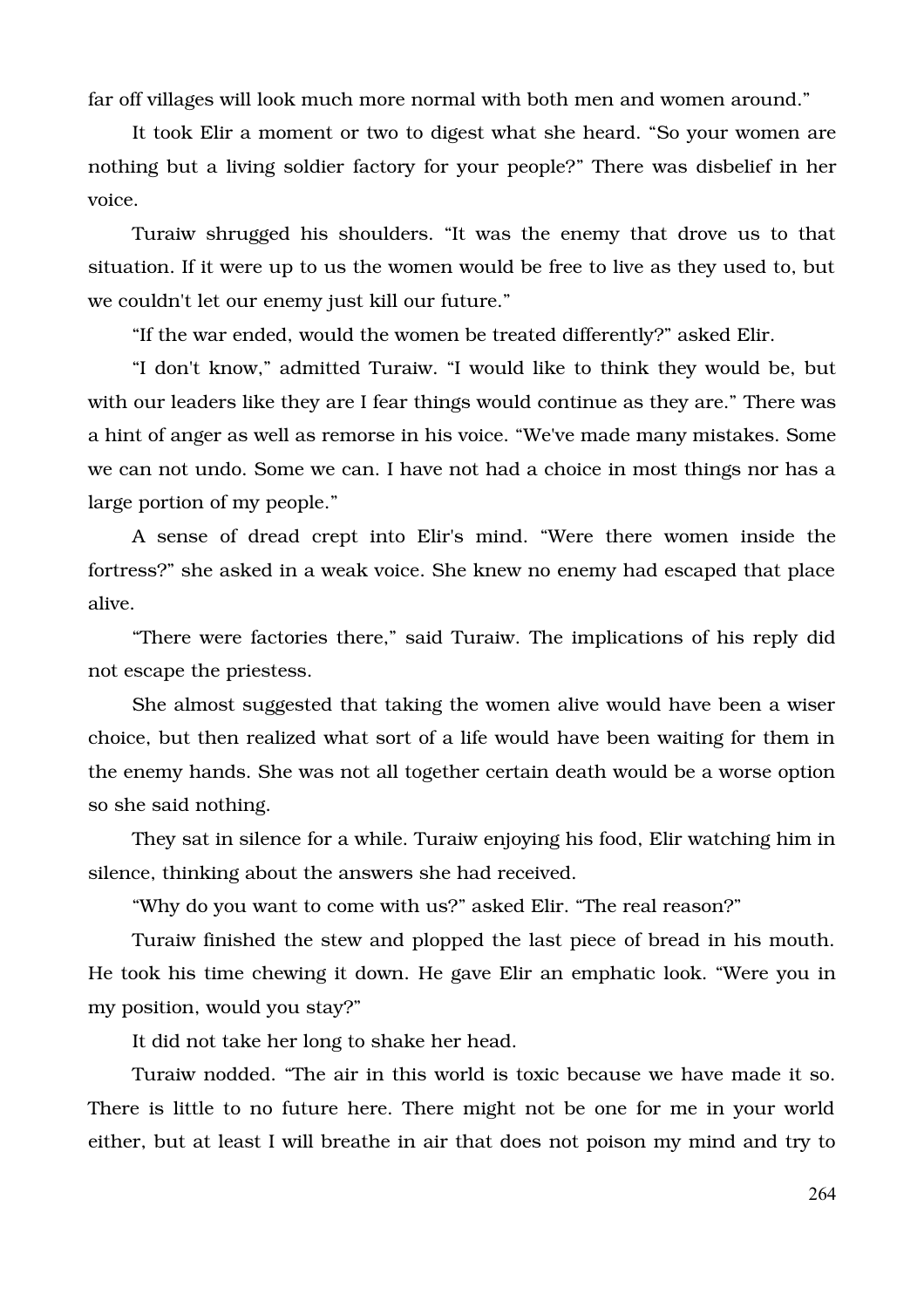far off villages will look much more normal with both men and women around."

It took Elir a moment or two to digest what she heard. "So your women are nothing but a living soldier factory for your people?" There was disbelief in her voice.

Turaiw shrugged his shoulders. "It was the enemy that drove us to that situation. If it were up to us the women would be free to live as they used to, but we couldn't let our enemy just kill our future."

"If the war ended, would the women be treated differently?" asked Elir.

"I don't know," admitted Turaiw. "I would like to think they would be, but with our leaders like they are I fear things would continue as they are." There was a hint of anger as well as remorse in his voice. "We've made many mistakes. Some we can not undo. Some we can. I have not had a choice in most things nor has a large portion of my people."

A sense of dread crept into Elir's mind. "Were there women inside the fortress?" she asked in a weak voice. She knew no enemy had escaped that place alive.

"There were factories there," said Turaiw. The implications of his reply did not escape the priestess.

She almost suggested that taking the women alive would have been a wiser choice, but then realized what sort of a life would have been waiting for them in the enemy hands. She was not all together certain death would be a worse option so she said nothing.

They sat in silence for a while. Turaiw enjoying his food, Elir watching him in silence, thinking about the answers she had received.

"Why do you want to come with us?" asked Elir. "The real reason?"

Turaiw finished the stew and plopped the last piece of bread in his mouth. He took his time chewing it down. He gave Elir an emphatic look. "Were you in my position, would you stay?"

It did not take her long to shake her head.

Turaiw nodded. "The air in this world is toxic because we have made it so. There is little to no future here. There might not be one for me in your world either, but at least I will breathe in air that does not poison my mind and try to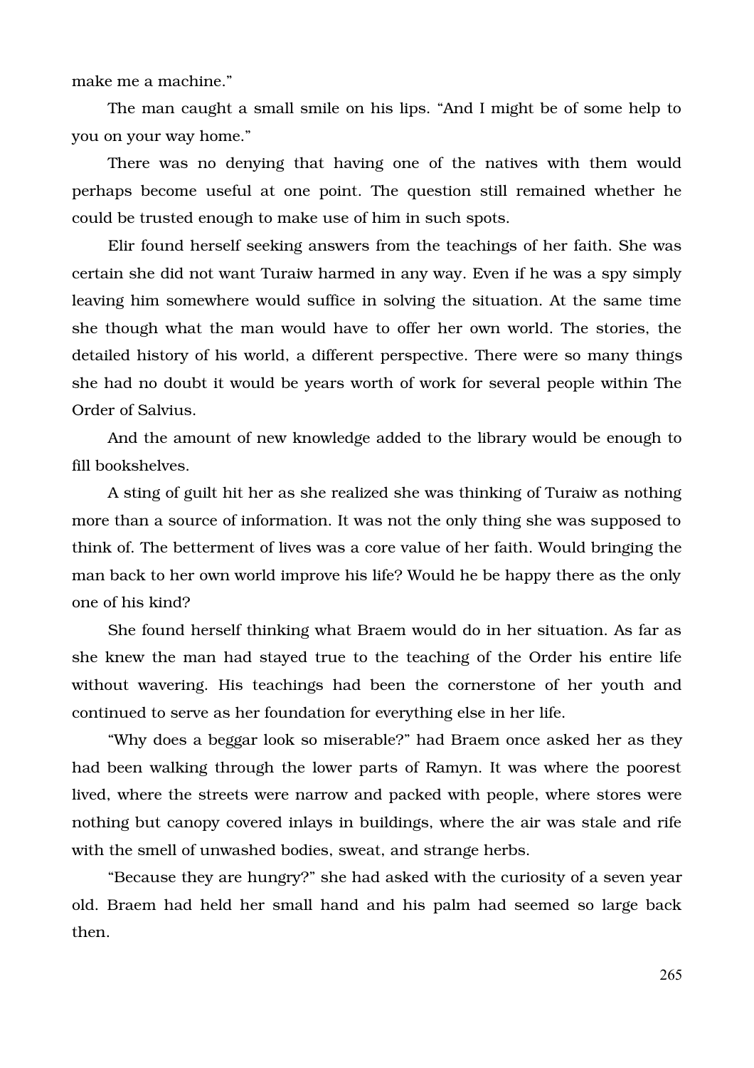make me a machine."

The man caught a small smile on his lips. "And I might be of some help to you on your way home."

There was no denying that having one of the natives with them would perhaps become useful at one point. The question still remained whether he could be trusted enough to make use of him in such spots.

Elir found herself seeking answers from the teachings of her faith. She was certain she did not want Turaiw harmed in any way. Even if he was a spy simply leaving him somewhere would suffice in solving the situation. At the same time she though what the man would have to offer her own world. The stories, the detailed history of his world, a different perspective. There were so many things she had no doubt it would be years worth of work for several people within The Order of Salvius.

And the amount of new knowledge added to the library would be enough to fill bookshelves.

A sting of guilt hit her as she realized she was thinking of Turaiw as nothing more than a source of information. It was not the only thing she was supposed to think of. The betterment of lives was a core value of her faith. Would bringing the man back to her own world improve his life? Would he be happy there as the only one of his kind?

She found herself thinking what Braem would do in her situation. As far as she knew the man had stayed true to the teaching of the Order his entire life without wavering. His teachings had been the cornerstone of her youth and continued to serve as her foundation for everything else in her life.

"Why does a beggar look so miserable?" had Braem once asked her as they had been walking through the lower parts of Ramyn. It was where the poorest lived, where the streets were narrow and packed with people, where stores were nothing but canopy covered inlays in buildings, where the air was stale and rife with the smell of unwashed bodies, sweat, and strange herbs.

"Because they are hungry?" she had asked with the curiosity of a seven year old. Braem had held her small hand and his palm had seemed so large back then.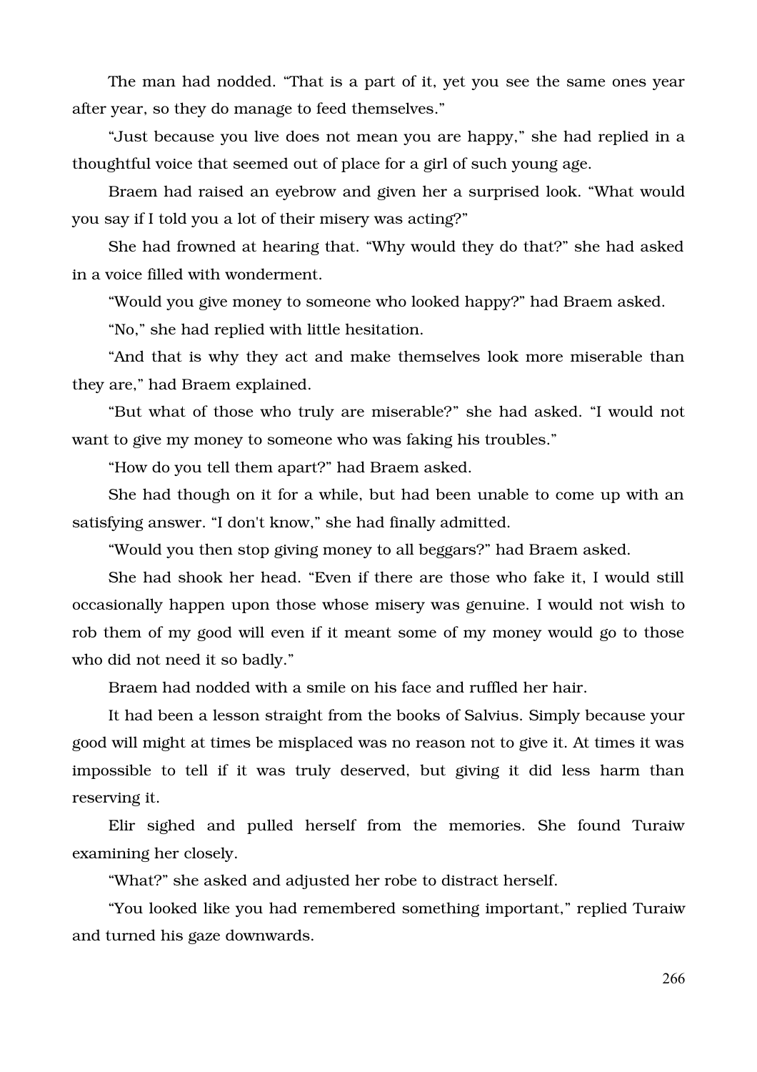The man had nodded. "That is a part of it, yet you see the same ones year after year, so they do manage to feed themselves."

"Just because you live does not mean you are happy," she had replied in a thoughtful voice that seemed out of place for a girl of such young age.

Braem had raised an eyebrow and given her a surprised look. "What would you say if I told you a lot of their misery was acting?"

She had frowned at hearing that. "Why would they do that?" she had asked in a voice filled with wonderment.

"Would you give money to someone who looked happy?" had Braem asked.

"No," she had replied with little hesitation.

"And that is why they act and make themselves look more miserable than they are," had Braem explained.

"But what of those who truly are miserable?" she had asked. "I would not want to give my money to someone who was faking his troubles."

"How do you tell them apart?" had Braem asked.

She had though on it for a while, but had been unable to come up with an satisfying answer. "I don't know," she had finally admitted.

"Would you then stop giving money to all beggars?" had Braem asked.

She had shook her head. "Even if there are those who fake it, I would still occasionally happen upon those whose misery was genuine. I would not wish to rob them of my good will even if it meant some of my money would go to those who did not need it so badly."

Braem had nodded with a smile on his face and ruffled her hair.

It had been a lesson straight from the books of Salvius. Simply because your good will might at times be misplaced was no reason not to give it. At times it was impossible to tell if it was truly deserved, but giving it did less harm than reserving it.

Elir sighed and pulled herself from the memories. She found Turaiw examining her closely.

"What?" she asked and adjusted her robe to distract herself.

"You looked like you had remembered something important," replied Turaiw and turned his gaze downwards.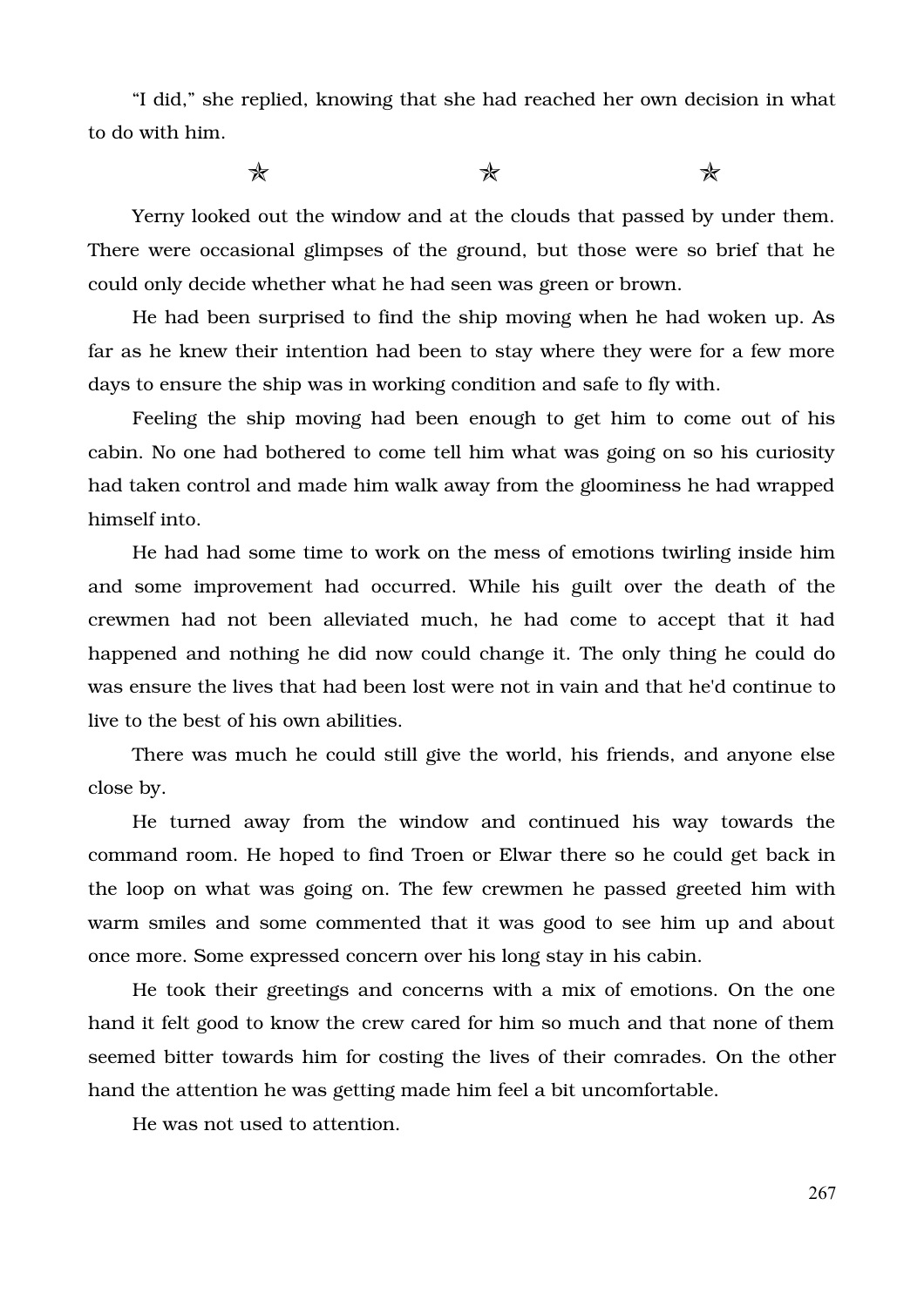"I did," she replied, knowing that she had reached her own decision in what to do with him.

✯ ✯ ✯

Yerny looked out the window and at the clouds that passed by under them. There were occasional glimpses of the ground, but those were so brief that he could only decide whether what he had seen was green or brown.

He had been surprised to find the ship moving when he had woken up. As far as he knew their intention had been to stay where they were for a few more days to ensure the ship was in working condition and safe to fly with.

Feeling the ship moving had been enough to get him to come out of his cabin. No one had bothered to come tell him what was going on so his curiosity had taken control and made him walk away from the gloominess he had wrapped himself into.

He had had some time to work on the mess of emotions twirling inside him and some improvement had occurred. While his guilt over the death of the crewmen had not been alleviated much, he had come to accept that it had happened and nothing he did now could change it. The only thing he could do was ensure the lives that had been lost were not in vain and that he'd continue to live to the best of his own abilities.

There was much he could still give the world, his friends, and anyone else close by.

He turned away from the window and continued his way towards the command room. He hoped to find Troen or Elwar there so he could get back in the loop on what was going on. The few crewmen he passed greeted him with warm smiles and some commented that it was good to see him up and about once more. Some expressed concern over his long stay in his cabin.

He took their greetings and concerns with a mix of emotions. On the one hand it felt good to know the crew cared for him so much and that none of them seemed bitter towards him for costing the lives of their comrades. On the other hand the attention he was getting made him feel a bit uncomfortable.

He was not used to attention.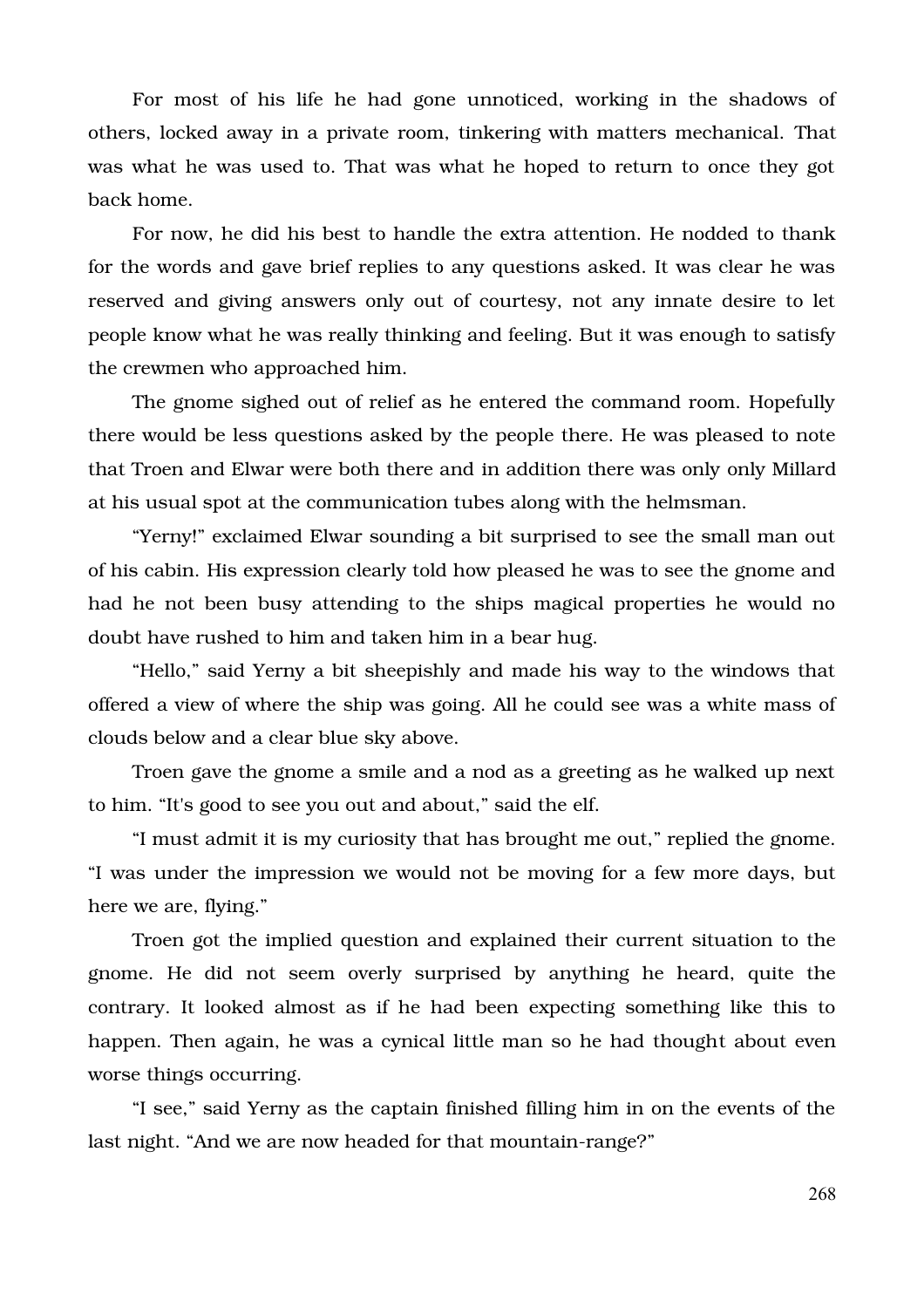For most of his life he had gone unnoticed, working in the shadows of others, locked away in a private room, tinkering with matters mechanical. That was what he was used to. That was what he hoped to return to once they got back home.

For now, he did his best to handle the extra attention. He nodded to thank for the words and gave brief replies to any questions asked. It was clear he was reserved and giving answers only out of courtesy, not any innate desire to let people know what he was really thinking and feeling. But it was enough to satisfy the crewmen who approached him.

The gnome sighed out of relief as he entered the command room. Hopefully there would be less questions asked by the people there. He was pleased to note that Troen and Elwar were both there and in addition there was only only Millard at his usual spot at the communication tubes along with the helmsman.

“Yerny!” exclaimed Elwar sounding a bit surprised to see the small man out of his cabin. His expression clearly told how pleased he was to see the gnome and had he not been busy attending to the ships magical properties he would no doubt have rushed to him and taken him in a bear hug.

“Hello,” said Yerny a bit sheepishly and made his way to the windows that offered a view of where the ship was going. All he could see was a white mass of clouds below and a clear blue sky above.

Troen gave the gnome a smile and a nod as a greeting as he walked up next to him. “It's good to see you out and about,” said the elf.

“I must admit it is my curiosity that has brought me out,” replied the gnome. “I was under the impression we would not be moving for a few more days, but here we are, flying.”

Troen got the implied question and explained their current situation to the gnome. He did not seem overly surprised by anything he heard, quite the contrary. It looked almost as if he had been expecting something like this to happen. Then again, he was a cynical little man so he had thought about even worse things occurring.

“I see,” said Yerny as the captain finished filling him in on the events of the last night. “And we are now headed for that mountain-range?”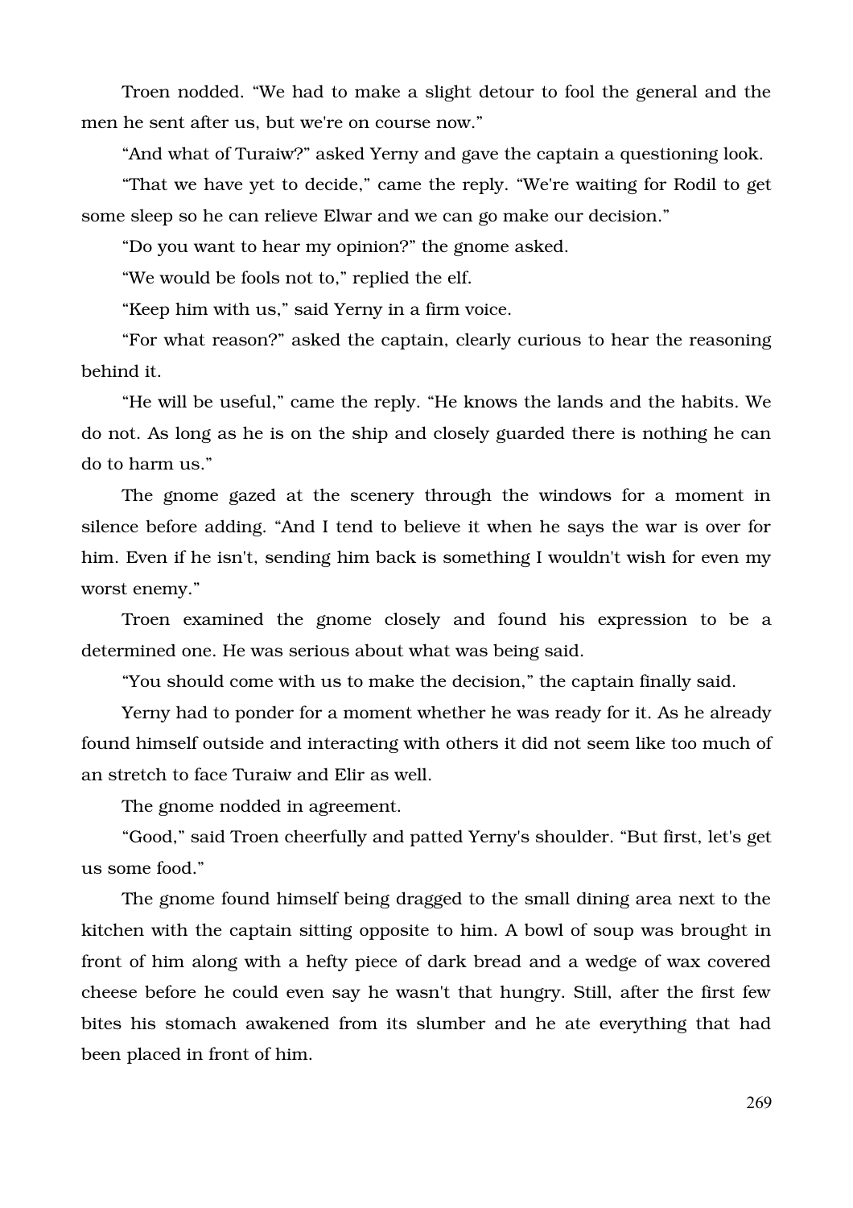Troen nodded. “We had to make a slight detour to fool the general and the men he sent after us, but we're on course now.”

“And what of Turaiw?” asked Yerny and gave the captain a questioning look.

“That we have yet to decide,” came the reply. “We're waiting for Rodil to get some sleep so he can relieve Elwar and we can go make our decision.”

“Do you want to hear my opinion?” the gnome asked.

“We would be fools not to,” replied the elf.

“Keep him with us,” said Yerny in a firm voice.

“For what reason?” asked the captain, clearly curious to hear the reasoning behind it.

“He will be useful,” came the reply. “He knows the lands and the habits. We do not. As long as he is on the ship and closely guarded there is nothing he can do to harm us.”

The gnome gazed at the scenery through the windows for a moment in silence before adding. “And I tend to believe it when he says the war is over for him. Even if he isn't, sending him back is something I wouldn't wish for even my worst enemy.”

Troen examined the gnome closely and found his expression to be a determined one. He was serious about what was being said.

“You should come with us to make the decision,” the captain finally said.

Yerny had to ponder for a moment whether he was ready for it. As he already found himself outside and interacting with others it did not seem like too much of an stretch to face Turaiw and Elir as well.

The gnome nodded in agreement.

“Good,” said Troen cheerfully and patted Yerny's shoulder. “But first, let's get us some food.”

The gnome found himself being dragged to the small dining area next to the kitchen with the captain sitting opposite to him. A bowl of soup was brought in front of him along with a hefty piece of dark bread and a wedge of wax covered cheese before he could even say he wasn't that hungry. Still, after the first few bites his stomach awakened from its slumber and he ate everything that had been placed in front of him.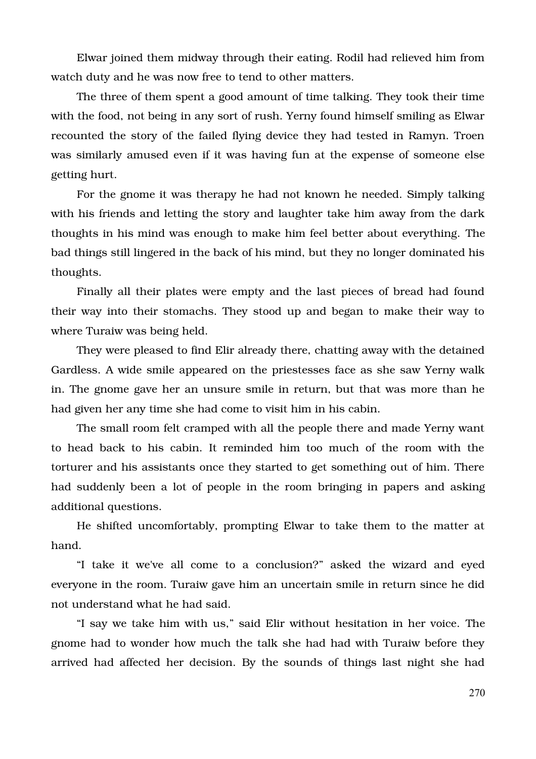Elwar joined them midway through their eating. Rodil had relieved him from watch duty and he was now free to tend to other matters.

The three of them spent a good amount of time talking. They took their time with the food, not being in any sort of rush. Yerny found himself smiling as Elwar recounted the story of the failed flying device they had tested in Ramyn. Troen was similarly amused even if it was having fun at the expense of someone else getting hurt.

For the gnome it was therapy he had not known he needed. Simply talking with his friends and letting the story and laughter take him away from the dark thoughts in his mind was enough to make him feel better about everything. The bad things still lingered in the back of his mind, but they no longer dominated his thoughts.

Finally all their plates were empty and the last pieces of bread had found their way into their stomachs. They stood up and began to make their way to where Turaiw was being held.

They were pleased to find Elir already there, chatting away with the detained Gardless. A wide smile appeared on the priestesses face as she saw Yerny walk in. The gnome gave her an unsure smile in return, but that was more than he had given her any time she had come to visit him in his cabin.

The small room felt cramped with all the people there and made Yerny want to head back to his cabin. It reminded him too much of the room with the torturer and his assistants once they started to get something out of him. There had suddenly been a lot of people in the room bringing in papers and asking additional questions.

He shifted uncomfortably, prompting Elwar to take them to the matter at hand.

"I take it we've all come to a conclusion?" asked the wizard and eyed everyone in the room. Turaiw gave him an uncertain smile in return since he did not understand what he had said.

"I say we take him with us," said Elir without hesitation in her voice. The gnome had to wonder how much the talk she had had with Turaiw before they arrived had affected her decision. By the sounds of things last night she had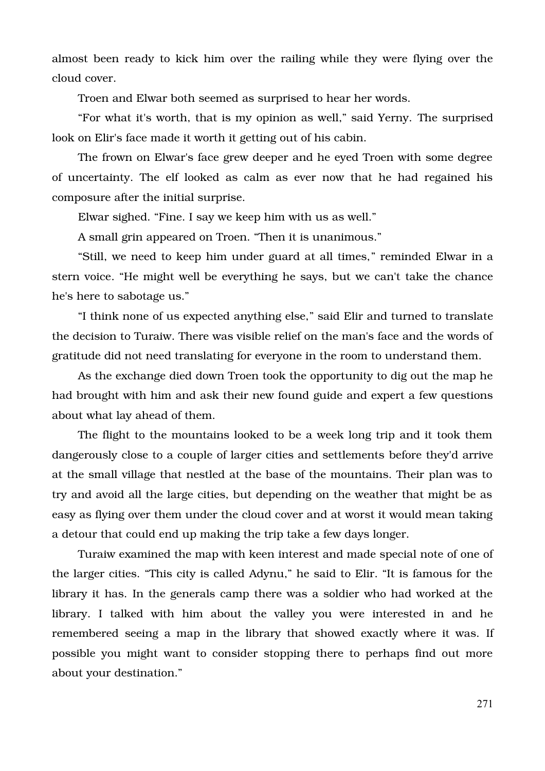almost been ready to kick him over the railing while they were flying over the cloud cover.

Troen and Elwar both seemed as surprised to hear her words.

"For what it's worth, that is my opinion as well," said Yerny. The surprised look on Elir's face made it worth it getting out of his cabin.

The frown on Elwar's face grew deeper and he eyed Troen with some degree of uncertainty. The elf looked as calm as ever now that he had regained his composure after the initial surprise.

Elwar sighed. "Fine. I say we keep him with us as well."

A small grin appeared on Troen. "Then it is unanimous."

"Still, we need to keep him under guard at all times," reminded Elwar in a stern voice. "He might well be everything he says, but we can't take the chance he's here to sabotage us."

"I think none of us expected anything else," said Elir and turned to translate the decision to Turaiw. There was visible relief on the man's face and the words of gratitude did not need translating for everyone in the room to understand them.

As the exchange died down Troen took the opportunity to dig out the map he had brought with him and ask their new found guide and expert a few questions about what lay ahead of them.

The flight to the mountains looked to be a week long trip and it took them dangerously close to a couple of larger cities and settlements before they'd arrive at the small village that nestled at the base of the mountains. Their plan was to try and avoid all the large cities, but depending on the weather that might be as easy as flying over them under the cloud cover and at worst it would mean taking a detour that could end up making the trip take a few days longer.

Turaiw examined the map with keen interest and made special note of one of the larger cities. "This city is called Adynu," he said to Elir. "It is famous for the library it has. In the generals camp there was a soldier who had worked at the library. I talked with him about the valley you were interested in and he remembered seeing a map in the library that showed exactly where it was. If possible you might want to consider stopping there to perhaps find out more about your destination."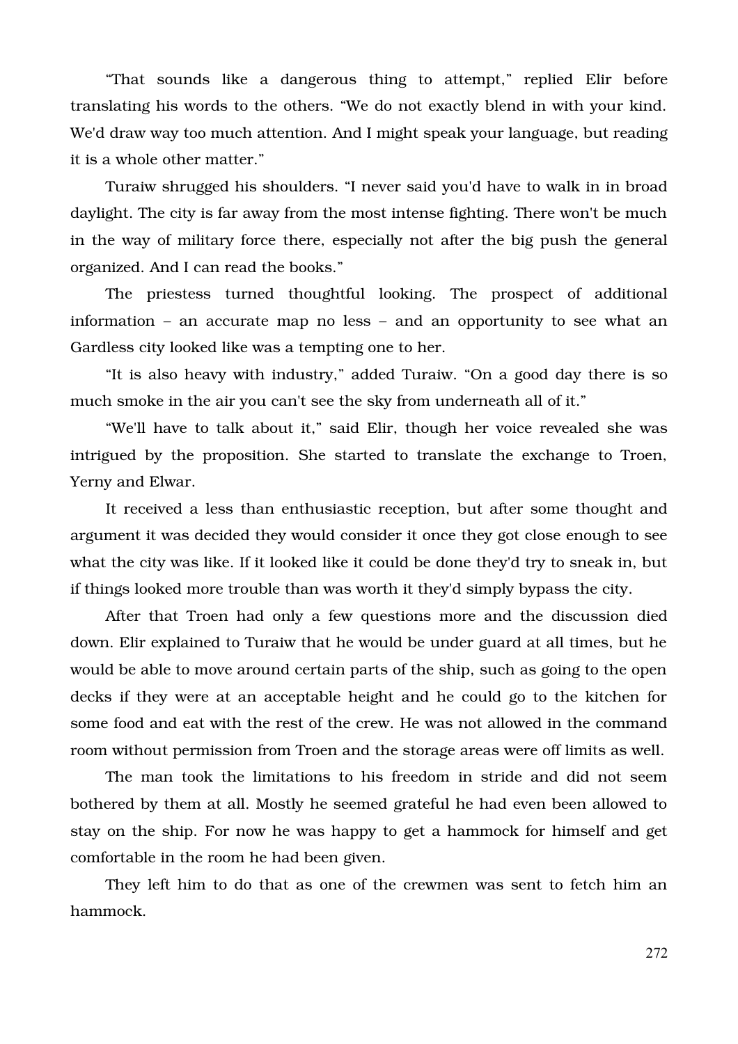"That sounds like a dangerous thing to attempt," replied Elir before translating his words to the others. "We do not exactly blend in with your kind. We'd draw way too much attention. And I might speak your language, but reading it is a whole other matter."

Turaiw shrugged his shoulders. "I never said you'd have to walk in in broad daylight. The city is far away from the most intense fighting. There won't be much in the way of military force there, especially not after the big push the general organized. And I can read the books."

The priestess turned thoughtful looking. The prospect of additional information – an accurate map no less – and an opportunity to see what an Gardless city looked like was a tempting one to her.

"It is also heavy with industry," added Turaiw. "On a good day there is so much smoke in the air you can't see the sky from underneath all of it."

"We'll have to talk about it," said Elir, though her voice revealed she was intrigued by the proposition. She started to translate the exchange to Troen, Yerny and Elwar.

It received a less than enthusiastic reception, but after some thought and argument it was decided they would consider it once they got close enough to see what the city was like. If it looked like it could be done they'd try to sneak in, but if things looked more trouble than was worth it they'd simply bypass the city.

After that Troen had only a few questions more and the discussion died down. Elir explained to Turaiw that he would be under guard at all times, but he would be able to move around certain parts of the ship, such as going to the open decks if they were at an acceptable height and he could go to the kitchen for some food and eat with the rest of the crew. He was not allowed in the command room without permission from Troen and the storage areas were off limits as well.

The man took the limitations to his freedom in stride and did not seem bothered by them at all. Mostly he seemed grateful he had even been allowed to stay on the ship. For now he was happy to get a hammock for himself and get comfortable in the room he had been given.

They left him to do that as one of the crewmen was sent to fetch him an hammock.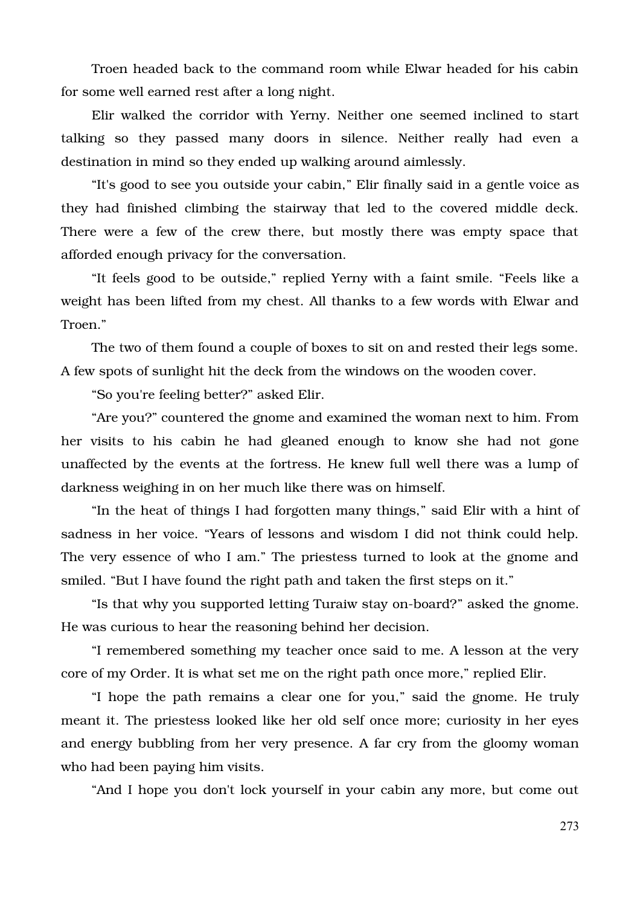Troen headed back to the command room while Elwar headed for his cabin for some well earned rest after a long night.

Elir walked the corridor with Yerny. Neither one seemed inclined to start talking so they passed many doors in silence. Neither really had even a destination in mind so they ended up walking around aimlessly.

“It's good to see you outside your cabin,” Elir finally said in a gentle voice as they had finished climbing the stairway that led to the covered middle deck. There were a few of the crew there, but mostly there was empty space that afforded enough privacy for the conversation.

“It feels good to be outside,” replied Yerny with a faint smile. “Feels like a weight has been lifted from my chest. All thanks to a few words with Elwar and Troen.”

The two of them found a couple of boxes to sit on and rested their legs some. A few spots of sunlight hit the deck from the windows on the wooden cover.

“So you're feeling better?” asked Elir.

“Are you?” countered the gnome and examined the woman next to him. From her visits to his cabin he had gleaned enough to know she had not gone unaffected by the events at the fortress. He knew full well there was a lump of darkness weighing in on her much like there was on himself.

“In the heat of things I had forgotten many things,” said Elir with a hint of sadness in her voice. “Years of lessons and wisdom I did not think could help. The very essence of who I am.” The priestess turned to look at the gnome and smiled. “But I have found the right path and taken the first steps on it.”

“Is that why you supported letting Turaiw stay on-board?” asked the gnome. He was curious to hear the reasoning behind her decision.

“I remembered something my teacher once said to me. A lesson at the very core of my Order. It is what set me on the right path once more,” replied Elir.

“I hope the path remains a clear one for you,” said the gnome. He truly meant it. The priestess looked like her old self once more; curiosity in her eyes and energy bubbling from her very presence. A far cry from the gloomy woman who had been paying him visits.

“And I hope you don't lock yourself in your cabin any more, but come out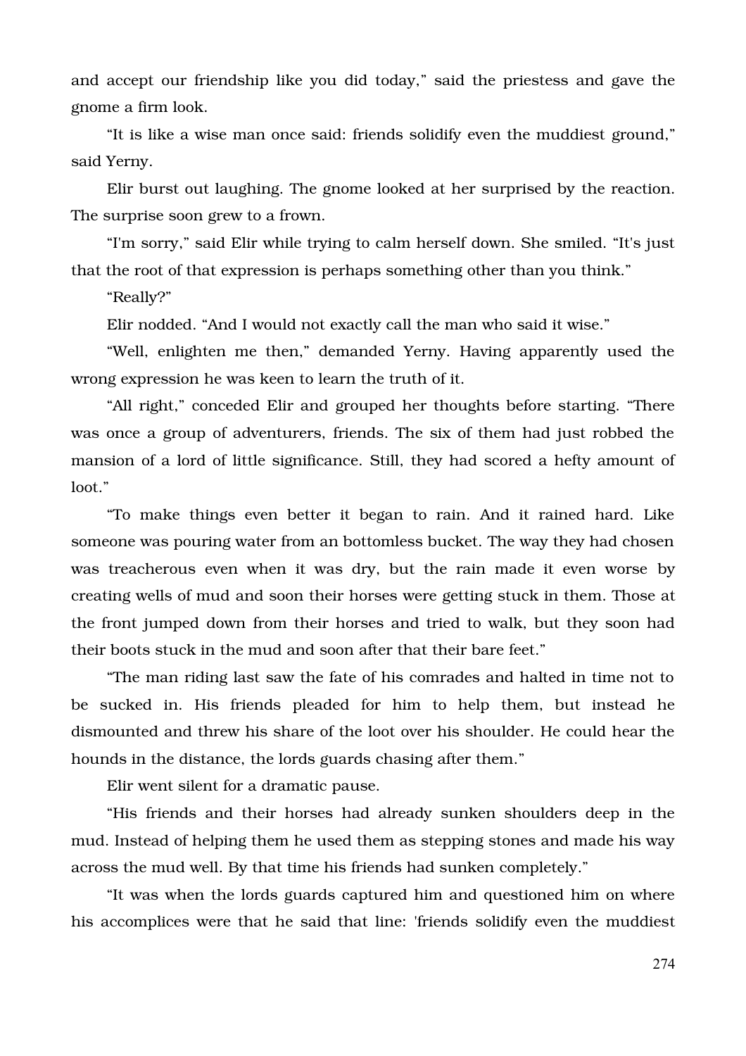and accept our friendship like you did today," said the priestess and gave the gnome a firm look.

"It is like a wise man once said: friends solidify even the muddiest ground," said Yerny.

Elir burst out laughing. The gnome looked at her surprised by the reaction. The surprise soon grew to a frown.

"I'm sorry," said Elir while trying to calm herself down. She smiled. "It's just that the root of that expression is perhaps something other than you think."

"Really?"

Elir nodded. "And I would not exactly call the man who said it wise."

"Well, enlighten me then," demanded Yerny. Having apparently used the wrong expression he was keen to learn the truth of it.

"All right," conceded Elir and grouped her thoughts before starting. "There was once a group of adventurers, friends. The six of them had just robbed the mansion of a lord of little significance. Still, they had scored a hefty amount of loot."

"To make things even better it began to rain. And it rained hard. Like someone was pouring water from an bottomless bucket. The way they had chosen was treacherous even when it was dry, but the rain made it even worse by creating wells of mud and soon their horses were getting stuck in them. Those at the front jumped down from their horses and tried to walk, but they soon had their boots stuck in the mud and soon after that their bare feet."

"The man riding last saw the fate of his comrades and halted in time not to be sucked in. His friends pleaded for him to help them, but instead he dismounted and threw his share of the loot over his shoulder. He could hear the hounds in the distance, the lords guards chasing after them."

Elir went silent for a dramatic pause.

"His friends and their horses had already sunken shoulders deep in the mud. Instead of helping them he used them as stepping stones and made his way across the mud well. By that time his friends had sunken completely."

"It was when the lords guards captured him and questioned him on where his accomplices were that he said that line: 'friends solidify even the muddiest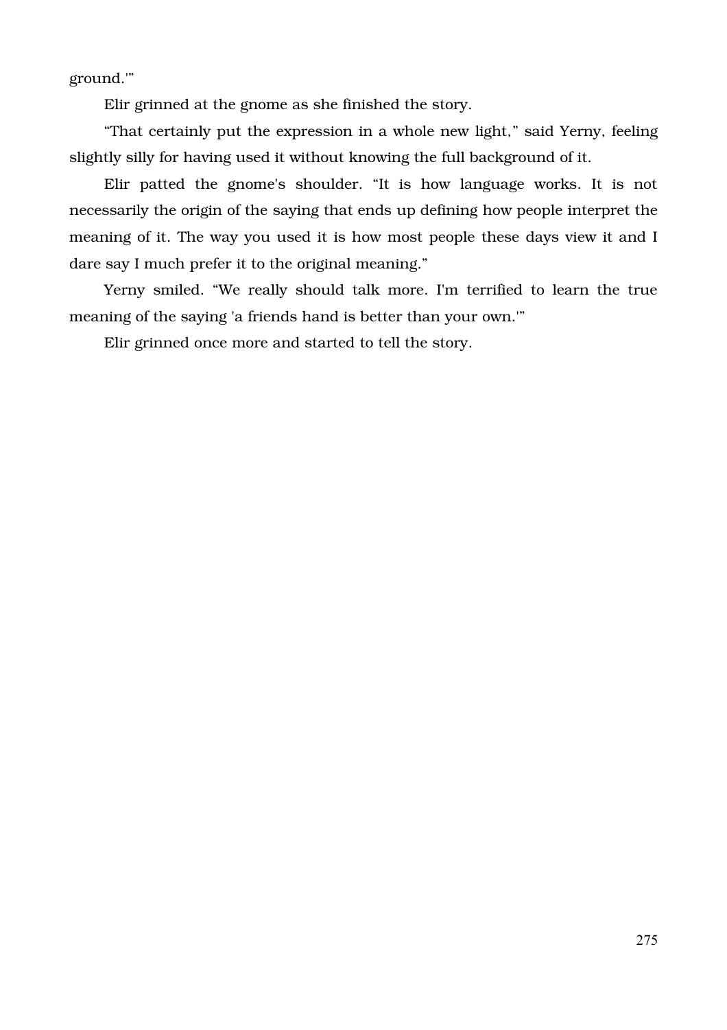ground.'"

Elir grinned at the gnome as she finished the story.

"That certainly put the expression in a whole new light," said Yerny, feeling slightly silly for having used it without knowing the full background of it.

Elir patted the gnome's shoulder. "It is how language works. It is not necessarily the origin of the saying that ends up defining how people interpret the meaning of it. The way you used it is how most people these days view it and I dare say I much prefer it to the original meaning."

Yerny smiled. "We really should talk more. I'm terrified to learn the true meaning of the saying 'a friends hand is better than your own.'"

Elir grinned once more and started to tell the story.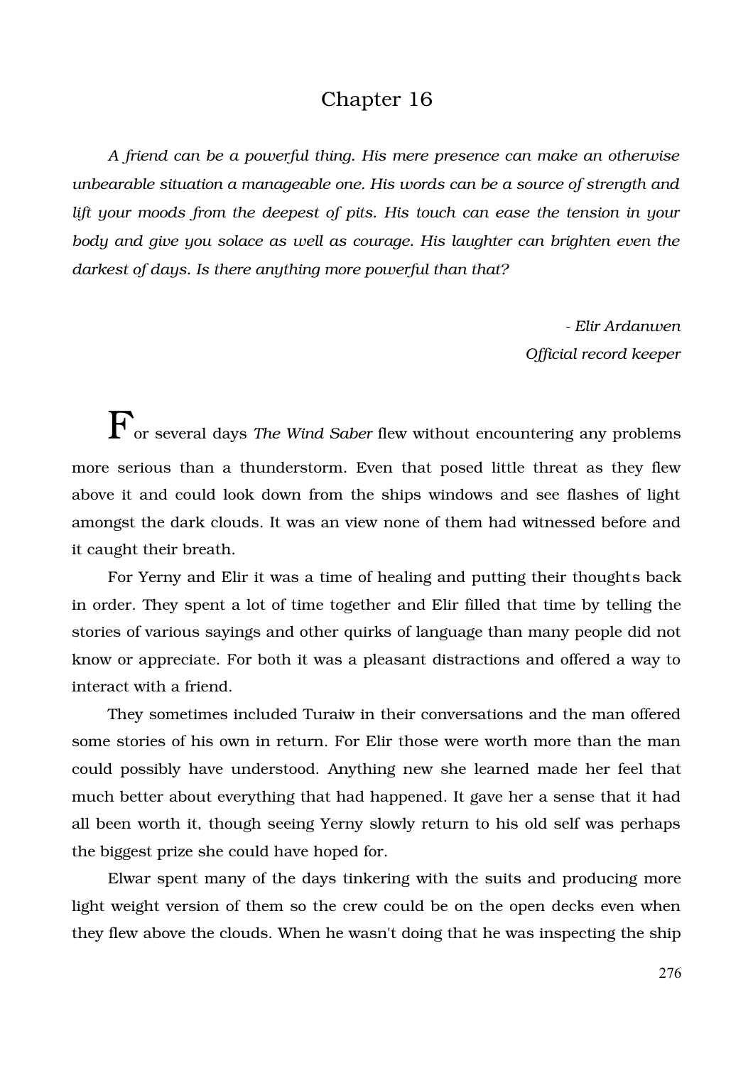# Chapter 16

*A friend can be a powerful thing. His mere presence can make an otherwise unbearable situation a manageable one. His words can be a source of strength and lift your moods from the deepest of pits. His touch can ease the tension in your body and give you solace as well as courage. His laughter can brighten even the darkest of days. Is there anything more powerful than that?*

*- Elir Ardanwen*
*Official record keeper*

For several days *The Wind Saber* flew without encountering any problems more serious than a thunderstorm. Even that posed little threat as they flew above it and could look down from the ships windows and see flashes of light amongst the dark clouds. It was an view none of them had witnessed before and it caught their breath.

For Yerny and Elir it was a time of healing and putting their thoughts back in order. They spent a lot of time together and Elir filled that time by telling the stories of various sayings and other quirks of language than many people did not know or appreciate. For both it was a pleasant distractions and offered a way to interact with a friend.

They sometimes included Turaiw in their conversations and the man offered some stories of his own in return. For Elir those were worth more than the man could possibly have understood. Anything new she learned made her feel that much better about everything that had happened. It gave her a sense that it had all been worth it, though seeing Yerny slowly return to his old self was perhaps the biggest prize she could have hoped for.

Elwar spent many of the days tinkering with the suits and producing more light weight version of them so the crew could be on the open decks even when they flew above the clouds. When he wasn't doing that he was inspecting the ship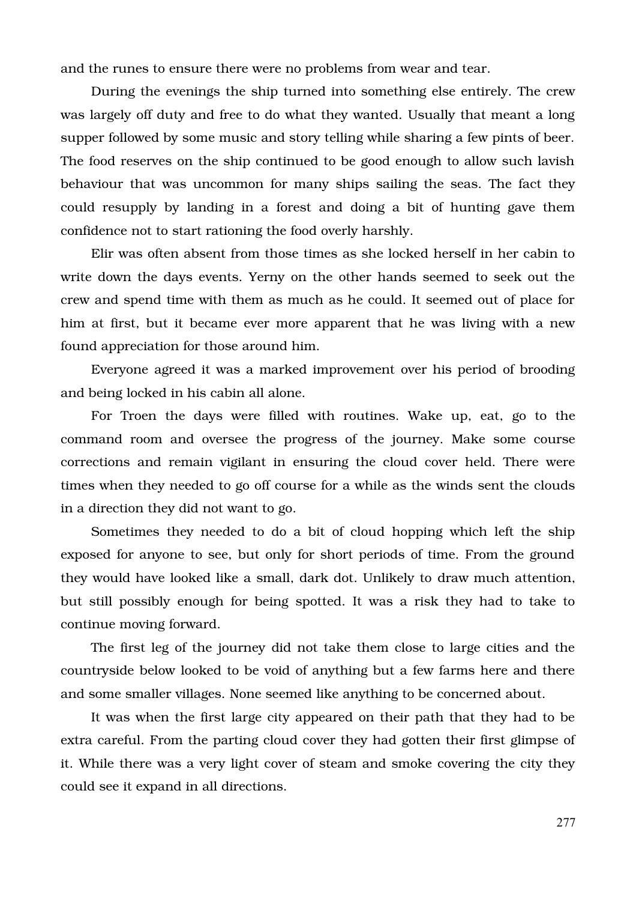and the runes to ensure there were no problems from wear and tear.

During the evenings the ship turned into something else entirely. The crew was largely off duty and free to do what they wanted. Usually that meant a long supper followed by some music and story telling while sharing a few pints of beer. The food reserves on the ship continued to be good enough to allow such lavish behaviour that was uncommon for many ships sailing the seas. The fact they could resupply by landing in a forest and doing a bit of hunting gave them confidence not to start rationing the food overly harshly.

Elir was often absent from those times as she locked herself in her cabin to write down the days events. Yerny on the other hands seemed to seek out the crew and spend time with them as much as he could. It seemed out of place for him at first, but it became ever more apparent that he was living with a new found appreciation for those around him.

Everyone agreed it was a marked improvement over his period of brooding and being locked in his cabin all alone.

For Troen the days were filled with routines. Wake up, eat, go to the command room and oversee the progress of the journey. Make some course corrections and remain vigilant in ensuring the cloud cover held. There were times when they needed to go off course for a while as the winds sent the clouds in a direction they did not want to go.

Sometimes they needed to do a bit of cloud hopping which left the ship exposed for anyone to see, but only for short periods of time. From the ground they would have looked like a small, dark dot. Unlikely to draw much attention, but still possibly enough for being spotted. It was a risk they had to take to continue moving forward.

The first leg of the journey did not take them close to large cities and the countryside below looked to be void of anything but a few farms here and there and some smaller villages. None seemed like anything to be concerned about.

It was when the first large city appeared on their path that they had to be extra careful. From the parting cloud cover they had gotten their first glimpse of it. While there was a very light cover of steam and smoke covering the city they could see it expand in all directions.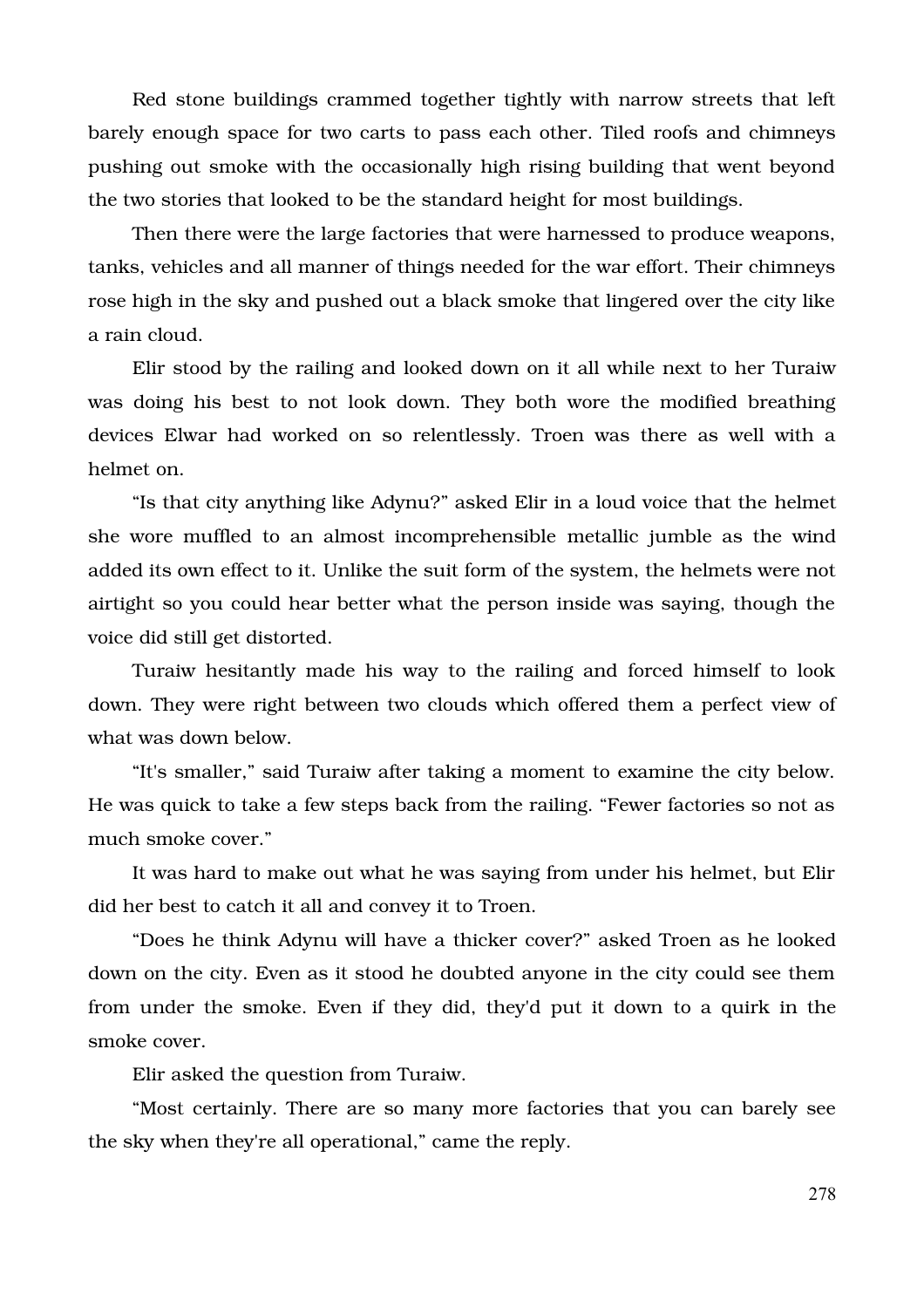Red stone buildings crammed together tightly with narrow streets that left barely enough space for two carts to pass each other. Tiled roofs and chimneys pushing out smoke with the occasionally high rising building that went beyond the two stories that looked to be the standard height for most buildings.

Then there were the large factories that were harnessed to produce weapons, tanks, vehicles and all manner of things needed for the war effort. Their chimneys rose high in the sky and pushed out a black smoke that lingered over the city like a rain cloud.

Elir stood by the railing and looked down on it all while next to her Turaiw was doing his best to not look down. They both wore the modified breathing devices Elwar had worked on so relentlessly. Troen was there as well with a helmet on.

“Is that city anything like Adynu?” asked Elir in a loud voice that the helmet she wore muffled to an almost incomprehensible metallic jumble as the wind added its own effect to it. Unlike the suit form of the system, the helmets were not airtight so you could hear better what the person inside was saying, though the voice did still get distorted.

Turaiw hesitantly made his way to the railing and forced himself to look down. They were right between two clouds which offered them a perfect view of what was down below.

“It's smaller,” said Turaiw after taking a moment to examine the city below. He was quick to take a few steps back from the railing. “Fewer factories so not as much smoke cover.”

It was hard to make out what he was saying from under his helmet, but Elir did her best to catch it all and convey it to Troen.

“Does he think Adynu will have a thicker cover?” asked Troen as he looked down on the city. Even as it stood he doubted anyone in the city could see them from under the smoke. Even if they did, they'd put it down to a quirk in the smoke cover.

Elir asked the question from Turaiw.

“Most certainly. There are so many more factories that you can barely see the sky when they're all operational,” came the reply.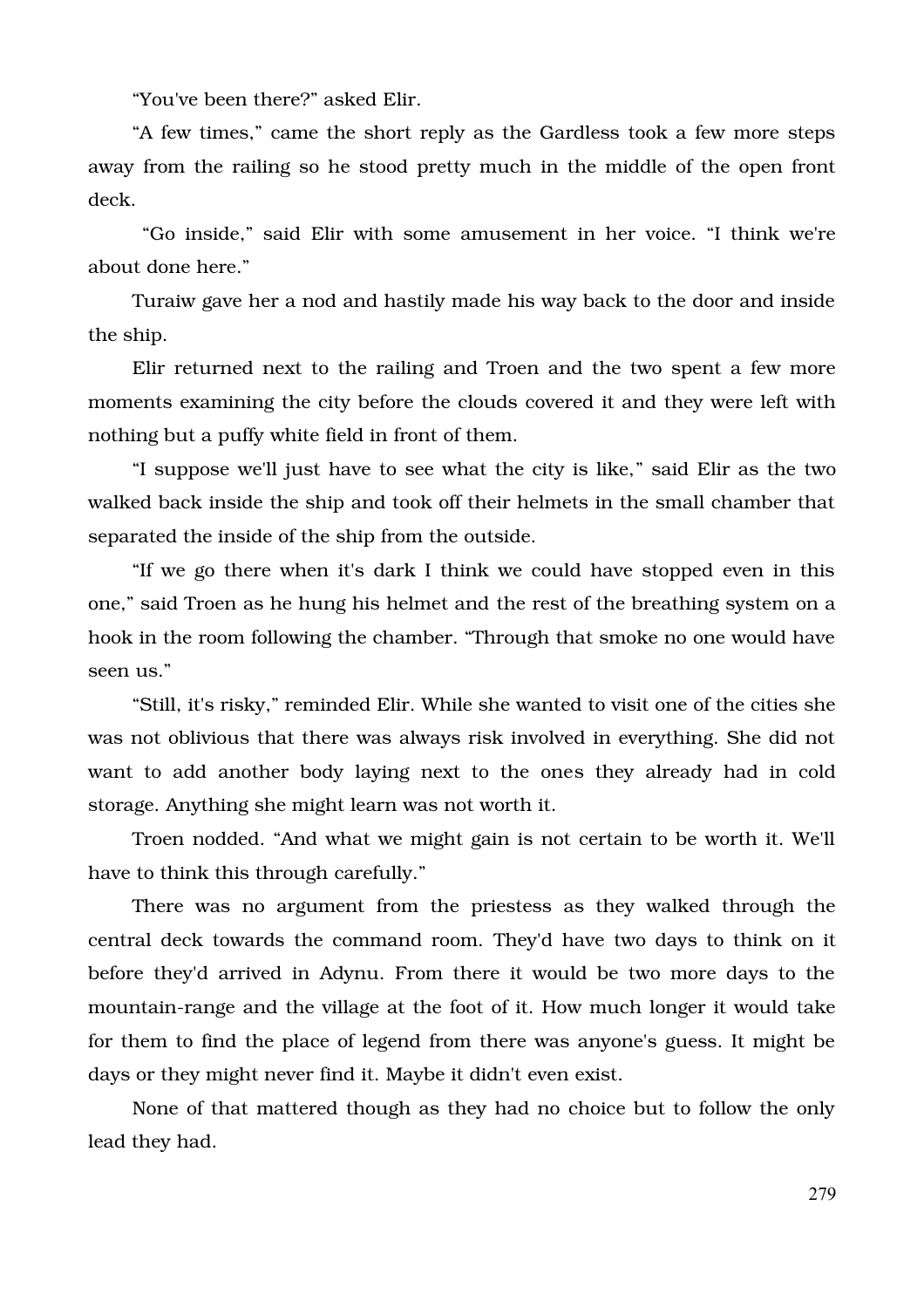"You've been there?" asked Elir.

"A few times," came the short reply as the Gardless took a few more steps away from the railing so he stood pretty much in the middle of the open front deck.

"Go inside," said Elir with some amusement in her voice. "I think we're about done here."

Turaiw gave her a nod and hastily made his way back to the door and inside the ship.

Elir returned next to the railing and Troen and the two spent a few more moments examining the city before the clouds covered it and they were left with nothing but a puffy white field in front of them.

"I suppose we'll just have to see what the city is like," said Elir as the two walked back inside the ship and took off their helmets in the small chamber that separated the inside of the ship from the outside.

"If we go there when it's dark I think we could have stopped even in this one," said Troen as he hung his helmet and the rest of the breathing system on a hook in the room following the chamber. "Through that smoke no one would have seen us."

"Still, it's risky," reminded Elir. While she wanted to visit one of the cities she was not oblivious that there was always risk involved in everything. She did not want to add another body laying next to the ones they already had in cold storage. Anything she might learn was not worth it.

Troen nodded. "And what we might gain is not certain to be worth it. We'll have to think this through carefully."

There was no argument from the priestess as they walked through the central deck towards the command room. They'd have two days to think on it before they'd arrived in Adynu. From there it would be two more days to the mountain-range and the village at the foot of it. How much longer it would take for them to find the place of legend from there was anyone's guess. It might be days or they might never find it. Maybe it didn't even exist.

None of that mattered though as they had no choice but to follow the only lead they had.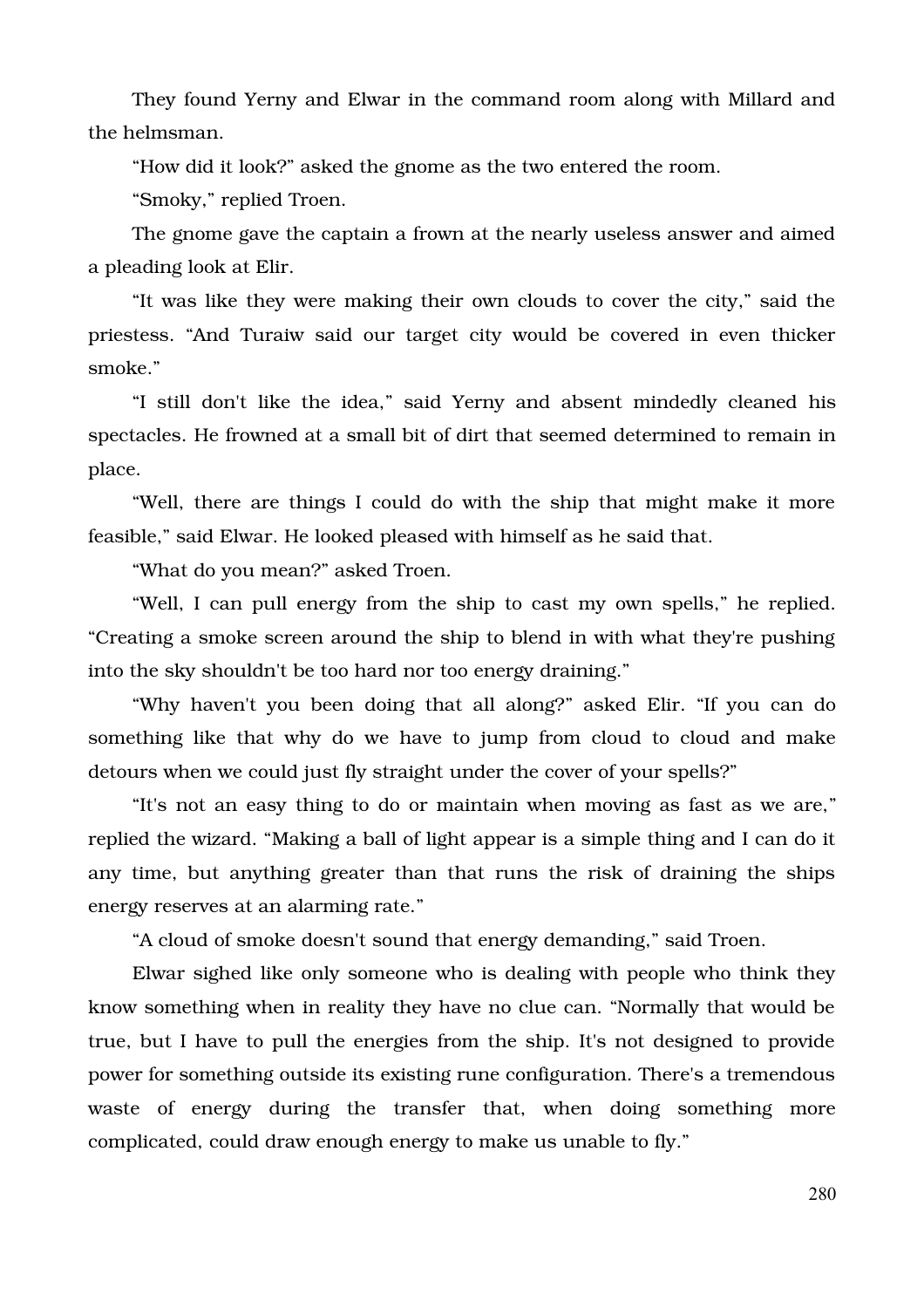They found Yerny and Elwar in the command room along with Millard and the helmsman.

“How did it look?” asked the gnome as the two entered the room.

“Smoky,” replied Troen.

The gnome gave the captain a frown at the nearly useless answer and aimed a pleading look at Elir.

“It was like they were making their own clouds to cover the city,” said the priestess. “And Turaiw said our target city would be covered in even thicker smoke.”

“I still don't like the idea,” said Yerny and absent mindedly cleaned his spectacles. He frowned at a small bit of dirt that seemed determined to remain in place.

“Well, there are things I could do with the ship that might make it more feasible,” said Elwar. He looked pleased with himself as he said that.

“What do you mean?” asked Troen.

“Well, I can pull energy from the ship to cast my own spells,” he replied. “Creating a smoke screen around the ship to blend in with what they're pushing into the sky shouldn't be too hard nor too energy draining.”

“Why haven't you been doing that all along?” asked Elir. “If you can do something like that why do we have to jump from cloud to cloud and make detours when we could just fly straight under the cover of your spells?”

“It's not an easy thing to do or maintain when moving as fast as we are,” replied the wizard. “Making a ball of light appear is a simple thing and I can do it any time, but anything greater than that runs the risk of draining the ships energy reserves at an alarming rate.”

“A cloud of smoke doesn't sound that energy demanding,” said Troen.

Elwar sighed like only someone who is dealing with people who think they know something when in reality they have no clue can. “Normally that would be true, but I have to pull the energies from the ship. It's not designed to provide power for something outside its existing rune configuration. There's a tremendous waste of energy during the transfer that, when doing something more complicated, could draw enough energy to make us unable to fly.”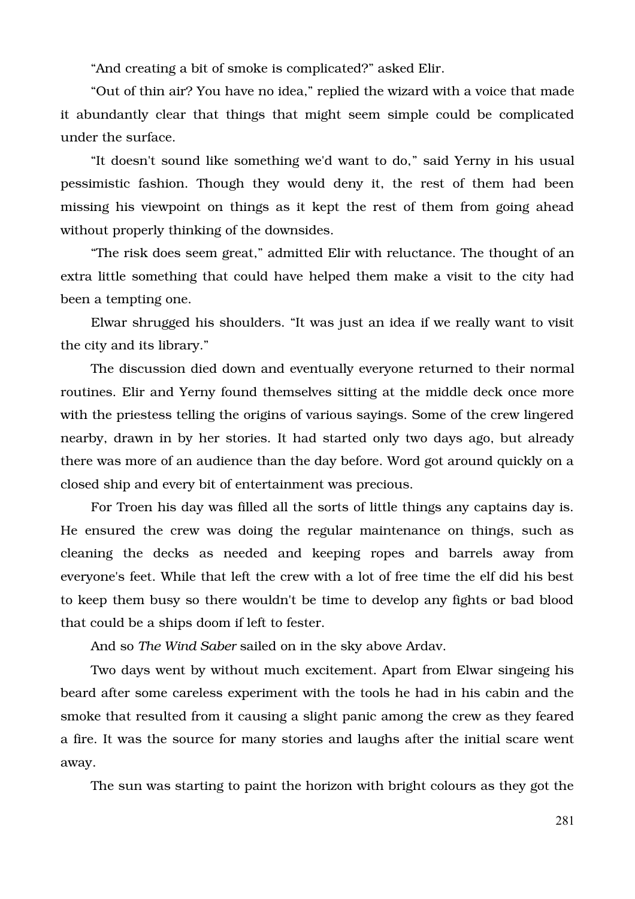"And creating a bit of smoke is complicated?" asked Elir.

"Out of thin air? You have no idea," replied the wizard with a voice that made it abundantly clear that things that might seem simple could be complicated under the surface.

"It doesn't sound like something we'd want to do," said Yerny in his usual pessimistic fashion. Though they would deny it, the rest of them had been missing his viewpoint on things as it kept the rest of them from going ahead without properly thinking of the downsides.

"The risk does seem great," admitted Elir with reluctance. The thought of an extra little something that could have helped them make a visit to the city had been a tempting one.

Elwar shrugged his shoulders. "It was just an idea if we really want to visit the city and its library."

The discussion died down and eventually everyone returned to their normal routines. Elir and Yerny found themselves sitting at the middle deck once more with the priestess telling the origins of various sayings. Some of the crew lingered nearby, drawn in by her stories. It had started only two days ago, but already there was more of an audience than the day before. Word got around quickly on a closed ship and every bit of entertainment was precious.

For Troen his day was filled all the sorts of little things any captains day is. He ensured the crew was doing the regular maintenance on things, such as cleaning the decks as needed and keeping ropes and barrels away from everyone's feet. While that left the crew with a lot of free time the elf did his best to keep them busy so there wouldn't be time to develop any fights or bad blood that could be a ships doom if left to fester.

And so *The Wind Saber* sailed on in the sky above Ardav.

Two days went by without much excitement. Apart from Elwar singeing his beard after some careless experiment with the tools he had in his cabin and the smoke that resulted from it causing a slight panic among the crew as they feared a fire. It was the source for many stories and laughs after the initial scare went away.

The sun was starting to paint the horizon with bright colours as they got the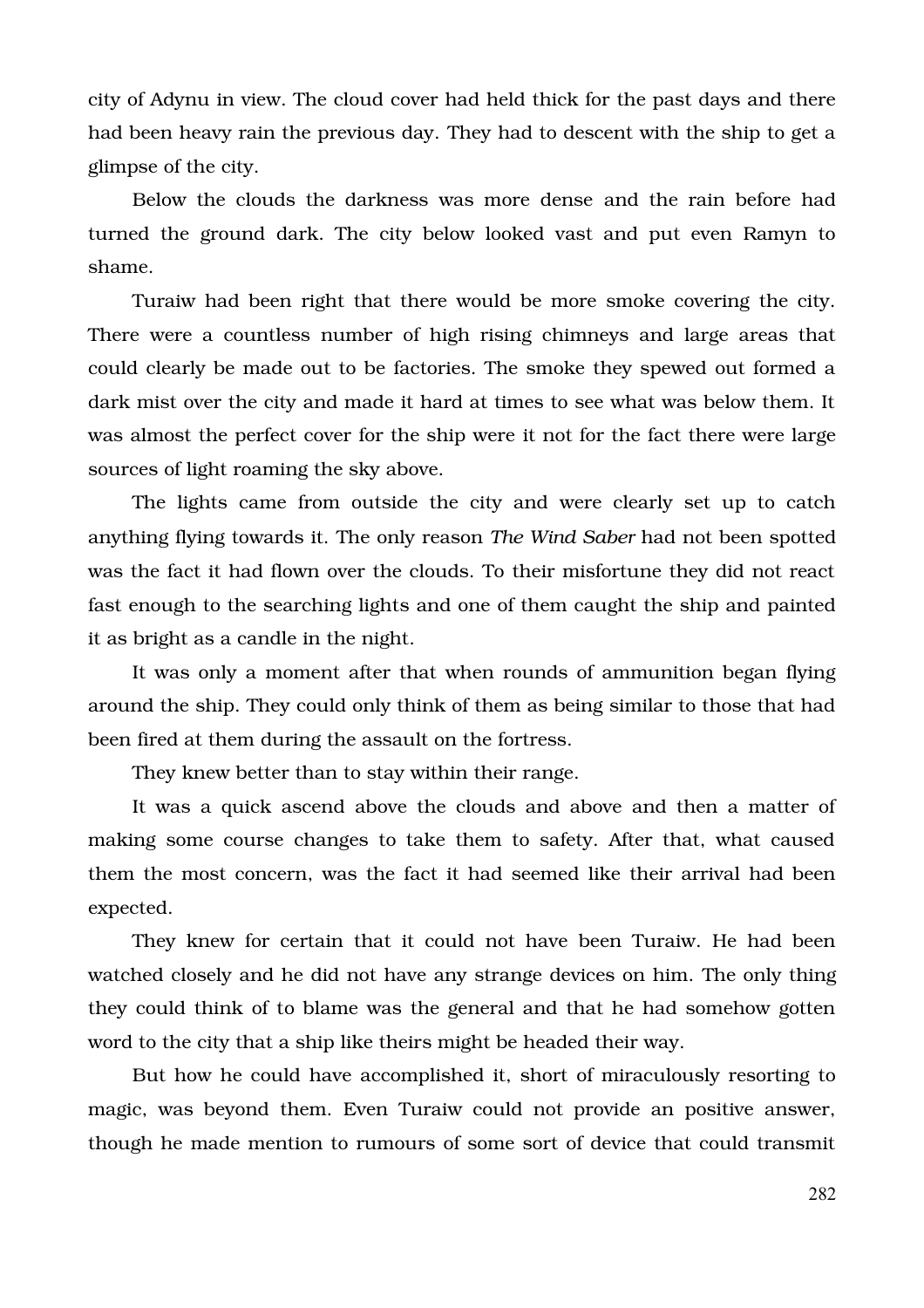city of Adynu in view. The cloud cover had held thick for the past days and there had been heavy rain the previous day. They had to descent with the ship to get a glimpse of the city.

Below the clouds the darkness was more dense and the rain before had turned the ground dark. The city below looked vast and put even Ramyn to shame.

Turaiw had been right that there would be more smoke covering the city. There were a countless number of high rising chimneys and large areas that could clearly be made out to be factories. The smoke they spewed out formed a dark mist over the city and made it hard at times to see what was below them. It was almost the perfect cover for the ship were it not for the fact there were large sources of light roaming the sky above.

The lights came from outside the city and were clearly set up to catch anything flying towards it. The only reason *The Wind Saber* had not been spotted was the fact it had flown over the clouds. To their misfortune they did not react fast enough to the searching lights and one of them caught the ship and painted it as bright as a candle in the night.

It was only a moment after that when rounds of ammunition began flying around the ship. They could only think of them as being similar to those that had been fired at them during the assault on the fortress.

They knew better than to stay within their range.

It was a quick ascend above the clouds and above and then a matter of making some course changes to take them to safety. After that, what caused them the most concern, was the fact it had seemed like their arrival had been expected.

They knew for certain that it could not have been Turaiw. He had been watched closely and he did not have any strange devices on him. The only thing they could think of to blame was the general and that he had somehow gotten word to the city that a ship like theirs might be headed their way.

But how he could have accomplished it, short of miraculously resorting to magic, was beyond them. Even Turaiw could not provide an positive answer, though he made mention to rumours of some sort of device that could transmit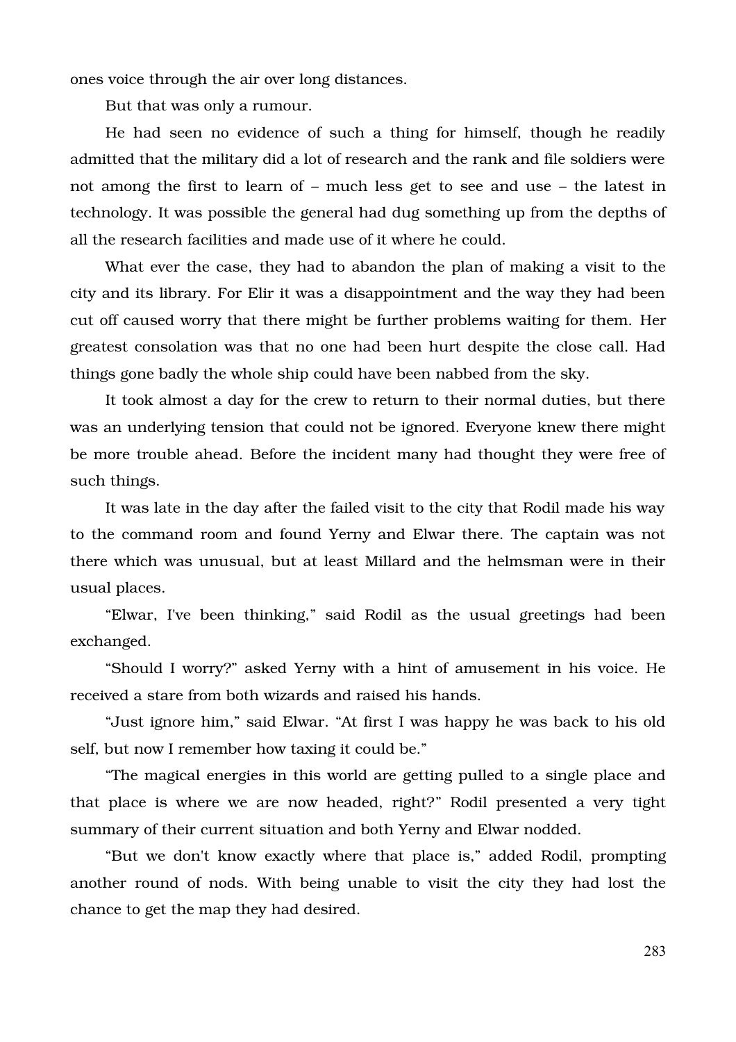ones voice through the air over long distances.

But that was only a rumour.

He had seen no evidence of such a thing for himself, though he readily admitted that the military did a lot of research and the rank and file soldiers were not among the first to learn of – much less get to see and use – the latest in technology. It was possible the general had dug something up from the depths of all the research facilities and made use of it where he could.

What ever the case, they had to abandon the plan of making a visit to the city and its library. For Elir it was a disappointment and the way they had been cut off caused worry that there might be further problems waiting for them. Her greatest consolation was that no one had been hurt despite the close call. Had things gone badly the whole ship could have been nabbed from the sky.

It took almost a day for the crew to return to their normal duties, but there was an underlying tension that could not be ignored. Everyone knew there might be more trouble ahead. Before the incident many had thought they were free of such things.

It was late in the day after the failed visit to the city that Rodil made his way to the command room and found Yerny and Elwar there. The captain was not there which was unusual, but at least Millard and the helmsman were in their usual places.

"Elwar, I've been thinking," said Rodil as the usual greetings had been exchanged.

"Should I worry?" asked Yerny with a hint of amusement in his voice. He received a stare from both wizards and raised his hands.

"Just ignore him," said Elwar. "At first I was happy he was back to his old self, but now I remember how taxing it could be."

"The magical energies in this world are getting pulled to a single place and that place is where we are now headed, right?" Rodil presented a very tight summary of their current situation and both Yerny and Elwar nodded.

"But we don't know exactly where that place is," added Rodil, prompting another round of nods. With being unable to visit the city they had lost the chance to get the map they had desired.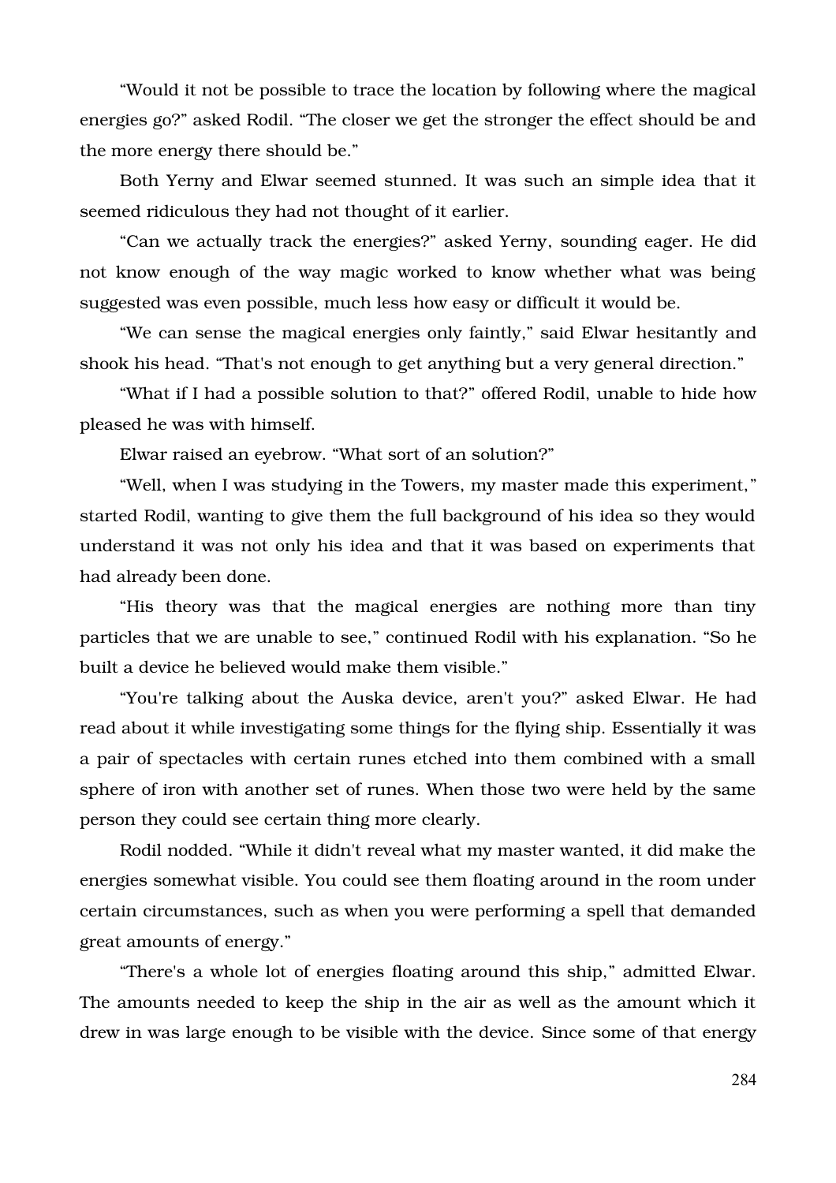"Would it not be possible to trace the location by following where the magical energies go?" asked Rodil. "The closer we get the stronger the effect should be and the more energy there should be."

Both Yerny and Elwar seemed stunned. It was such an simple idea that it seemed ridiculous they had not thought of it earlier.

"Can we actually track the energies?" asked Yerny, sounding eager. He did not know enough of the way magic worked to know whether what was being suggested was even possible, much less how easy or difficult it would be.

"We can sense the magical energies only faintly," said Elwar hesitantly and shook his head. "That's not enough to get anything but a very general direction."

"What if I had a possible solution to that?" offered Rodil, unable to hide how pleased he was with himself.

Elwar raised an eyebrow. "What sort of an solution?"

"Well, when I was studying in the Towers, my master made this experiment," started Rodil, wanting to give them the full background of his idea so they would understand it was not only his idea and that it was based on experiments that had already been done.

"His theory was that the magical energies are nothing more than tiny particles that we are unable to see," continued Rodil with his explanation. "So he built a device he believed would make them visible."

"You're talking about the Auska device, aren't you?" asked Elwar. He had read about it while investigating some things for the flying ship. Essentially it was a pair of spectacles with certain runes etched into them combined with a small sphere of iron with another set of runes. When those two were held by the same person they could see certain thing more clearly.

Rodil nodded. "While it didn't reveal what my master wanted, it did make the energies somewhat visible. You could see them floating around in the room under certain circumstances, such as when you were performing a spell that demanded great amounts of energy."

"There's a whole lot of energies floating around this ship," admitted Elwar. The amounts needed to keep the ship in the air as well as the amount which it drew in was large enough to be visible with the device. Since some of that energy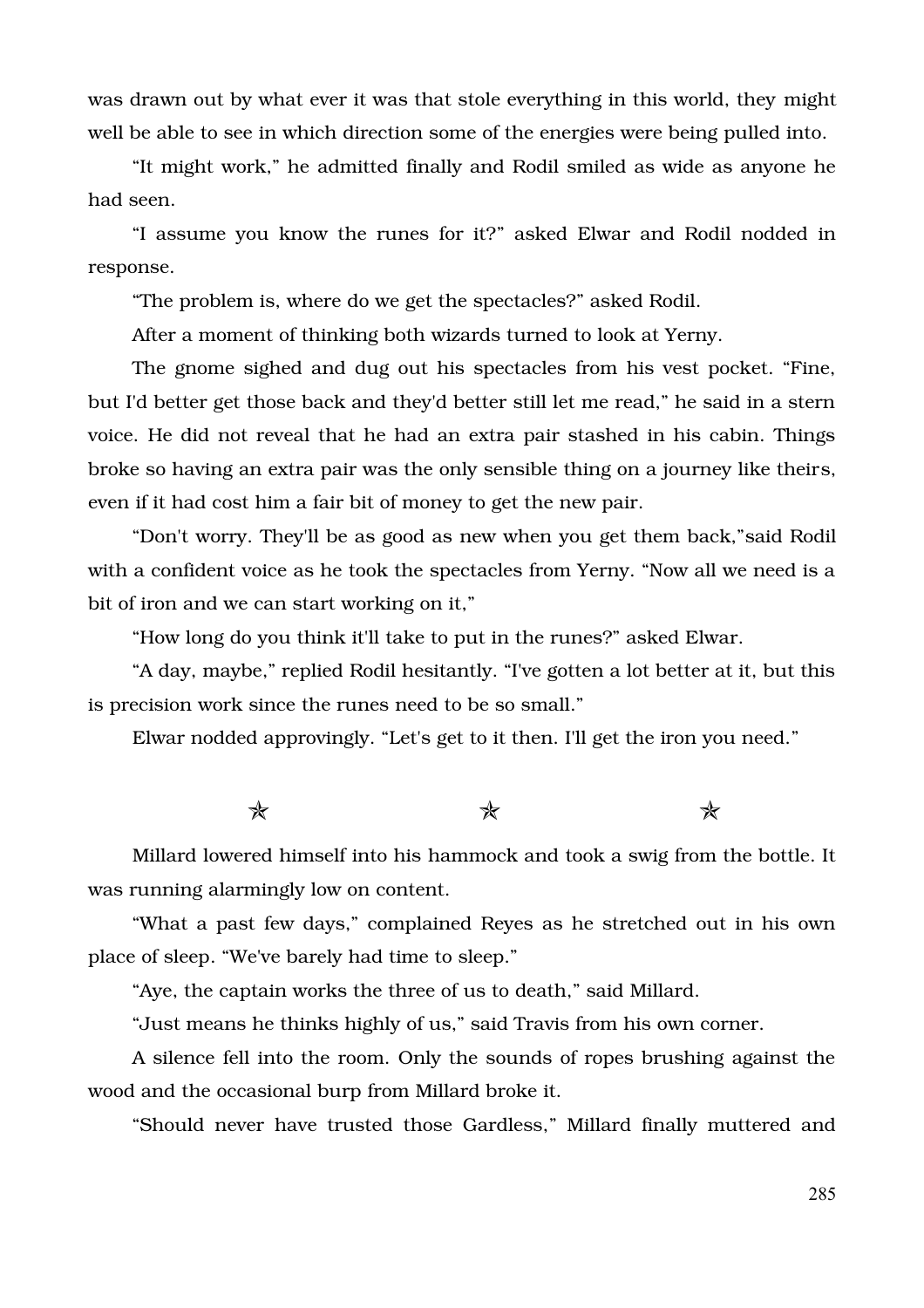was drawn out by what ever it was that stole everything in this world, they might well be able to see in which direction some of the energies were being pulled into.

"It might work," he admitted finally and Rodil smiled as wide as anyone he had seen.

"I assume you know the runes for it?" asked Elwar and Rodil nodded in response.

"The problem is, where do we get the spectacles?" asked Rodil.

After a moment of thinking both wizards turned to look at Yerny.

The gnome sighed and dug out his spectacles from his vest pocket. "Fine, but I'd better get those back and they'd better still let me read," he said in a stern voice. He did not reveal that he had an extra pair stashed in his cabin. Things broke so having an extra pair was the only sensible thing on a journey like theirs, even if it had cost him a fair bit of money to get the new pair.

"Don't worry. They'll be as good as new when you get them back,"said Rodil with a confident voice as he took the spectacles from Yerny. "Now all we need is a bit of iron and we can start working on it,"

"How long do you think it'll take to put in the runes?" asked Elwar.

"A day, maybe," replied Rodil hesitantly. "I've gotten a lot better at it, but this is precision work since the runes need to be so small."

Elwar nodded approvingly. "Let's get to it then. I'll get the iron you need."

✯ ✯ ✯

Millard lowered himself into his hammock and took a swig from the bottle. It was running alarmingly low on content.

"What a past few days," complained Reyes as he stretched out in his own place of sleep. "We've barely had time to sleep."

"Aye, the captain works the three of us to death," said Millard.

"Just means he thinks highly of us," said Travis from his own corner.

A silence fell into the room. Only the sounds of ropes brushing against the wood and the occasional burp from Millard broke it.

"Should never have trusted those Gardless," Millard finally muttered and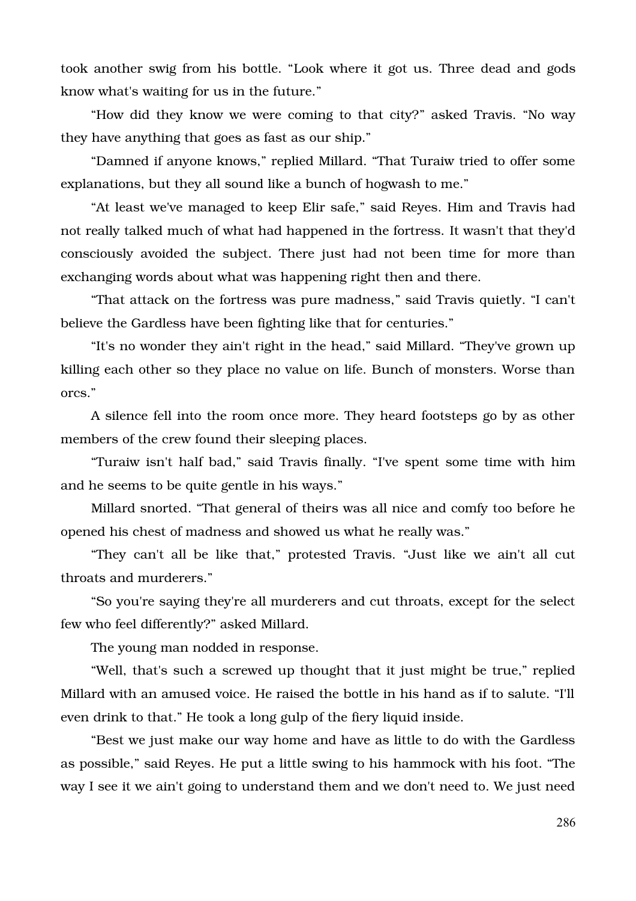took another swig from his bottle. “Look where it got us. Three dead and gods know what's waiting for us in the future.”

“How did they know we were coming to that city?” asked Travis. “No way they have anything that goes as fast as our ship.”

“Damned if anyone knows,” replied Millard. “That Turaiw tried to offer some explanations, but they all sound like a bunch of hogwash to me.”

“At least we've managed to keep Elir safe,” said Reyes. Him and Travis had not really talked much of what had happened in the fortress. It wasn't that they'd consciously avoided the subject. There just had not been time for more than exchanging words about what was happening right then and there.

“That attack on the fortress was pure madness,” said Travis quietly. “I can't believe the Gardless have been fighting like that for centuries.”

“It's no wonder they ain't right in the head,” said Millard. “They've grown up killing each other so they place no value on life. Bunch of monsters. Worse than orcs.”

A silence fell into the room once more. They heard footsteps go by as other members of the crew found their sleeping places.

“Turaiw isn't half bad,” said Travis finally. “I've spent some time with him and he seems to be quite gentle in his ways.”

Millard snorted. “That general of theirs was all nice and comfy too before he opened his chest of madness and showed us what he really was.”

“They can't all be like that,” protested Travis. “Just like we ain't all cut throats and murderers.”

“So you're saying they're all murderers and cut throats, except for the select few who feel differently?” asked Millard.

The young man nodded in response.

“Well, that's such a screwed up thought that it just might be true,” replied Millard with an amused voice. He raised the bottle in his hand as if to salute. “I'll even drink to that.” He took a long gulp of the fiery liquid inside.

“Best we just make our way home and have as little to do with the Gardless as possible,” said Reyes. He put a little swing to his hammock with his foot. “The way I see it we ain't going to understand them and we don't need to. We just need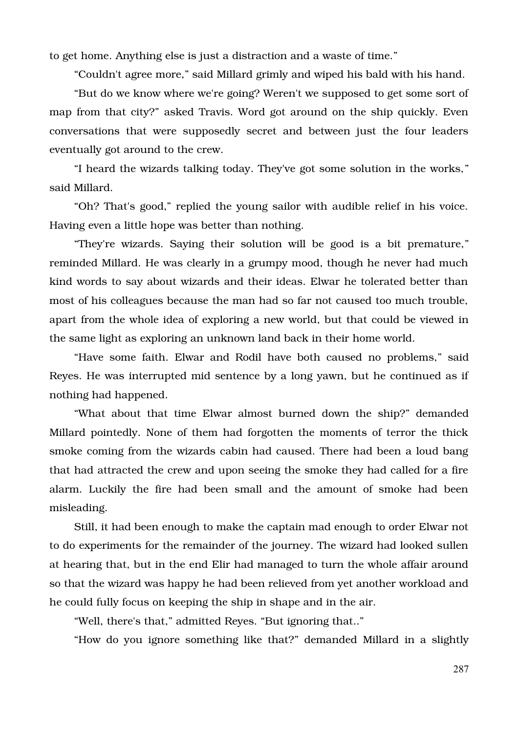to get home. Anything else is just a distraction and a waste of time."

"Couldn't agree more," said Millard grimly and wiped his bald with his hand.

"But do we know where we're going? Weren't we supposed to get some sort of map from that city?" asked Travis. Word got around on the ship quickly. Even conversations that were supposedly secret and between just the four leaders eventually got around to the crew.

"I heard the wizards talking today. They've got some solution in the works," said Millard.

"Oh? That's good," replied the young sailor with audible relief in his voice. Having even a little hope was better than nothing.

"They're wizards. Saying their solution will be good is a bit premature," reminded Millard. He was clearly in a grumpy mood, though he never had much kind words to say about wizards and their ideas. Elwar he tolerated better than most of his colleagues because the man had so far not caused too much trouble, apart from the whole idea of exploring a new world, but that could be viewed in the same light as exploring an unknown land back in their home world.

"Have some faith. Elwar and Rodil have both caused no problems," said Reyes. He was interrupted mid sentence by a long yawn, but he continued as if nothing had happened.

"What about that time Elwar almost burned down the ship?" demanded Millard pointedly. None of them had forgotten the moments of terror the thick smoke coming from the wizards cabin had caused. There had been a loud bang that had attracted the crew and upon seeing the smoke they had called for a fire alarm. Luckily the fire had been small and the amount of smoke had been misleading.

Still, it had been enough to make the captain mad enough to order Elwar not to do experiments for the remainder of the journey. The wizard had looked sullen at hearing that, but in the end Elir had managed to turn the whole affair around so that the wizard was happy he had been relieved from yet another workload and he could fully focus on keeping the ship in shape and in the air.

"Well, there's that," admitted Reyes. "But ignoring that.."

"How do you ignore something like that?" demanded Millard in a slightly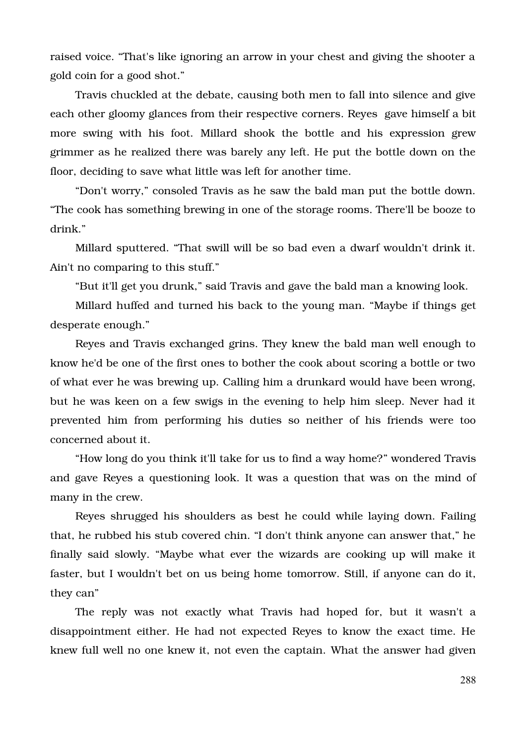raised voice. “That's like ignoring an arrow in your chest and giving the shooter a gold coin for a good shot.”

Travis chuckled at the debate, causing both men to fall into silence and give each other gloomy glances from their respective corners. Reyes  gave himself a bit more swing with his foot. Millard shook the bottle and his expression grew grimmer as he realized there was barely any left. He put the bottle down on the floor, deciding to save what little was left for another time.

“Don't worry,” consoled Travis as he saw the bald man put the bottle down. “The cook has something brewing in one of the storage rooms. There'll be booze to drink.”

Millard sputtered. “That swill will be so bad even a dwarf wouldn't drink it. Ain't no comparing to this stuff.”

“But it'll get you drunk,” said Travis and gave the bald man a knowing look.

Millard huffed and turned his back to the young man. “Maybe if things get desperate enough.”

Reyes and Travis exchanged grins. They knew the bald man well enough to know he'd be one of the first ones to bother the cook about scoring a bottle or two of what ever he was brewing up. Calling him a drunkard would have been wrong, but he was keen on a few swigs in the evening to help him sleep. Never had it prevented him from performing his duties so neither of his friends were too concerned about it.

“How long do you think it'll take for us to find a way home?” wondered Travis and gave Reyes a questioning look. It was a question that was on the mind of many in the crew.

Reyes shrugged his shoulders as best he could while laying down. Failing that, he rubbed his stub covered chin. “I don't think anyone can answer that,” he finally said slowly. “Maybe what ever the wizards are cooking up will make it faster, but I wouldn't bet on us being home tomorrow. Still, if anyone can do it, they can”

The reply was not exactly what Travis had hoped for, but it wasn't a disappointment either. He had not expected Reyes to know the exact time. He knew full well no one knew it, not even the captain. What the answer had given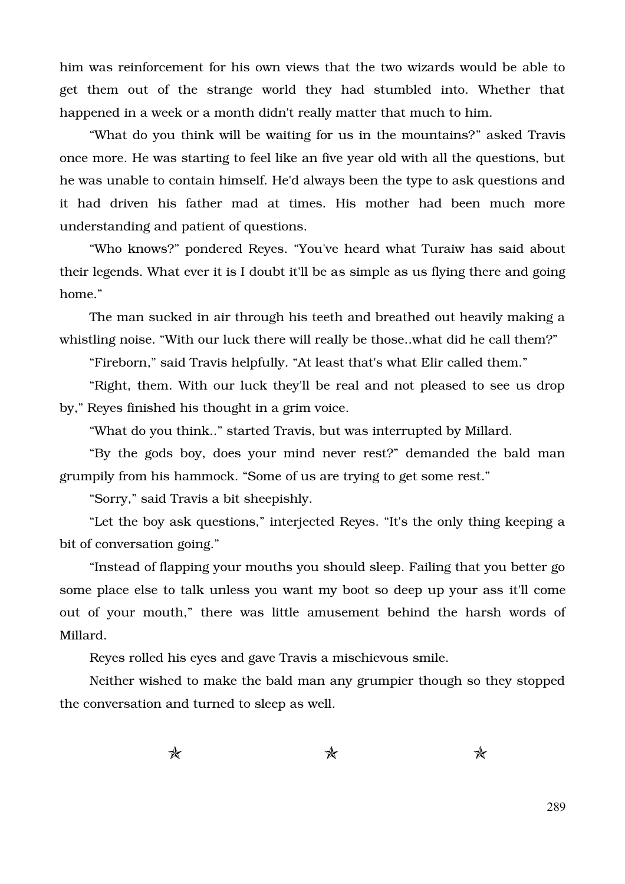him was reinforcement for his own views that the two wizards would be able to get them out of the strange world they had stumbled into. Whether that happened in a week or a month didn't really matter that much to him.

"What do you think will be waiting for us in the mountains?" asked Travis once more. He was starting to feel like an five year old with all the questions, but he was unable to contain himself. He'd always been the type to ask questions and it had driven his father mad at times. His mother had been much more understanding and patient of questions.

"Who knows?" pondered Reyes. "You've heard what Turaiw has said about their legends. What ever it is I doubt it'll be as simple as us flying there and going home."

The man sucked in air through his teeth and breathed out heavily making a whistling noise. "With our luck there will really be those..what did he call them?"

"Fireborn," said Travis helpfully. "At least that's what Elir called them."

"Right, them. With our luck they'll be real and not pleased to see us drop by," Reyes finished his thought in a grim voice.

"What do you think.." started Travis, but was interrupted by Millard.

"By the gods boy, does your mind never rest?" demanded the bald man grumpily from his hammock. "Some of us are trying to get some rest."

"Sorry," said Travis a bit sheepishly.

"Let the boy ask questions," interjected Reyes. "It's the only thing keeping a bit of conversation going."

"Instead of flapping your mouths you should sleep. Failing that you better go some place else to talk unless you want my boot so deep up your ass it'll come out of your mouth," there was little amusement behind the harsh words of Millard.

Reyes rolled his eyes and gave Travis a mischievous smile.

Neither wished to make the bald man any grumpier though so they stopped the conversation and turned to sleep as well.

✯ ✯ ✯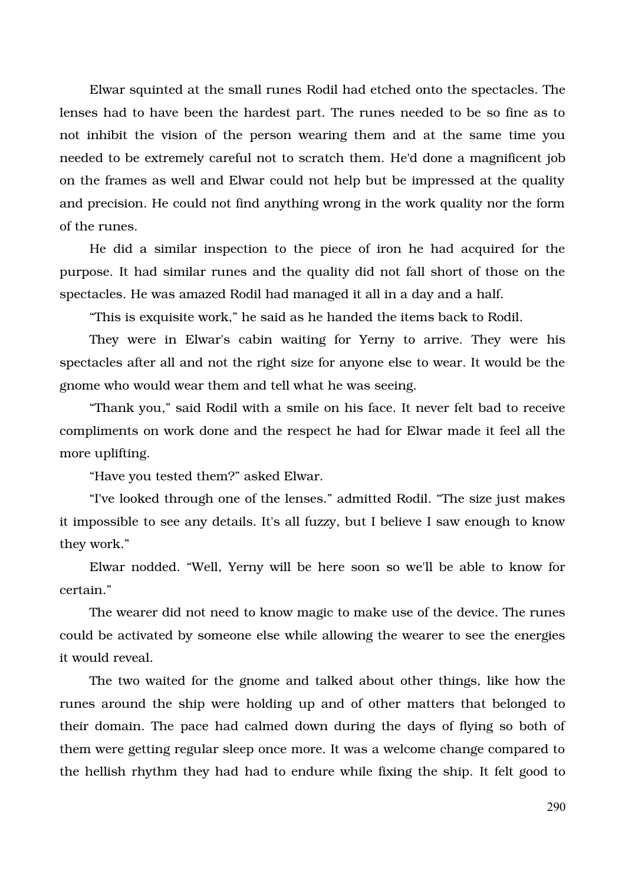Elwar squinted at the small runes Rodil had etched onto the spectacles. The lenses had to have been the hardest part. The runes needed to be so fine as to not inhibit the vision of the person wearing them and at the same time you needed to be extremely careful not to scratch them. He'd done a magnificent job on the frames as well and Elwar could not help but be impressed at the quality and precision. He could not find anything wrong in the work quality nor the form of the runes.

He did a similar inspection to the piece of iron he had acquired for the purpose. It had similar runes and the quality did not fall short of those on the spectacles. He was amazed Rodil had managed it all in a day and a half.

“This is exquisite work,” he said as he handed the items back to Rodil.

They were in Elwar's cabin waiting for Yerny to arrive. They were his spectacles after all and not the right size for anyone else to wear. It would be the gnome who would wear them and tell what he was seeing.

“Thank you,” said Rodil with a smile on his face. It never felt bad to receive compliments on work done and the respect he had for Elwar made it feel all the more uplifting.

“Have you tested them?” asked Elwar.

“I've looked through one of the lenses.” admitted Rodil. “The size just makes it impossible to see any details. It's all fuzzy, but I believe I saw enough to know they work.”

Elwar nodded. “Well, Yerny will be here soon so we'll be able to know for certain.”

The wearer did not need to know magic to make use of the device. The runes could be activated by someone else while allowing the wearer to see the energies it would reveal.

The two waited for the gnome and talked about other things, like how the runes around the ship were holding up and of other matters that belonged to their domain. The pace had calmed down during the days of flying so both of them were getting regular sleep once more. It was a welcome change compared to the hellish rhythm they had had to endure while fixing the ship. It felt good to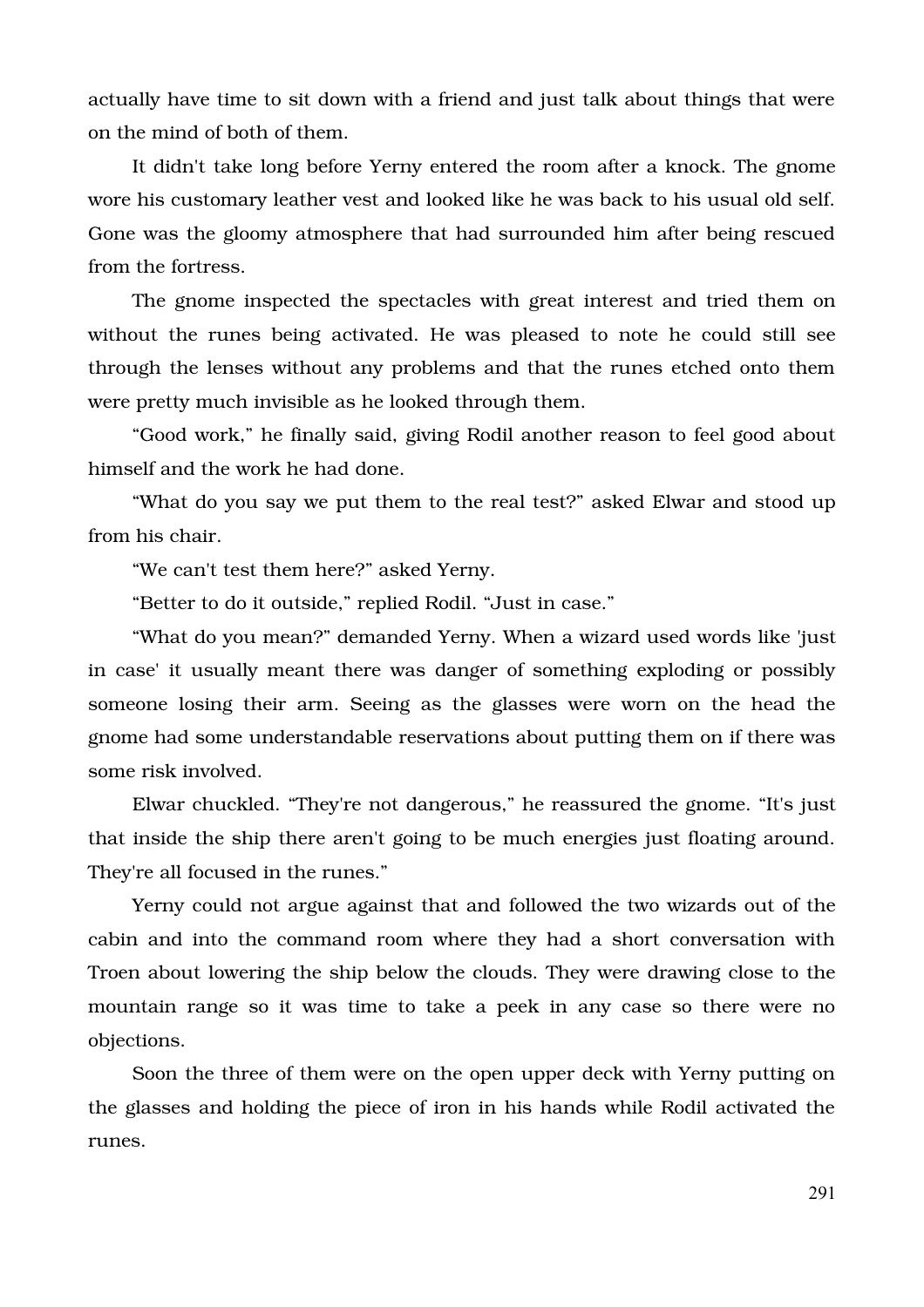actually have time to sit down with a friend and just talk about things that were on the mind of both of them.

It didn't take long before Yerny entered the room after a knock. The gnome wore his customary leather vest and looked like he was back to his usual old self. Gone was the gloomy atmosphere that had surrounded him after being rescued from the fortress.

The gnome inspected the spectacles with great interest and tried them on without the runes being activated. He was pleased to note he could still see through the lenses without any problems and that the runes etched onto them were pretty much invisible as he looked through them.

"Good work," he finally said, giving Rodil another reason to feel good about himself and the work he had done.

"What do you say we put them to the real test?" asked Elwar and stood up from his chair.

"We can't test them here?" asked Yerny.

"Better to do it outside," replied Rodil. "Just in case."

"What do you mean?" demanded Yerny. When a wizard used words like 'just in case' it usually meant there was danger of something exploding or possibly someone losing their arm. Seeing as the glasses were worn on the head the gnome had some understandable reservations about putting them on if there was some risk involved.

Elwar chuckled. "They're not dangerous," he reassured the gnome. "It's just that inside the ship there aren't going to be much energies just floating around. They're all focused in the runes."

Yerny could not argue against that and followed the two wizards out of the cabin and into the command room where they had a short conversation with Troen about lowering the ship below the clouds. They were drawing close to the mountain range so it was time to take a peek in any case so there were no objections.

Soon the three of them were on the open upper deck with Yerny putting on the glasses and holding the piece of iron in his hands while Rodil activated the runes.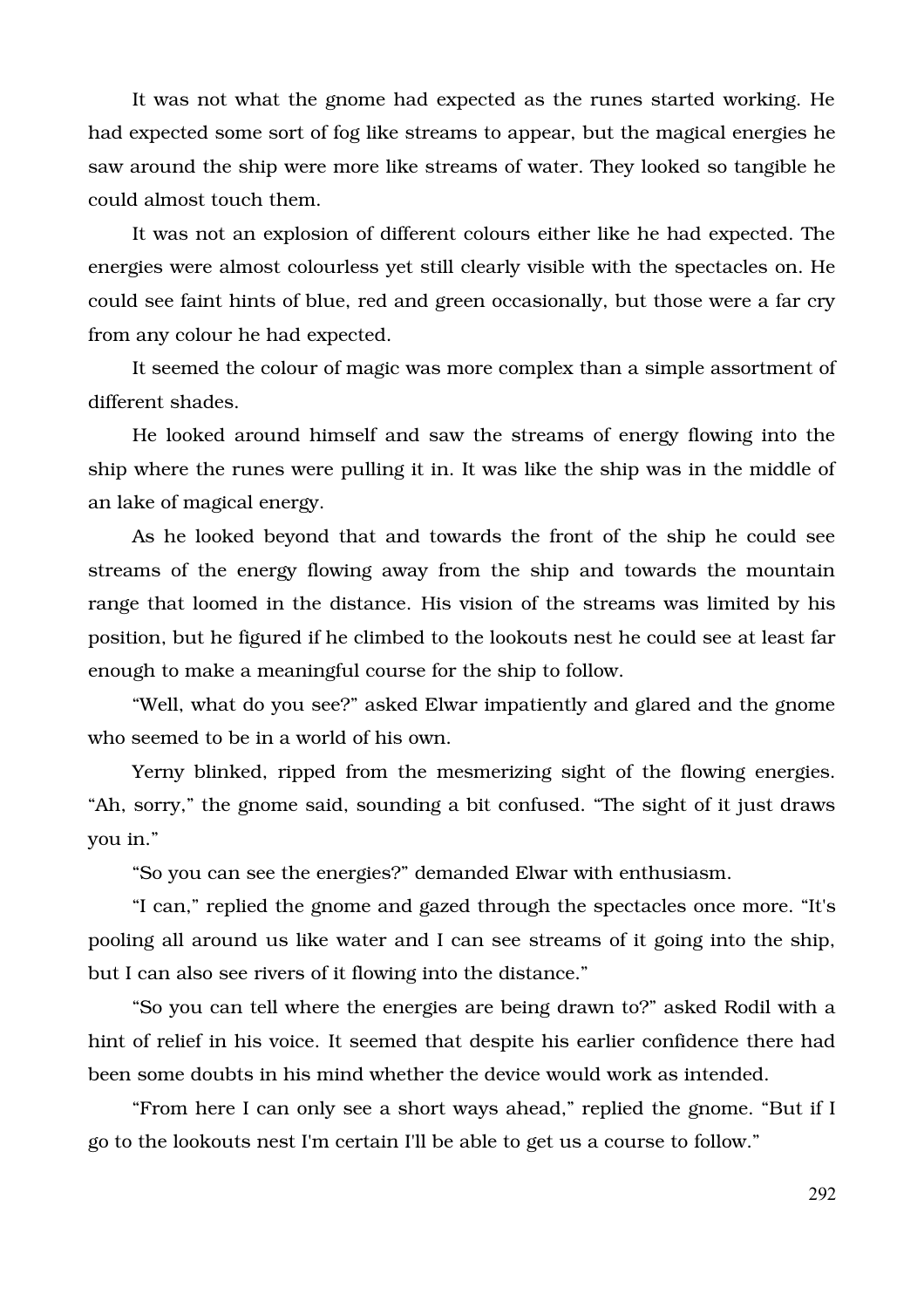It was not what the gnome had expected as the runes started working. He had expected some sort of fog like streams to appear, but the magical energies he saw around the ship were more like streams of water. They looked so tangible he could almost touch them.

It was not an explosion of different colours either like he had expected. The energies were almost colourless yet still clearly visible with the spectacles on. He could see faint hints of blue, red and green occasionally, but those were a far cry from any colour he had expected.

It seemed the colour of magic was more complex than a simple assortment of different shades.

He looked around himself and saw the streams of energy flowing into the ship where the runes were pulling it in. It was like the ship was in the middle of an lake of magical energy.

As he looked beyond that and towards the front of the ship he could see streams of the energy flowing away from the ship and towards the mountain range that loomed in the distance. His vision of the streams was limited by his position, but he figured if he climbed to the lookouts nest he could see at least far enough to make a meaningful course for the ship to follow.

"Well, what do you see?" asked Elwar impatiently and glared and the gnome who seemed to be in a world of his own.

Yerny blinked, ripped from the mesmerizing sight of the flowing energies. "Ah, sorry," the gnome said, sounding a bit confused. "The sight of it just draws you in."

"So you can see the energies?" demanded Elwar with enthusiasm.

"I can," replied the gnome and gazed through the spectacles once more. "It's pooling all around us like water and I can see streams of it going into the ship, but I can also see rivers of it flowing into the distance."

"So you can tell where the energies are being drawn to?" asked Rodil with a hint of relief in his voice. It seemed that despite his earlier confidence there had been some doubts in his mind whether the device would work as intended.

"From here I can only see a short ways ahead," replied the gnome. "But if I go to the lookouts nest I'm certain I'll be able to get us a course to follow."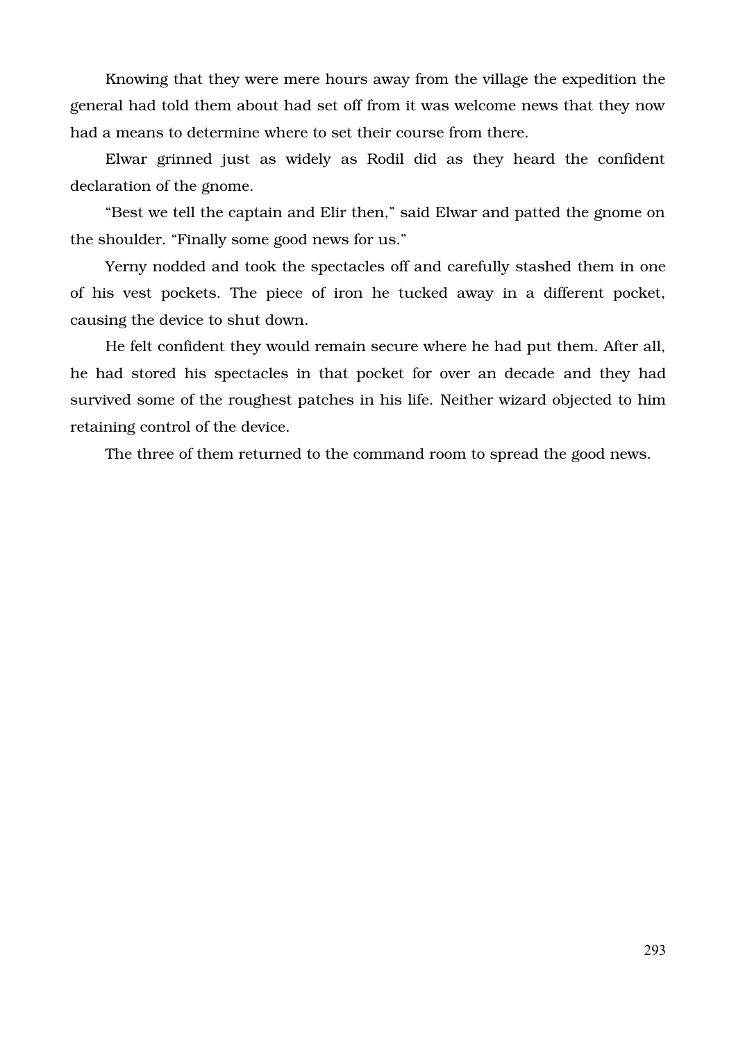Knowing that they were mere hours away from the village the expedition the general had told them about had set off from it was welcome news that they now had a means to determine where to set their course from there.

Elwar grinned just as widely as Rodil did as they heard the confident declaration of the gnome.

“Best we tell the captain and Elir then,” said Elwar and patted the gnome on the shoulder. “Finally some good news for us.”

Yerny nodded and took the spectacles off and carefully stashed them in one of his vest pockets. The piece of iron he tucked away in a different pocket, causing the device to shut down.

He felt confident they would remain secure where he had put them. After all, he had stored his spectacles in that pocket for over an decade and they had survived some of the roughest patches in his life. Neither wizard objected to him retaining control of the device.

The three of them returned to the command room to spread the good news.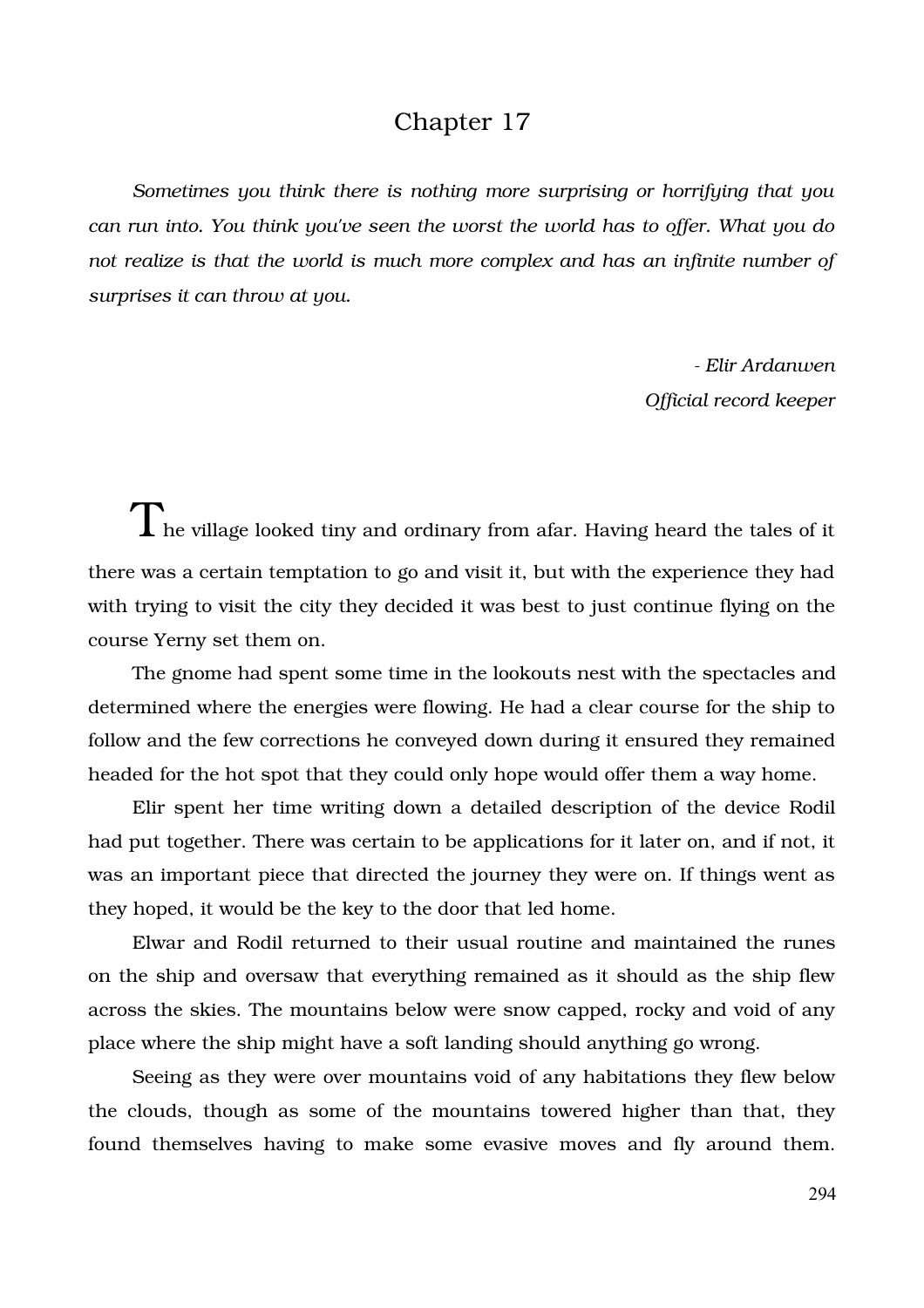# Chapter 17

*Sometimes you think there is nothing more surprising or horrifying that you can run into. You think you've seen the worst the world has to offer. What you do not realize is that the world is much more complex and has an infinite number of surprises it can throw at you.*

*- Elir Ardanwen*
*Official record keeper*

The village looked tiny and ordinary from afar. Having heard the tales of it there was a certain temptation to go and visit it, but with the experience they had with trying to visit the city they decided it was best to just continue flying on the course Yerny set them on.

The gnome had spent some time in the lookouts nest with the spectacles and determined where the energies were flowing. He had a clear course for the ship to follow and the few corrections he conveyed down during it ensured they remained headed for the hot spot that they could only hope would offer them a way home.

Elir spent her time writing down a detailed description of the device Rodil had put together. There was certain to be applications for it later on, and if not, it was an important piece that directed the journey they were on. If things went as they hoped, it would be the key to the door that led home.

Elwar and Rodil returned to their usual routine and maintained the runes on the ship and oversaw that everything remained as it should as the ship flew across the skies. The mountains below were snow capped, rocky and void of any place where the ship might have a soft landing should anything go wrong.

Seeing as they were over mountains void of any habitations they flew below the clouds, though as some of the mountains towered higher than that, they found themselves having to make some evasive moves and fly around them.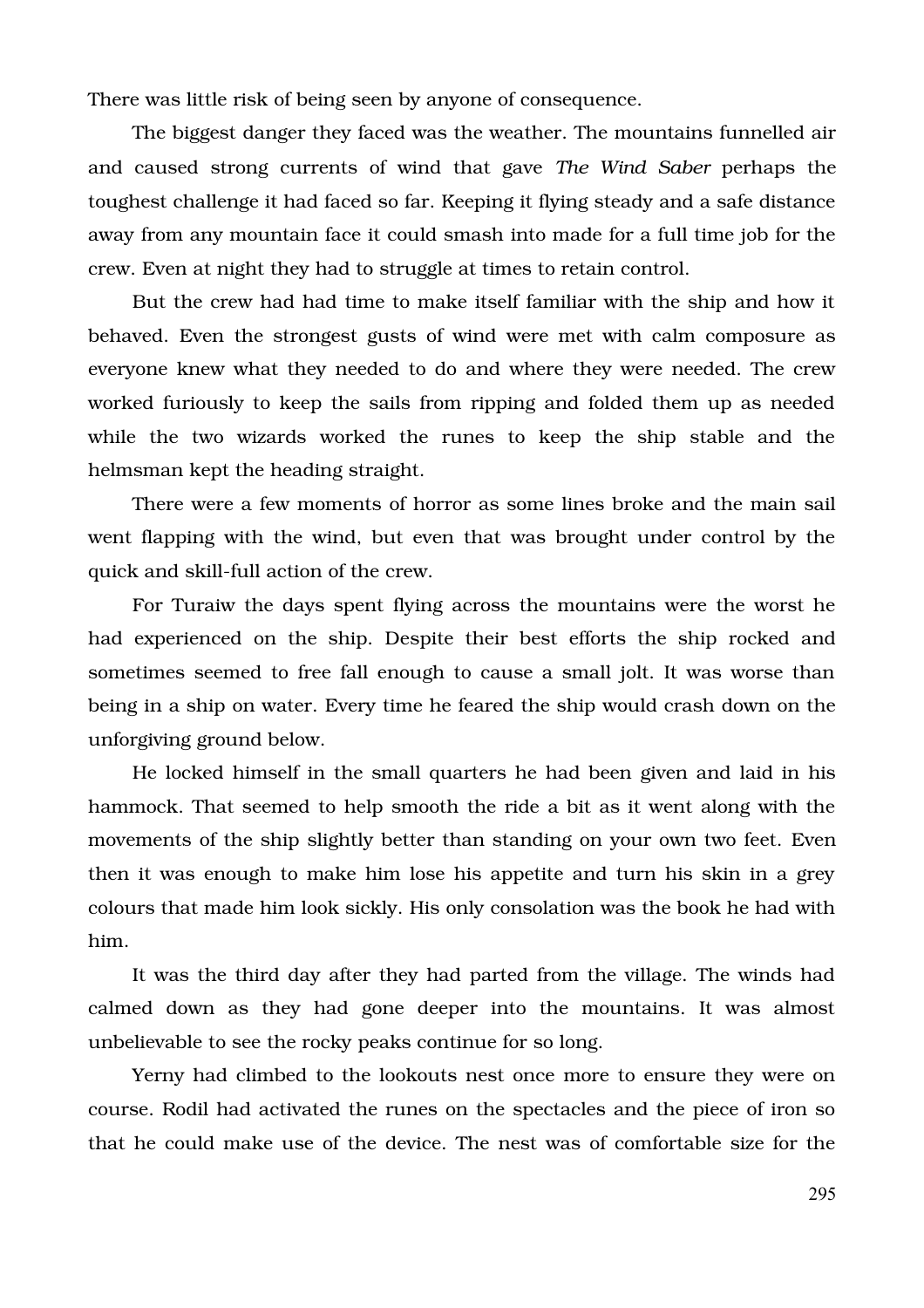There was little risk of being seen by anyone of consequence.

The biggest danger they faced was the weather. The mountains funnelled air and caused strong currents of wind that gave *The Wind Saber* perhaps the toughest challenge it had faced so far. Keeping it flying steady and a safe distance away from any mountain face it could smash into made for a full time job for the crew. Even at night they had to struggle at times to retain control.

But the crew had had time to make itself familiar with the ship and how it behaved. Even the strongest gusts of wind were met with calm composure as everyone knew what they needed to do and where they were needed. The crew worked furiously to keep the sails from ripping and folded them up as needed while the two wizards worked the runes to keep the ship stable and the helmsman kept the heading straight.

There were a few moments of horror as some lines broke and the main sail went flapping with the wind, but even that was brought under control by the quick and skill-full action of the crew.

For Turaiw the days spent flying across the mountains were the worst he had experienced on the ship. Despite their best efforts the ship rocked and sometimes seemed to free fall enough to cause a small jolt. It was worse than being in a ship on water. Every time he feared the ship would crash down on the unforgiving ground below.

He locked himself in the small quarters he had been given and laid in his hammock. That seemed to help smooth the ride a bit as it went along with the movements of the ship slightly better than standing on your own two feet. Even then it was enough to make him lose his appetite and turn his skin in a grey colours that made him look sickly. His only consolation was the book he had with him.

It was the third day after they had parted from the village. The winds had calmed down as they had gone deeper into the mountains. It was almost unbelievable to see the rocky peaks continue for so long.

Yerny had climbed to the lookouts nest once more to ensure they were on course. Rodil had activated the runes on the spectacles and the piece of iron so that he could make use of the device. The nest was of comfortable size for the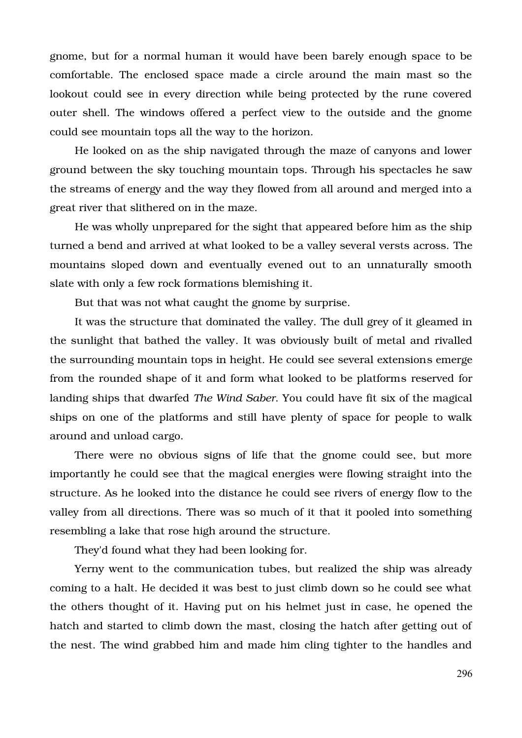gnome, but for a normal human it would have been barely enough space to be comfortable. The enclosed space made a circle around the main mast so the lookout could see in every direction while being protected by the rune covered outer shell. The windows offered a perfect view to the outside and the gnome could see mountain tops all the way to the horizon.

He looked on as the ship navigated through the maze of canyons and lower ground between the sky touching mountain tops. Through his spectacles he saw the streams of energy and the way they flowed from all around and merged into a great river that slithered on in the maze.

He was wholly unprepared for the sight that appeared before him as the ship turned a bend and arrived at what looked to be a valley several versts across. The mountains sloped down and eventually evened out to an unnaturally smooth slate with only a few rock formations blemishing it.

But that was not what caught the gnome by surprise.

It was the structure that dominated the valley. The dull grey of it gleamed in the sunlight that bathed the valley. It was obviously built of metal and rivalled the surrounding mountain tops in height. He could see several extensions emerge from the rounded shape of it and form what looked to be platforms reserved for landing ships that dwarfed *The Wind Saber*. You could have fit six of the magical ships on one of the platforms and still have plenty of space for people to walk around and unload cargo.

There were no obvious signs of life that the gnome could see, but more importantly he could see that the magical energies were flowing straight into the structure. As he looked into the distance he could see rivers of energy flow to the valley from all directions. There was so much of it that it pooled into something resembling a lake that rose high around the structure.

They'd found what they had been looking for.

Yerny went to the communication tubes, but realized the ship was already coming to a halt. He decided it was best to just climb down so he could see what the others thought of it. Having put on his helmet just in case, he opened the hatch and started to climb down the mast, closing the hatch after getting out of the nest. The wind grabbed him and made him cling tighter to the handles and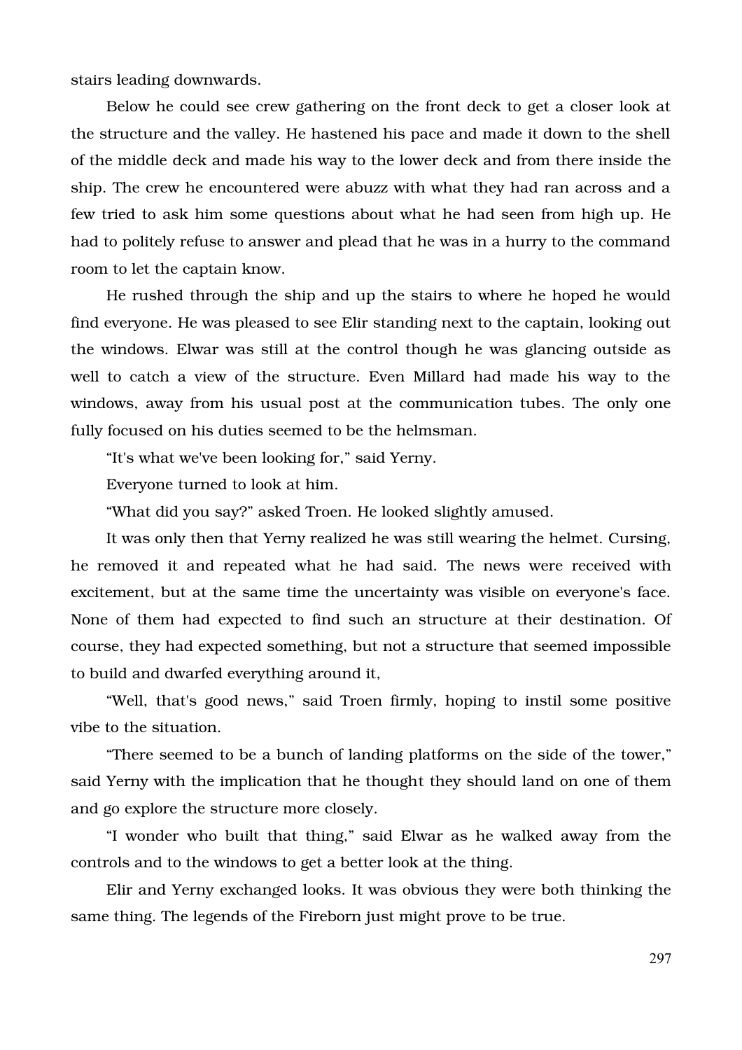stairs leading downwards.

Below he could see crew gathering on the front deck to get a closer look at the structure and the valley. He hastened his pace and made it down to the shell of the middle deck and made his way to the lower deck and from there inside the ship. The crew he encountered were abuzz with what they had ran across and a few tried to ask him some questions about what he had seen from high up. He had to politely refuse to answer and plead that he was in a hurry to the command room to let the captain know.

He rushed through the ship and up the stairs to where he hoped he would find everyone. He was pleased to see Elir standing next to the captain, looking out the windows. Elwar was still at the control though he was glancing outside as well to catch a view of the structure. Even Millard had made his way to the windows, away from his usual post at the communication tubes. The only one fully focused on his duties seemed to be the helmsman.

“It's what we've been looking for,” said Yerny.

Everyone turned to look at him.

“What did you say?” asked Troen. He looked slightly amused.

It was only then that Yerny realized he was still wearing the helmet. Cursing, he removed it and repeated what he had said. The news were received with excitement, but at the same time the uncertainty was visible on everyone's face. None of them had expected to find such an structure at their destination. Of course, they had expected something, but not a structure that seemed impossible to build and dwarfed everything around it,

“Well, that's good news,” said Troen firmly, hoping to instil some positive vibe to the situation.

“There seemed to be a bunch of landing platforms on the side of the tower,” said Yerny with the implication that he thought they should land on one of them and go explore the structure more closely.

“I wonder who built that thing,” said Elwar as he walked away from the controls and to the windows to get a better look at the thing.

Elir and Yerny exchanged looks. It was obvious they were both thinking the same thing. The legends of the Fireborn just might prove to be true.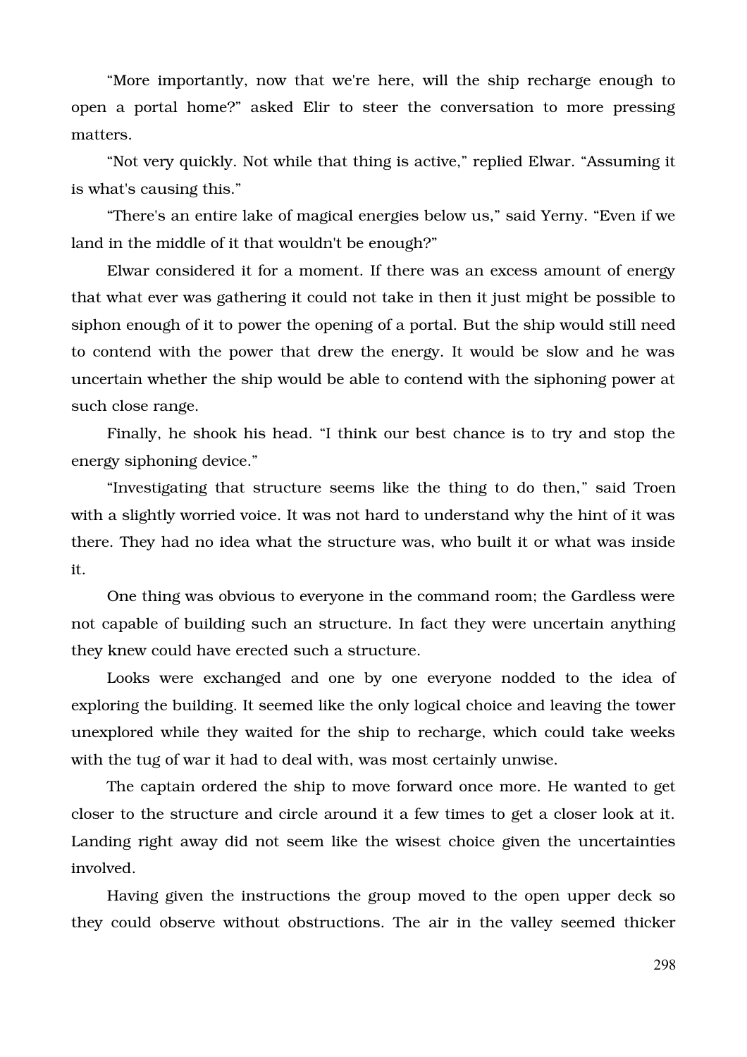“More importantly, now that we're here, will the ship recharge enough to open a portal home?” asked Elir to steer the conversation to more pressing matters.

“Not very quickly. Not while that thing is active,” replied Elwar. “Assuming it is what's causing this.”

“There's an entire lake of magical energies below us,” said Yerny. “Even if we land in the middle of it that wouldn't be enough?”

Elwar considered it for a moment. If there was an excess amount of energy that what ever was gathering it could not take in then it just might be possible to siphon enough of it to power the opening of a portal. But the ship would still need to contend with the power that drew the energy. It would be slow and he was uncertain whether the ship would be able to contend with the siphoning power at such close range.

Finally, he shook his head. “I think our best chance is to try and stop the energy siphoning device.”

“Investigating that structure seems like the thing to do then,” said Troen with a slightly worried voice. It was not hard to understand why the hint of it was there. They had no idea what the structure was, who built it or what was inside it.

One thing was obvious to everyone in the command room; the Gardless were not capable of building such an structure. In fact they were uncertain anything they knew could have erected such a structure.

Looks were exchanged and one by one everyone nodded to the idea of exploring the building. It seemed like the only logical choice and leaving the tower unexplored while they waited for the ship to recharge, which could take weeks with the tug of war it had to deal with, was most certainly unwise.

The captain ordered the ship to move forward once more. He wanted to get closer to the structure and circle around it a few times to get a closer look at it. Landing right away did not seem like the wisest choice given the uncertainties involved.

Having given the instructions the group moved to the open upper deck so they could observe without obstructions. The air in the valley seemed thicker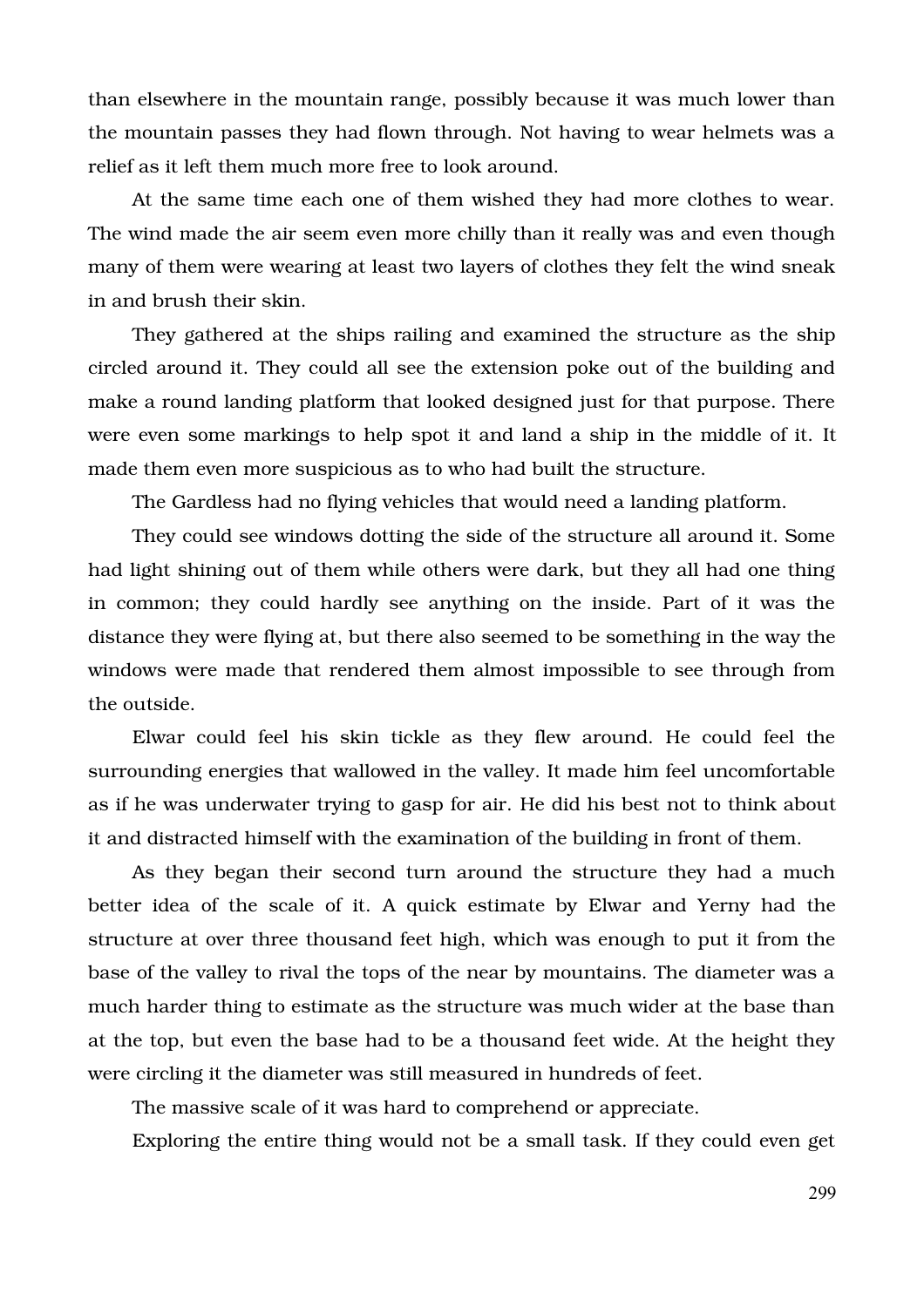than elsewhere in the mountain range, possibly because it was much lower than the mountain passes they had flown through. Not having to wear helmets was a relief as it left them much more free to look around.

At the same time each one of them wished they had more clothes to wear. The wind made the air seem even more chilly than it really was and even though many of them were wearing at least two layers of clothes they felt the wind sneak in and brush their skin.

They gathered at the ships railing and examined the structure as the ship circled around it. They could all see the extension poke out of the building and make a round landing platform that looked designed just for that purpose. There were even some markings to help spot it and land a ship in the middle of it. It made them even more suspicious as to who had built the structure.

The Gardless had no flying vehicles that would need a landing platform.

They could see windows dotting the side of the structure all around it. Some had light shining out of them while others were dark, but they all had one thing in common; they could hardly see anything on the inside. Part of it was the distance they were flying at, but there also seemed to be something in the way the windows were made that rendered them almost impossible to see through from the outside.

Elwar could feel his skin tickle as they flew around. He could feel the surrounding energies that wallowed in the valley. It made him feel uncomfortable as if he was underwater trying to gasp for air. He did his best not to think about it and distracted himself with the examination of the building in front of them.

As they began their second turn around the structure they had a much better idea of the scale of it. A quick estimate by Elwar and Yerny had the structure at over three thousand feet high, which was enough to put it from the base of the valley to rival the tops of the near by mountains. The diameter was a much harder thing to estimate as the structure was much wider at the base than at the top, but even the base had to be a thousand feet wide. At the height they were circling it the diameter was still measured in hundreds of feet.

The massive scale of it was hard to comprehend or appreciate.

Exploring the entire thing would not be a small task. If they could even get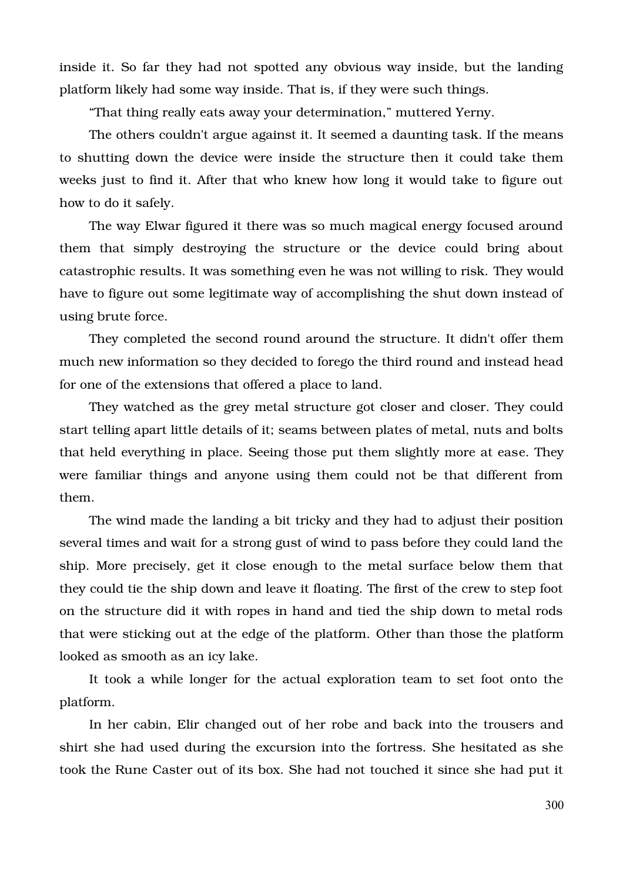inside it. So far they had not spotted any obvious way inside, but the landing platform likely had some way inside. That is, if they were such things.

“That thing really eats away your determination,” muttered Yerny.

The others couldn't argue against it. It seemed a daunting task. If the means to shutting down the device were inside the structure then it could take them weeks just to find it. After that who knew how long it would take to figure out how to do it safely.

The way Elwar figured it there was so much magical energy focused around them that simply destroying the structure or the device could bring about catastrophic results. It was something even he was not willing to risk. They would have to figure out some legitimate way of accomplishing the shut down instead of using brute force.

They completed the second round around the structure. It didn't offer them much new information so they decided to forego the third round and instead head for one of the extensions that offered a place to land.

They watched as the grey metal structure got closer and closer. They could start telling apart little details of it; seams between plates of metal, nuts and bolts that held everything in place. Seeing those put them slightly more at ease. They were familiar things and anyone using them could not be that different from them.

The wind made the landing a bit tricky and they had to adjust their position several times and wait for a strong gust of wind to pass before they could land the ship. More precisely, get it close enough to the metal surface below them that they could tie the ship down and leave it floating. The first of the crew to step foot on the structure did it with ropes in hand and tied the ship down to metal rods that were sticking out at the edge of the platform. Other than those the platform looked as smooth as an icy lake.

It took a while longer for the actual exploration team to set foot onto the platform.

In her cabin, Elir changed out of her robe and back into the trousers and shirt she had used during the excursion into the fortress. She hesitated as she took the Rune Caster out of its box. She had not touched it since she had put it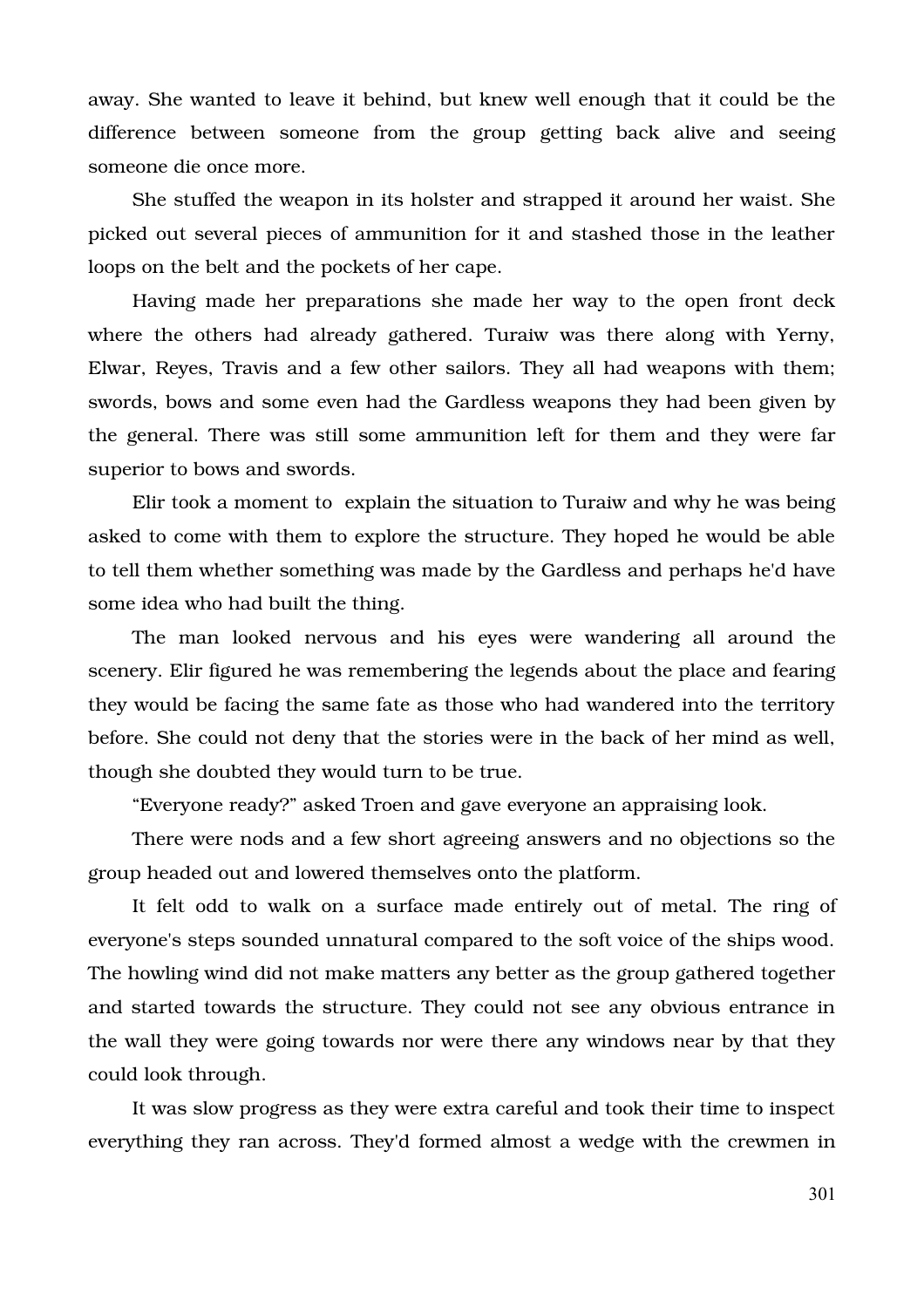away. She wanted to leave it behind, but knew well enough that it could be the difference between someone from the group getting back alive and seeing someone die once more.

She stuffed the weapon in its holster and strapped it around her waist. She picked out several pieces of ammunition for it and stashed those in the leather loops on the belt and the pockets of her cape.

Having made her preparations she made her way to the open front deck where the others had already gathered. Turaiw was there along with Yerny, Elwar, Reyes, Travis and a few other sailors. They all had weapons with them; swords, bows and some even had the Gardless weapons they had been given by the general. There was still some ammunition left for them and they were far superior to bows and swords.

Elir took a moment to  explain the situation to Turaiw and why he was being asked to come with them to explore the structure. They hoped he would be able to tell them whether something was made by the Gardless and perhaps he'd have some idea who had built the thing.

The man looked nervous and his eyes were wandering all around the scenery. Elir figured he was remembering the legends about the place and fearing they would be facing the same fate as those who had wandered into the territory before. She could not deny that the stories were in the back of her mind as well, though she doubted they would turn to be true.

“Everyone ready?” asked Troen and gave everyone an appraising look.

There were nods and a few short agreeing answers and no objections so the group headed out and lowered themselves onto the platform.

It felt odd to walk on a surface made entirely out of metal. The ring of everyone's steps sounded unnatural compared to the soft voice of the ships wood. The howling wind did not make matters any better as the group gathered together and started towards the structure. They could not see any obvious entrance in the wall they were going towards nor were there any windows near by that they could look through.

It was slow progress as they were extra careful and took their time to inspect everything they ran across. They'd formed almost a wedge with the crewmen in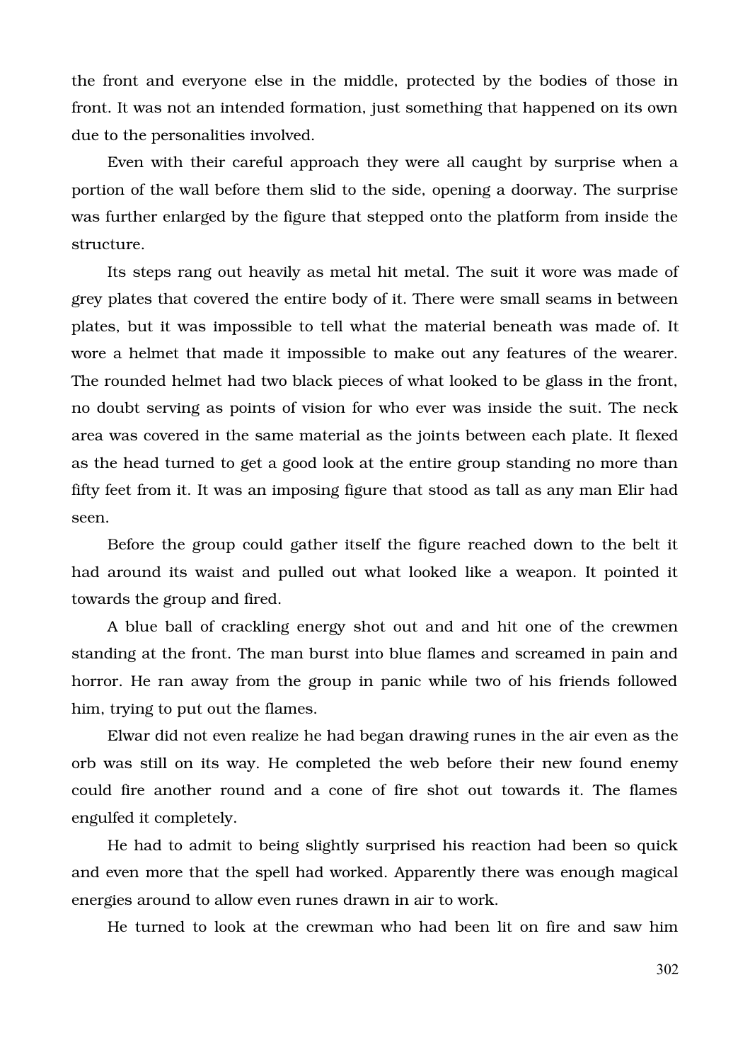the front and everyone else in the middle, protected by the bodies of those in front. It was not an intended formation, just something that happened on its own due to the personalities involved.

Even with their careful approach they were all caught by surprise when a portion of the wall before them slid to the side, opening a doorway. The surprise was further enlarged by the figure that stepped onto the platform from inside the structure.

Its steps rang out heavily as metal hit metal. The suit it wore was made of grey plates that covered the entire body of it. There were small seams in between plates, but it was impossible to tell what the material beneath was made of. It wore a helmet that made it impossible to make out any features of the wearer. The rounded helmet had two black pieces of what looked to be glass in the front, no doubt serving as points of vision for who ever was inside the suit. The neck area was covered in the same material as the joints between each plate. It flexed as the head turned to get a good look at the entire group standing no more than fifty feet from it. It was an imposing figure that stood as tall as any man Elir had seen.

Before the group could gather itself the figure reached down to the belt it had around its waist and pulled out what looked like a weapon. It pointed it towards the group and fired.

A blue ball of crackling energy shot out and and hit one of the crewmen standing at the front. The man burst into blue flames and screamed in pain and horror. He ran away from the group in panic while two of his friends followed him, trying to put out the flames.

Elwar did not even realize he had began drawing runes in the air even as the orb was still on its way. He completed the web before their new found enemy could fire another round and a cone of fire shot out towards it. The flames engulfed it completely.

He had to admit to being slightly surprised his reaction had been so quick and even more that the spell had worked. Apparently there was enough magical energies around to allow even runes drawn in air to work.

He turned to look at the crewman who had been lit on fire and saw him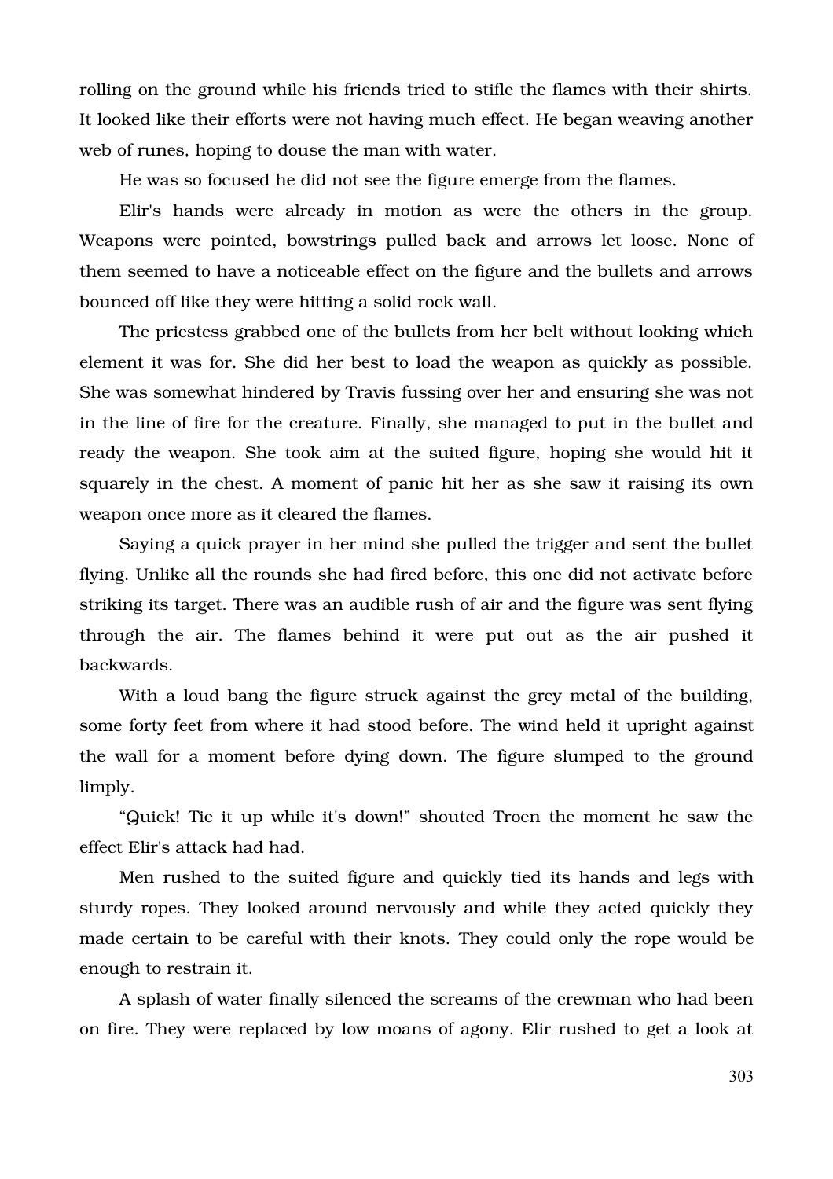rolling on the ground while his friends tried to stifle the flames with their shirts. It looked like their efforts were not having much effect. He began weaving another web of runes, hoping to douse the man with water.

He was so focused he did not see the figure emerge from the flames.

Elir's hands were already in motion as were the others in the group. Weapons were pointed, bowstrings pulled back and arrows let loose. None of them seemed to have a noticeable effect on the figure and the bullets and arrows bounced off like they were hitting a solid rock wall.

The priestess grabbed one of the bullets from her belt without looking which element it was for. She did her best to load the weapon as quickly as possible. She was somewhat hindered by Travis fussing over her and ensuring she was not in the line of fire for the creature. Finally, she managed to put in the bullet and ready the weapon. She took aim at the suited figure, hoping she would hit it squarely in the chest. A moment of panic hit her as she saw it raising its own weapon once more as it cleared the flames.

Saying a quick prayer in her mind she pulled the trigger and sent the bullet flying. Unlike all the rounds she had fired before, this one did not activate before striking its target. There was an audible rush of air and the figure was sent flying through the air. The flames behind it were put out as the air pushed it backwards.

With a loud bang the figure struck against the grey metal of the building, some forty feet from where it had stood before. The wind held it upright against the wall for a moment before dying down. The figure slumped to the ground limply.

"Quick! Tie it up while it's down!" shouted Troen the moment he saw the effect Elir's attack had had.

Men rushed to the suited figure and quickly tied its hands and legs with sturdy ropes. They looked around nervously and while they acted quickly they made certain to be careful with their knots. They could only the rope would be enough to restrain it.

A splash of water finally silenced the screams of the crewman who had been on fire. They were replaced by low moans of agony. Elir rushed to get a look at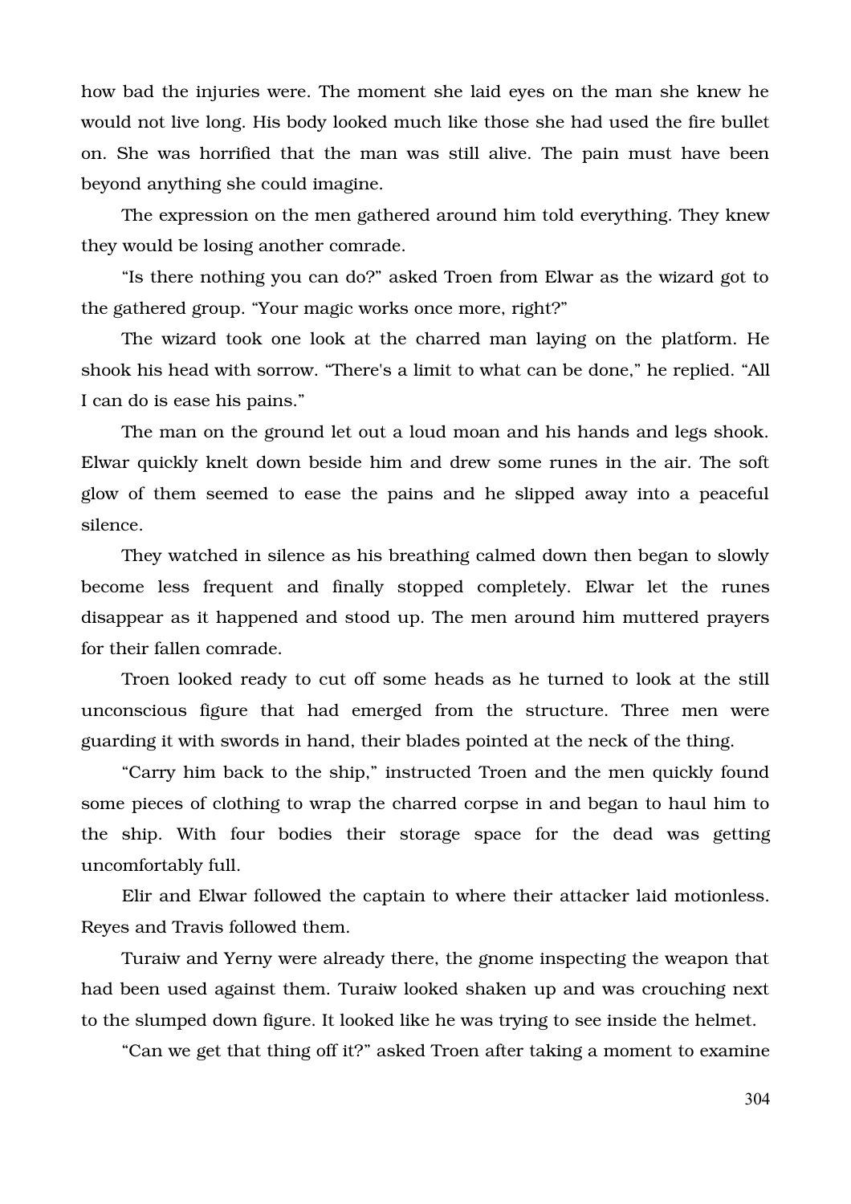how bad the injuries were. The moment she laid eyes on the man she knew he would not live long. His body looked much like those she had used the fire bullet on. She was horrified that the man was still alive. The pain must have been beyond anything she could imagine.

The expression on the men gathered around him told everything. They knew they would be losing another comrade.

"Is there nothing you can do?" asked Troen from Elwar as the wizard got to the gathered group. "Your magic works once more, right?"

The wizard took one look at the charred man laying on the platform. He shook his head with sorrow. "There's a limit to what can be done," he replied. "All I can do is ease his pains."

The man on the ground let out a loud moan and his hands and legs shook. Elwar quickly knelt down beside him and drew some runes in the air. The soft glow of them seemed to ease the pains and he slipped away into a peaceful silence.

They watched in silence as his breathing calmed down then began to slowly become less frequent and finally stopped completely. Elwar let the runes disappear as it happened and stood up. The men around him muttered prayers for their fallen comrade.

Troen looked ready to cut off some heads as he turned to look at the still unconscious figure that had emerged from the structure. Three men were guarding it with swords in hand, their blades pointed at the neck of the thing.

"Carry him back to the ship," instructed Troen and the men quickly found some pieces of clothing to wrap the charred corpse in and began to haul him to the ship. With four bodies their storage space for the dead was getting uncomfortably full.

Elir and Elwar followed the captain to where their attacker laid motionless. Reyes and Travis followed them.

Turaiw and Yerny were already there, the gnome inspecting the weapon that had been used against them. Turaiw looked shaken up and was crouching next to the slumped down figure. It looked like he was trying to see inside the helmet.

"Can we get that thing off it?" asked Troen after taking a moment to examine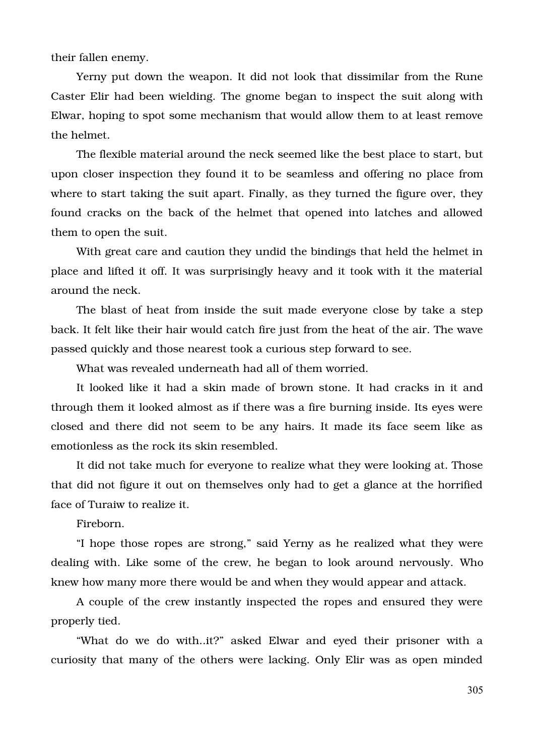their fallen enemy.

Yerny put down the weapon. It did not look that dissimilar from the Rune Caster Elir had been wielding. The gnome began to inspect the suit along with Elwar, hoping to spot some mechanism that would allow them to at least remove the helmet.

The flexible material around the neck seemed like the best place to start, but upon closer inspection they found it to be seamless and offering no place from where to start taking the suit apart. Finally, as they turned the figure over, they found cracks on the back of the helmet that opened into latches and allowed them to open the suit.

With great care and caution they undid the bindings that held the helmet in place and lifted it off. It was surprisingly heavy and it took with it the material around the neck.

The blast of heat from inside the suit made everyone close by take a step back. It felt like their hair would catch fire just from the heat of the air. The wave passed quickly and those nearest took a curious step forward to see.

What was revealed underneath had all of them worried.

It looked like it had a skin made of brown stone. It had cracks in it and through them it looked almost as if there was a fire burning inside. Its eyes were closed and there did not seem to be any hairs. It made its face seem like as emotionless as the rock its skin resembled.

It did not take much for everyone to realize what they were looking at. Those that did not figure it out on themselves only had to get a glance at the horrified face of Turaiw to realize it.

Fireborn.

“I hope those ropes are strong,” said Yerny as he realized what they were dealing with. Like some of the crew, he began to look around nervously. Who knew how many more there would be and when they would appear and attack.

A couple of the crew instantly inspected the ropes and ensured they were properly tied.

“What do we do with..it?” asked Elwar and eyed their prisoner with a curiosity that many of the others were lacking. Only Elir was as open minded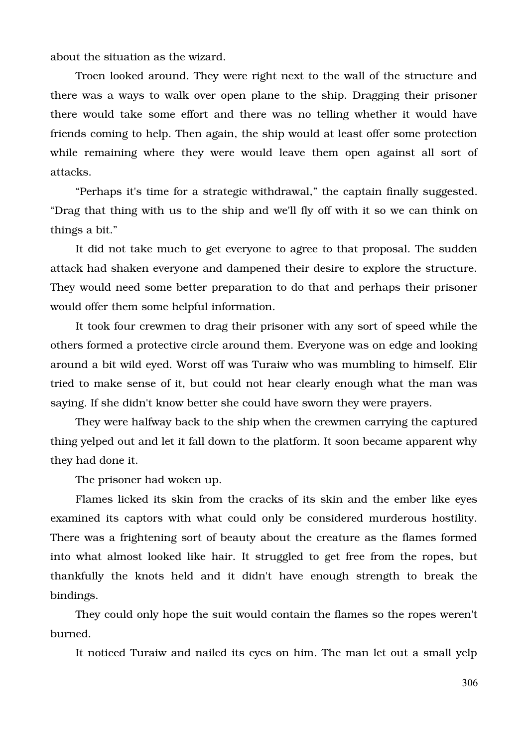about the situation as the wizard.

Troen looked around. They were right next to the wall of the structure and there was a ways to walk over open plane to the ship. Dragging their prisoner there would take some effort and there was no telling whether it would have friends coming to help. Then again, the ship would at least offer some protection while remaining where they were would leave them open against all sort of attacks.

“Perhaps it's time for a strategic withdrawal,” the captain finally suggested. “Drag that thing with us to the ship and we'll fly off with it so we can think on things a bit.”

It did not take much to get everyone to agree to that proposal. The sudden attack had shaken everyone and dampened their desire to explore the structure. They would need some better preparation to do that and perhaps their prisoner would offer them some helpful information.

It took four crewmen to drag their prisoner with any sort of speed while the others formed a protective circle around them. Everyone was on edge and looking around a bit wild eyed. Worst off was Turaiw who was mumbling to himself. Elir tried to make sense of it, but could not hear clearly enough what the man was saying. If she didn't know better she could have sworn they were prayers.

They were halfway back to the ship when the crewmen carrying the captured thing yelped out and let it fall down to the platform. It soon became apparent why they had done it.

The prisoner had woken up.

Flames licked its skin from the cracks of its skin and the ember like eyes examined its captors with what could only be considered murderous hostility. There was a frightening sort of beauty about the creature as the flames formed into what almost looked like hair. It struggled to get free from the ropes, but thankfully the knots held and it didn't have enough strength to break the bindings.

They could only hope the suit would contain the flames so the ropes weren't burned.

It noticed Turaiw and nailed its eyes on him. The man let out a small yelp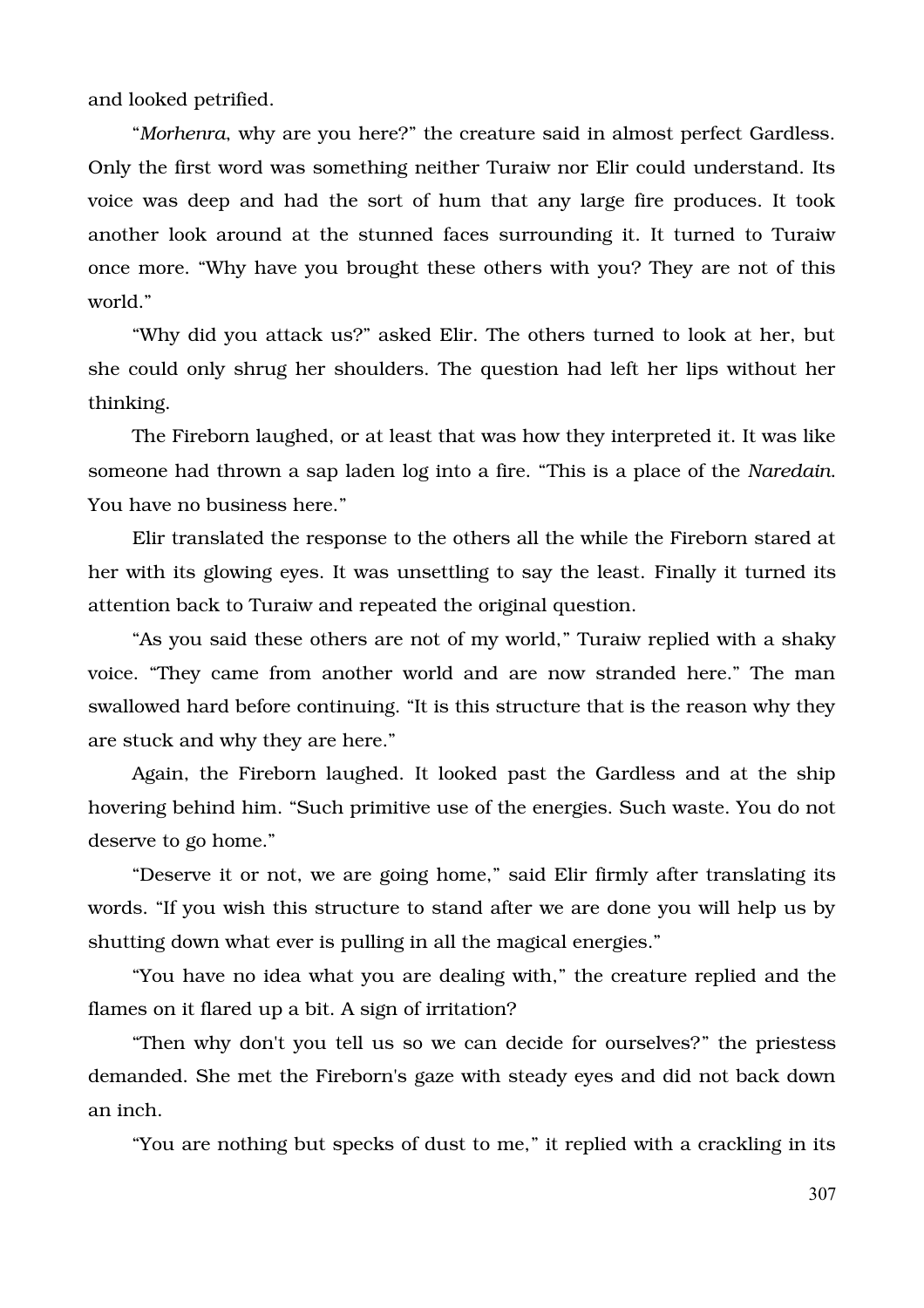and looked petrified.

"*Morhenra*, why are you here?" the creature said in almost perfect Gardless. Only the first word was something neither Turaiw nor Elir could understand. Its voice was deep and had the sort of hum that any large fire produces. It took another look around at the stunned faces surrounding it. It turned to Turaiw once more. "Why have you brought these others with you? They are not of this world."

"Why did you attack us?" asked Elir. The others turned to look at her, but she could only shrug her shoulders. The question had left her lips without her thinking.

The Fireborn laughed, or at least that was how they interpreted it. It was like someone had thrown a sap laden log into a fire. "This is a place of the *Naredain*. You have no business here."

Elir translated the response to the others all the while the Fireborn stared at her with its glowing eyes. It was unsettling to say the least. Finally it turned its attention back to Turaiw and repeated the original question.

"As you said these others are not of my world," Turaiw replied with a shaky voice. "They came from another world and are now stranded here." The man swallowed hard before continuing. "It is this structure that is the reason why they are stuck and why they are here."

Again, the Fireborn laughed. It looked past the Gardless and at the ship hovering behind him. "Such primitive use of the energies. Such waste. You do not deserve to go home."

"Deserve it or not, we are going home," said Elir firmly after translating its words. "If you wish this structure to stand after we are done you will help us by shutting down what ever is pulling in all the magical energies."

"You have no idea what you are dealing with," the creature replied and the flames on it flared up a bit. A sign of irritation?

"Then why don't you tell us so we can decide for ourselves?" the priestess demanded. She met the Fireborn's gaze with steady eyes and did not back down an inch.

"You are nothing but specks of dust to me," it replied with a crackling in its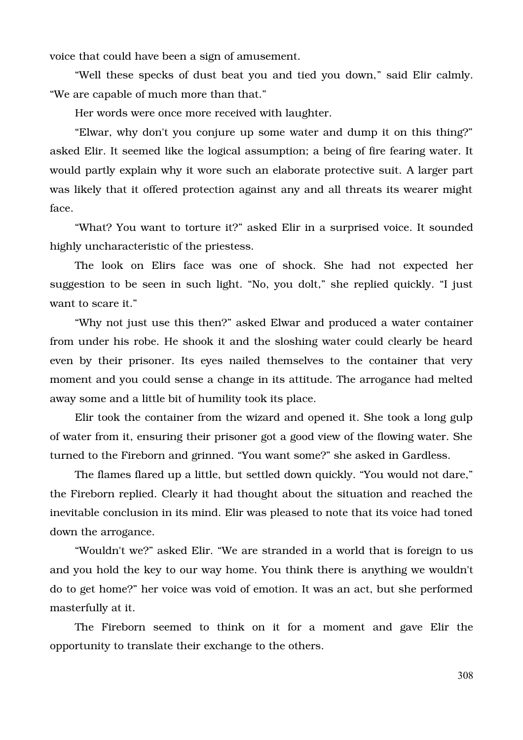voice that could have been a sign of amusement.

"Well these specks of dust beat you and tied you down," said Elir calmly. "We are capable of much more than that."

Her words were once more received with laughter.

"Elwar, why don't you conjure up some water and dump it on this thing?" asked Elir. It seemed like the logical assumption; a being of fire fearing water. It would partly explain why it wore such an elaborate protective suit. A larger part was likely that it offered protection against any and all threats its wearer might face.

"What? You want to torture it?" asked Elir in a surprised voice. It sounded highly uncharacteristic of the priestess.

The look on Elirs face was one of shock. She had not expected her suggestion to be seen in such light. "No, you dolt," she replied quickly. "I just want to scare it."

"Why not just use this then?" asked Elwar and produced a water container from under his robe. He shook it and the sloshing water could clearly be heard even by their prisoner. Its eyes nailed themselves to the container that very moment and you could sense a change in its attitude. The arrogance had melted away some and a little bit of humility took its place.

Elir took the container from the wizard and opened it. She took a long gulp of water from it, ensuring their prisoner got a good view of the flowing water. She turned to the Fireborn and grinned. "You want some?" she asked in Gardless.

The flames flared up a little, but settled down quickly. "You would not dare," the Fireborn replied. Clearly it had thought about the situation and reached the inevitable conclusion in its mind. Elir was pleased to note that its voice had toned down the arrogance.

"Wouldn't we?" asked Elir. "We are stranded in a world that is foreign to us and you hold the key to our way home. You think there is anything we wouldn't do to get home?" her voice was void of emotion. It was an act, but she performed masterfully at it.

The Fireborn seemed to think on it for a moment and gave Elir the opportunity to translate their exchange to the others.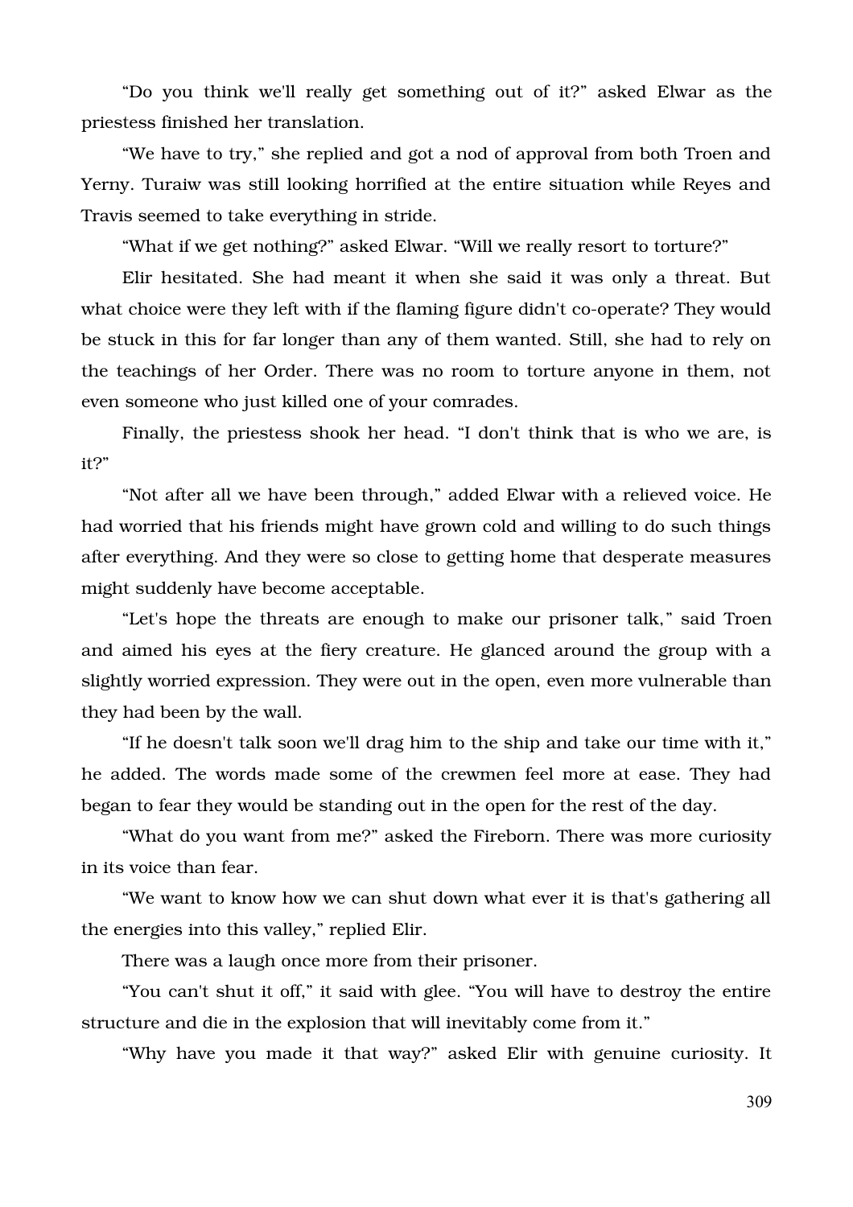"Do you think we'll really get something out of it?" asked Elwar as the priestess finished her translation.

"We have to try," she replied and got a nod of approval from both Troen and Yerny. Turaiw was still looking horrified at the entire situation while Reyes and Travis seemed to take everything in stride.

"What if we get nothing?" asked Elwar. "Will we really resort to torture?"

Elir hesitated. She had meant it when she said it was only a threat. But what choice were they left with if the flaming figure didn't co-operate? They would be stuck in this for far longer than any of them wanted. Still, she had to rely on the teachings of her Order. There was no room to torture anyone in them, not even someone who just killed one of your comrades.

Finally, the priestess shook her head. "I don't think that is who we are, is it?"

"Not after all we have been through," added Elwar with a relieved voice. He had worried that his friends might have grown cold and willing to do such things after everything. And they were so close to getting home that desperate measures might suddenly have become acceptable.

"Let's hope the threats are enough to make our prisoner talk," said Troen and aimed his eyes at the fiery creature. He glanced around the group with a slightly worried expression. They were out in the open, even more vulnerable than they had been by the wall.

"If he doesn't talk soon we'll drag him to the ship and take our time with it," he added. The words made some of the crewmen feel more at ease. They had began to fear they would be standing out in the open for the rest of the day.

"What do you want from me?" asked the Fireborn. There was more curiosity in its voice than fear.

"We want to know how we can shut down what ever it is that's gathering all the energies into this valley," replied Elir.

There was a laugh once more from their prisoner.

"You can't shut it off," it said with glee. "You will have to destroy the entire structure and die in the explosion that will inevitably come from it."

"Why have you made it that way?" asked Elir with genuine curiosity. It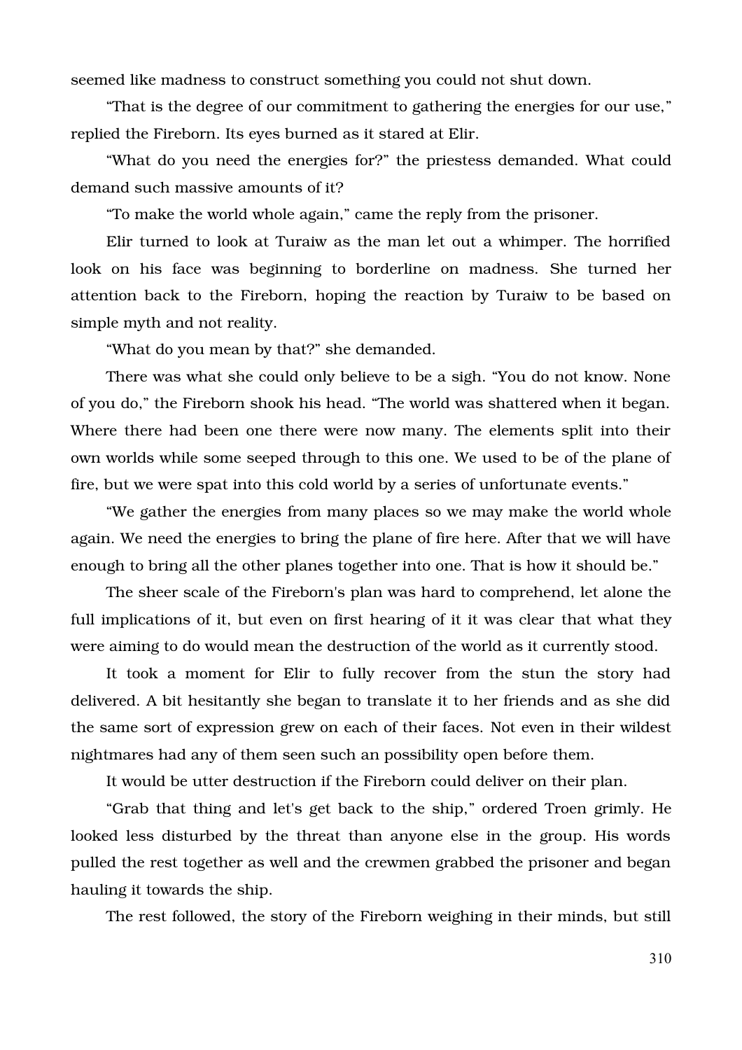seemed like madness to construct something you could not shut down.

“That is the degree of our commitment to gathering the energies for our use,” replied the Fireborn. Its eyes burned as it stared at Elir.

“What do you need the energies for?” the priestess demanded. What could demand such massive amounts of it?

“To make the world whole again,” came the reply from the prisoner.

Elir turned to look at Turaiw as the man let out a whimper. The horrified look on his face was beginning to borderline on madness. She turned her attention back to the Fireborn, hoping the reaction by Turaiw to be based on simple myth and not reality.

“What do you mean by that?” she demanded.

There was what she could only believe to be a sigh. “You do not know. None of you do,” the Fireborn shook his head. “The world was shattered when it began. Where there had been one there were now many. The elements split into their own worlds while some seeped through to this one. We used to be of the plane of fire, but we were spat into this cold world by a series of unfortunate events.”

“We gather the energies from many places so we may make the world whole again. We need the energies to bring the plane of fire here. After that we will have enough to bring all the other planes together into one. That is how it should be.”

The sheer scale of the Fireborn's plan was hard to comprehend, let alone the full implications of it, but even on first hearing of it it was clear that what they were aiming to do would mean the destruction of the world as it currently stood.

It took a moment for Elir to fully recover from the stun the story had delivered. A bit hesitantly she began to translate it to her friends and as she did the same sort of expression grew on each of their faces. Not even in their wildest nightmares had any of them seen such an possibility open before them.

It would be utter destruction if the Fireborn could deliver on their plan.

“Grab that thing and let's get back to the ship,” ordered Troen grimly. He looked less disturbed by the threat than anyone else in the group. His words pulled the rest together as well and the crewmen grabbed the prisoner and began hauling it towards the ship.

The rest followed, the story of the Fireborn weighing in their minds, but still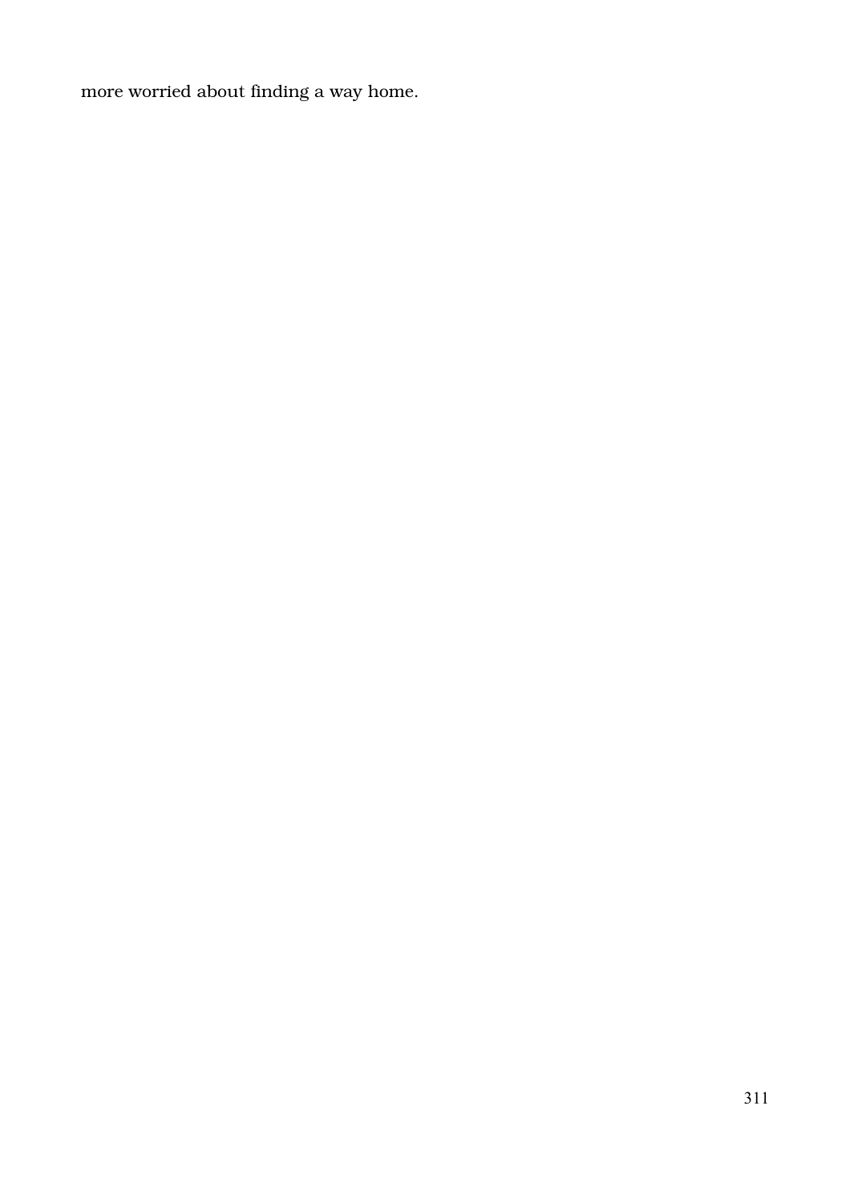more worried about finding a way home.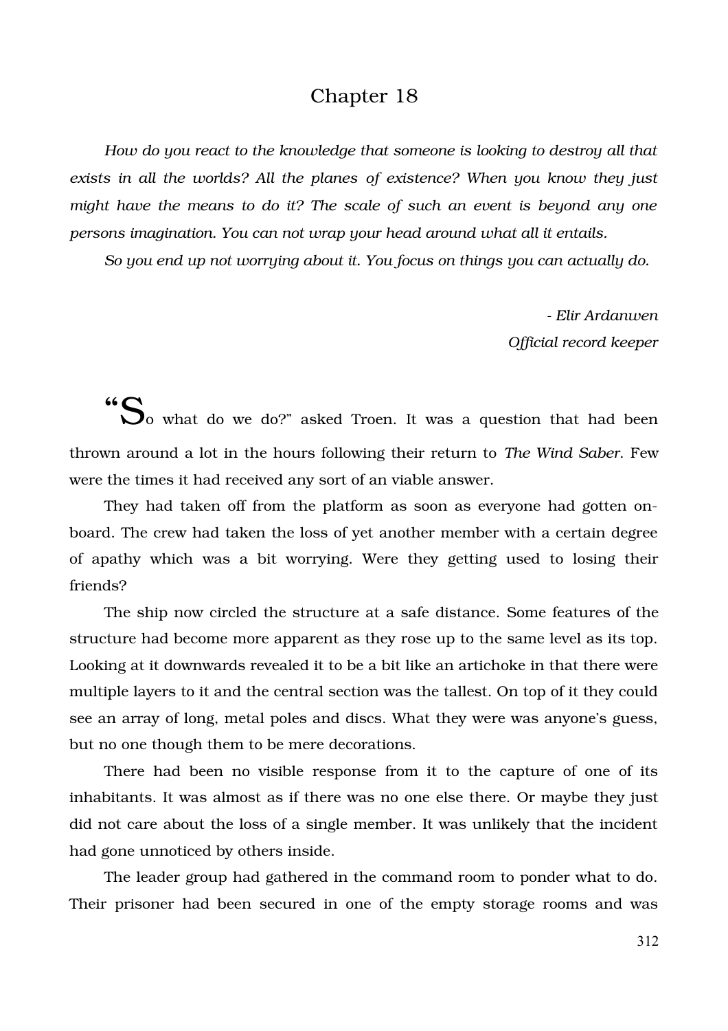# Chapter 18

*How do you react to the knowledge that someone is looking to destroy all that exists in all the worlds? All the planes of existence? When you know they just might have the means to do it? The scale of such an event is beyond any one persons imagination. You can not wrap your head around what all it entails.*

*So you end up not worrying about it. You focus on things you can actually do.*

*- Elir Ardanwen*
*Official record keeper*

"So what do we do?" asked Troen. It was a question that had been thrown around a lot in the hours following their return to *The Wind Saber*. Few were the times it had received any sort of an viable answer.

They had taken off from the platform as soon as everyone had gotten on-board. The crew had taken the loss of yet another member with a certain degree of apathy which was a bit worrying. Were they getting used to losing their friends?

The ship now circled the structure at a safe distance. Some features of the structure had become more apparent as they rose up to the same level as its top. Looking at it downwards revealed it to be a bit like an artichoke in that there were multiple layers to it and the central section was the tallest. On top of it they could see an array of long, metal poles and discs. What they were was anyone's guess, but no one though them to be mere decorations.

There had been no visible response from it to the capture of one of its inhabitants. It was almost as if there was no one else there. Or maybe they just did not care about the loss of a single member. It was unlikely that the incident had gone unnoticed by others inside.

The leader group had gathered in the command room to ponder what to do. Their prisoner had been secured in one of the empty storage rooms and was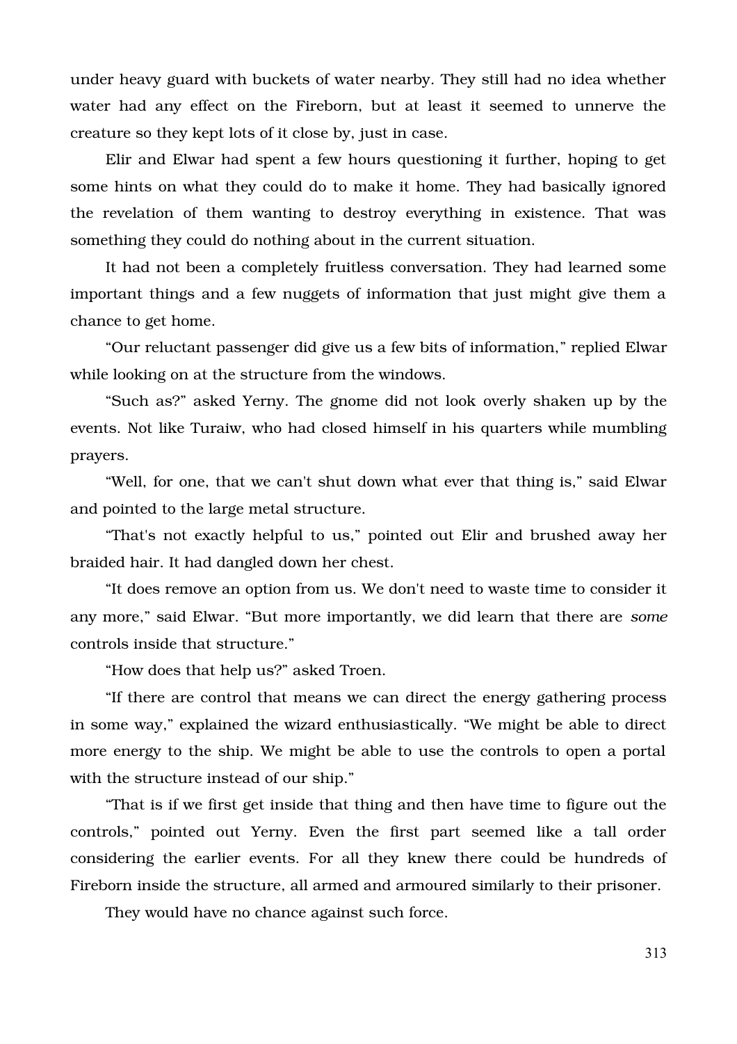under heavy guard with buckets of water nearby. They still had no idea whether water had any effect on the Fireborn, but at least it seemed to unnerve the creature so they kept lots of it close by, just in case.

Elir and Elwar had spent a few hours questioning it further, hoping to get some hints on what they could do to make it home. They had basically ignored the revelation of them wanting to destroy everything in existence. That was something they could do nothing about in the current situation.

It had not been a completely fruitless conversation. They had learned some important things and a few nuggets of information that just might give them a chance to get home.

“Our reluctant passenger did give us a few bits of information,” replied Elwar while looking on at the structure from the windows.

“Such as?” asked Yerny. The gnome did not look overly shaken up by the events. Not like Turaiw, who had closed himself in his quarters while mumbling prayers.

“Well, for one, that we can't shut down what ever that thing is,” said Elwar and pointed to the large metal structure.

“That's not exactly helpful to us,” pointed out Elir and brushed away her braided hair. It had dangled down her chest.

“It does remove an option from us. We don't need to waste time to consider it any more,” said Elwar. “But more importantly, we did learn that there are *some* controls inside that structure.”

“How does that help us?” asked Troen.

“If there are control that means we can direct the energy gathering process in some way,” explained the wizard enthusiastically. “We might be able to direct more energy to the ship. We might be able to use the controls to open a portal with the structure instead of our ship.”

“That is if we first get inside that thing and then have time to figure out the controls,” pointed out Yerny. Even the first part seemed like a tall order considering the earlier events. For all they knew there could be hundreds of Fireborn inside the structure, all armed and armoured similarly to their prisoner.

They would have no chance against such force.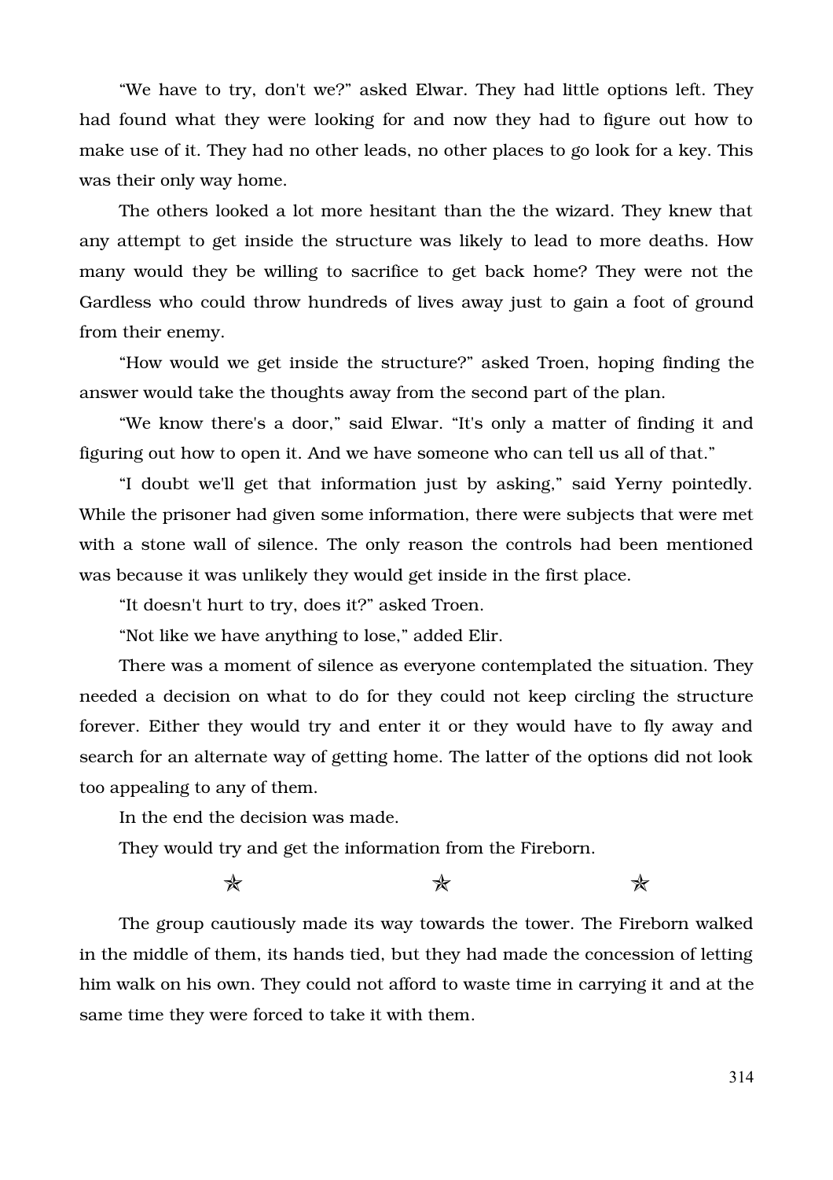"We have to try, don't we?" asked Elwar. They had little options left. They had found what they were looking for and now they had to figure out how to make use of it. They had no other leads, no other places to go look for a key. This was their only way home.

The others looked a lot more hesitant than the the wizard. They knew that any attempt to get inside the structure was likely to lead to more deaths. How many would they be willing to sacrifice to get back home? They were not the Gardless who could throw hundreds of lives away just to gain a foot of ground from their enemy.

"How would we get inside the structure?" asked Troen, hoping finding the answer would take the thoughts away from the second part of the plan.

"We know there's a door," said Elwar. "It's only a matter of finding it and figuring out how to open it. And we have someone who can tell us all of that."

"I doubt we'll get that information just by asking," said Yerny pointedly. While the prisoner had given some information, there were subjects that were met with a stone wall of silence. The only reason the controls had been mentioned was because it was unlikely they would get inside in the first place.

"It doesn't hurt to try, does it?" asked Troen.

"Not like we have anything to lose," added Elir.

There was a moment of silence as everyone contemplated the situation. They needed a decision on what to do for they could not keep circling the structure forever. Either they would try and enter it or they would have to fly away and search for an alternate way of getting home. The latter of the options did not look too appealing to any of them.

In the end the decision was made.

They would try and get the information from the Fireborn.

✯ ✯ ✯

The group cautiously made its way towards the tower. The Fireborn walked in the middle of them, its hands tied, but they had made the concession of letting him walk on his own. They could not afford to waste time in carrying it and at the same time they were forced to take it with them.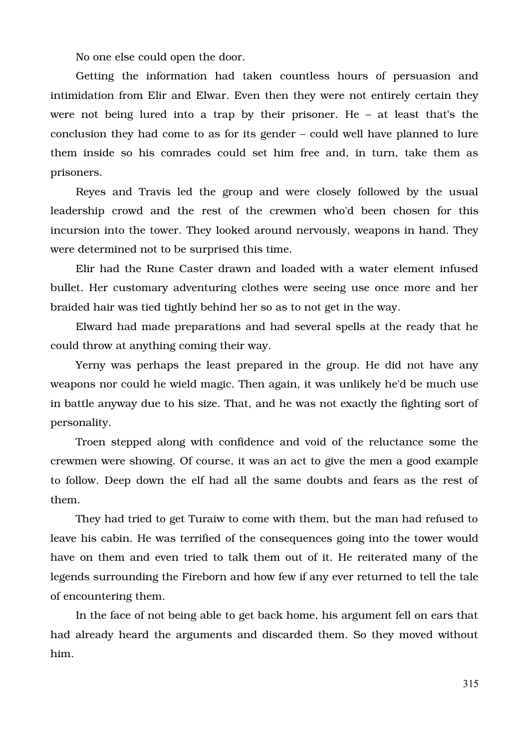No one else could open the door.

Getting the information had taken countless hours of persuasion and intimidation from Elir and Elwar. Even then they were not entirely certain they were not being lured into a trap by their prisoner. He – at least that's the conclusion they had come to as for its gender – could well have planned to lure them inside so his comrades could set him free and, in turn, take them as prisoners.

Reyes and Travis led the group and were closely followed by the usual leadership crowd and the rest of the crewmen who'd been chosen for this incursion into the tower. They looked around nervously, weapons in hand. They were determined not to be surprised this time.

Elir had the Rune Caster drawn and loaded with a water element infused bullet. Her customary adventuring clothes were seeing use once more and her braided hair was tied tightly behind her so as to not get in the way.

Elward had made preparations and had several spells at the ready that he could throw at anything coming their way.

Yerny was perhaps the least prepared in the group. He did not have any weapons nor could he wield magic. Then again, it was unlikely he'd be much use in battle anyway due to his size. That, and he was not exactly the fighting sort of personality.

Troen stepped along with confidence and void of the reluctance some the crewmen were showing. Of course, it was an act to give the men a good example to follow. Deep down the elf had all the same doubts and fears as the rest of them.

They had tried to get Turaiw to come with them, but the man had refused to leave his cabin. He was terrified of the consequences going into the tower would have on them and even tried to talk them out of it. He reiterated many of the legends surrounding the Fireborn and how few if any ever returned to tell the tale of encountering them.

In the face of not being able to get back home, his argument fell on ears that had already heard the arguments and discarded them. So they moved without him.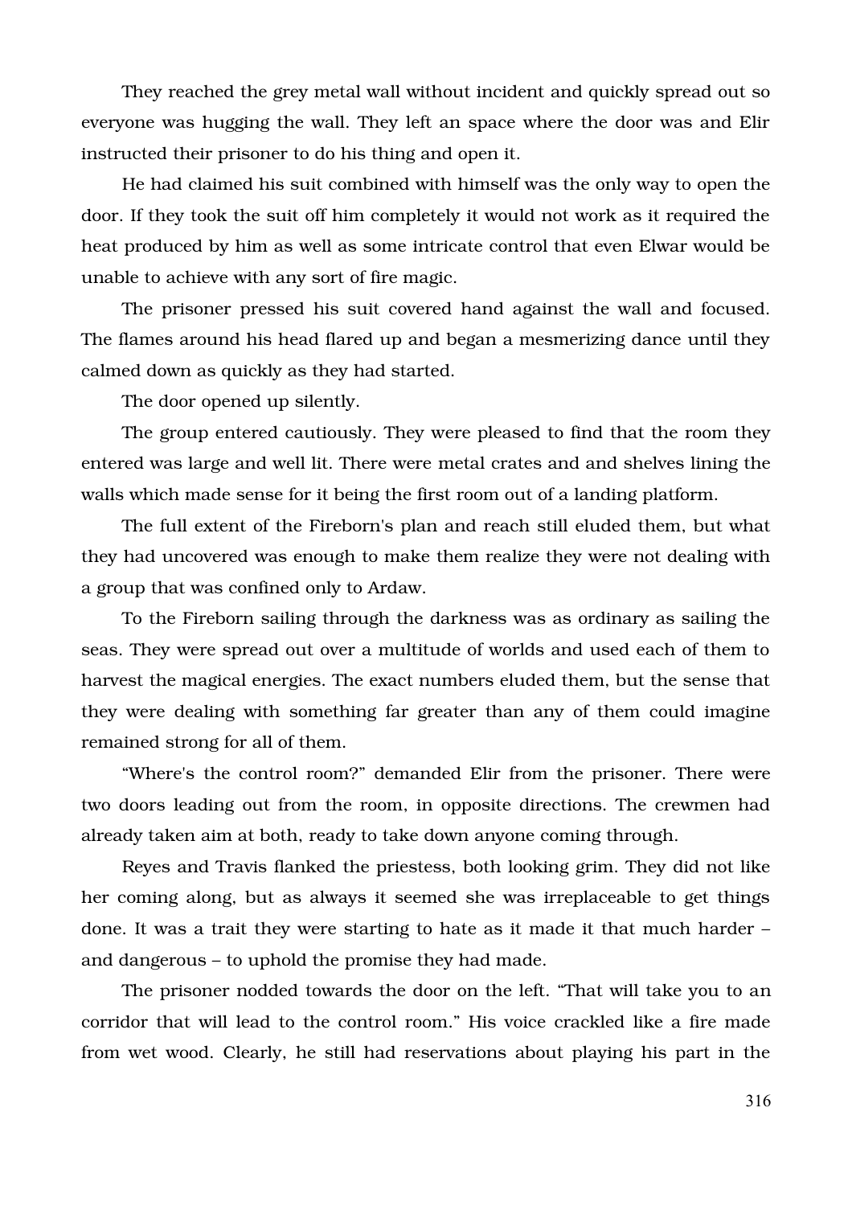They reached the grey metal wall without incident and quickly spread out so everyone was hugging the wall. They left an space where the door was and Elir instructed their prisoner to do his thing and open it.

He had claimed his suit combined with himself was the only way to open the door. If they took the suit off him completely it would not work as it required the heat produced by him as well as some intricate control that even Elwar would be unable to achieve with any sort of fire magic.

The prisoner pressed his suit covered hand against the wall and focused. The flames around his head flared up and began a mesmerizing dance until they calmed down as quickly as they had started.

The door opened up silently.

The group entered cautiously. They were pleased to find that the room they entered was large and well lit. There were metal crates and and shelves lining the walls which made sense for it being the first room out of a landing platform.

The full extent of the Fireborn's plan and reach still eluded them, but what they had uncovered was enough to make them realize they were not dealing with a group that was confined only to Ardaw.

To the Fireborn sailing through the darkness was as ordinary as sailing the seas. They were spread out over a multitude of worlds and used each of them to harvest the magical energies. The exact numbers eluded them, but the sense that they were dealing with something far greater than any of them could imagine remained strong for all of them.

"Where's the control room?" demanded Elir from the prisoner. There were two doors leading out from the room, in opposite directions. The crewmen had already taken aim at both, ready to take down anyone coming through.

Reyes and Travis flanked the priestess, both looking grim. They did not like her coming along, but as always it seemed she was irreplaceable to get things done. It was a trait they were starting to hate as it made it that much harder – and dangerous – to uphold the promise they had made.

The prisoner nodded towards the door on the left. "That will take you to an corridor that will lead to the control room." His voice crackled like a fire made from wet wood. Clearly, he still had reservations about playing his part in the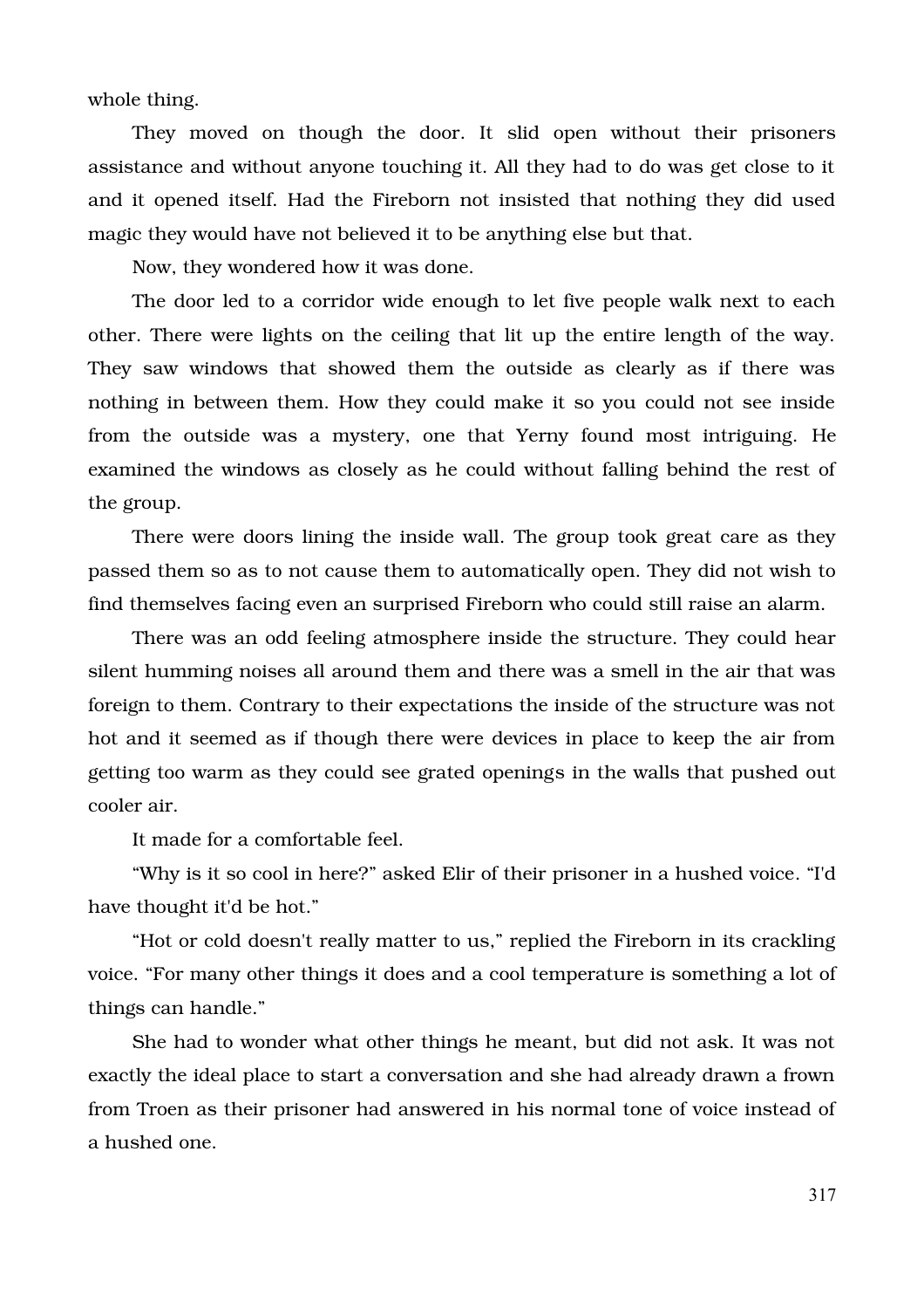whole thing.

They moved on though the door. It slid open without their prisoners assistance and without anyone touching it. All they had to do was get close to it and it opened itself. Had the Fireborn not insisted that nothing they did used magic they would have not believed it to be anything else but that.

Now, they wondered how it was done.

The door led to a corridor wide enough to let five people walk next to each other. There were lights on the ceiling that lit up the entire length of the way. They saw windows that showed them the outside as clearly as if there was nothing in between them. How they could make it so you could not see inside from the outside was a mystery, one that Yerny found most intriguing. He examined the windows as closely as he could without falling behind the rest of the group.

There were doors lining the inside wall. The group took great care as they passed them so as to not cause them to automatically open. They did not wish to find themselves facing even an surprised Fireborn who could still raise an alarm.

There was an odd feeling atmosphere inside the structure. They could hear silent humming noises all around them and there was a smell in the air that was foreign to them. Contrary to their expectations the inside of the structure was not hot and it seemed as if though there were devices in place to keep the air from getting too warm as they could see grated openings in the walls that pushed out cooler air.

It made for a comfortable feel.

“Why is it so cool in here?” asked Elir of their prisoner in a hushed voice. “I'd have thought it'd be hot.”

“Hot or cold doesn't really matter to us,” replied the Fireborn in its crackling voice. “For many other things it does and a cool temperature is something a lot of things can handle.”

She had to wonder what other things he meant, but did not ask. It was not exactly the ideal place to start a conversation and she had already drawn a frown from Troen as their prisoner had answered in his normal tone of voice instead of a hushed one.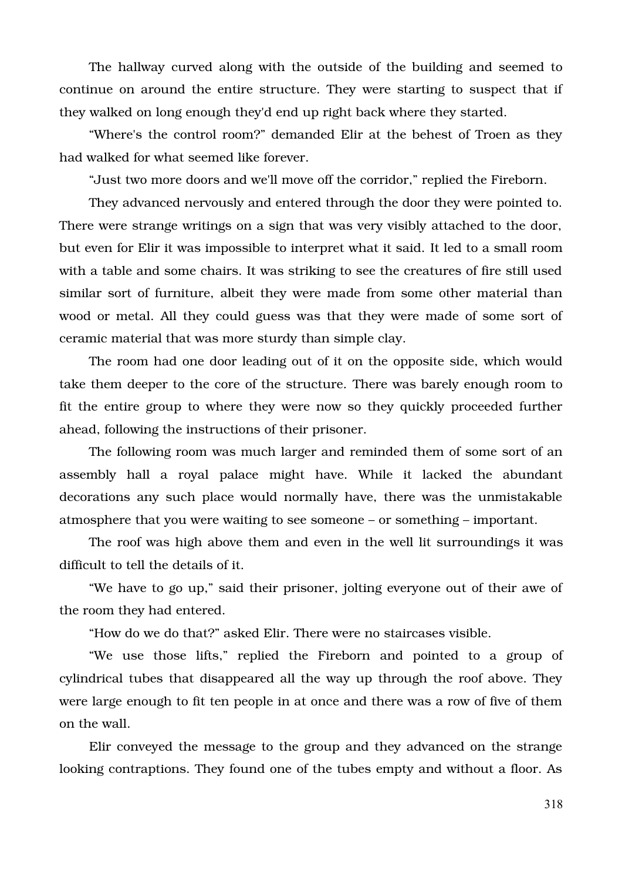The hallway curved along with the outside of the building and seemed to continue on around the entire structure. They were starting to suspect that if they walked on long enough they'd end up right back where they started.

"Where's the control room?" demanded Elir at the behest of Troen as they had walked for what seemed like forever.

"Just two more doors and we'll move off the corridor," replied the Fireborn.

They advanced nervously and entered through the door they were pointed to. There were strange writings on a sign that was very visibly attached to the door, but even for Elir it was impossible to interpret what it said. It led to a small room with a table and some chairs. It was striking to see the creatures of fire still used similar sort of furniture, albeit they were made from some other material than wood or metal. All they could guess was that they were made of some sort of ceramic material that was more sturdy than simple clay.

The room had one door leading out of it on the opposite side, which would take them deeper to the core of the structure. There was barely enough room to fit the entire group to where they were now so they quickly proceeded further ahead, following the instructions of their prisoner.

The following room was much larger and reminded them of some sort of an assembly hall a royal palace might have. While it lacked the abundant decorations any such place would normally have, there was the unmistakable atmosphere that you were waiting to see someone – or something – important.

The roof was high above them and even in the well lit surroundings it was difficult to tell the details of it.

"We have to go up," said their prisoner, jolting everyone out of their awe of the room they had entered.

"How do we do that?" asked Elir. There were no staircases visible.

"We use those lifts," replied the Fireborn and pointed to a group of cylindrical tubes that disappeared all the way up through the roof above. They were large enough to fit ten people in at once and there was a row of five of them on the wall.

Elir conveyed the message to the group and they advanced on the strange looking contraptions. They found one of the tubes empty and without a floor. As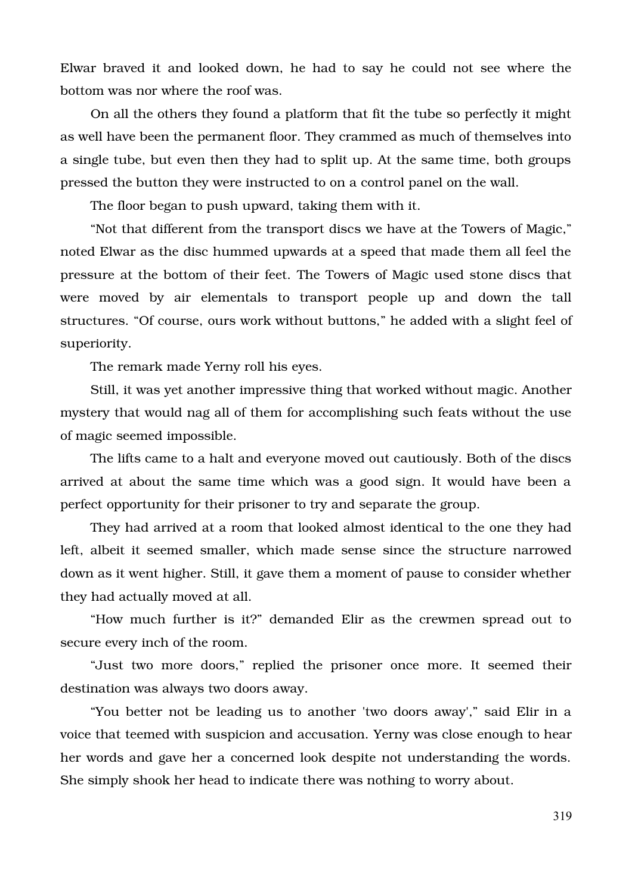Elwar braved it and looked down, he had to say he could not see where the bottom was nor where the roof was.

On all the others they found a platform that fit the tube so perfectly it might as well have been the permanent floor. They crammed as much of themselves into a single tube, but even then they had to split up. At the same time, both groups pressed the button they were instructed to on a control panel on the wall.

The floor began to push upward, taking them with it.

“Not that different from the transport discs we have at the Towers of Magic,” noted Elwar as the disc hummed upwards at a speed that made them all feel the pressure at the bottom of their feet. The Towers of Magic used stone discs that were moved by air elementals to transport people up and down the tall structures. “Of course, ours work without buttons,” he added with a slight feel of superiority.

The remark made Yerny roll his eyes.

Still, it was yet another impressive thing that worked without magic. Another mystery that would nag all of them for accomplishing such feats without the use of magic seemed impossible.

The lifts came to a halt and everyone moved out cautiously. Both of the discs arrived at about the same time which was a good sign. It would have been a perfect opportunity for their prisoner to try and separate the group.

They had arrived at a room that looked almost identical to the one they had left, albeit it seemed smaller, which made sense since the structure narrowed down as it went higher. Still, it gave them a moment of pause to consider whether they had actually moved at all.

“How much further is it?” demanded Elir as the crewmen spread out to secure every inch of the room.

“Just two more doors,” replied the prisoner once more. It seemed their destination was always two doors away.

“You better not be leading us to another 'two doors away',” said Elir in a voice that teemed with suspicion and accusation. Yerny was close enough to hear her words and gave her a concerned look despite not understanding the words. She simply shook her head to indicate there was nothing to worry about.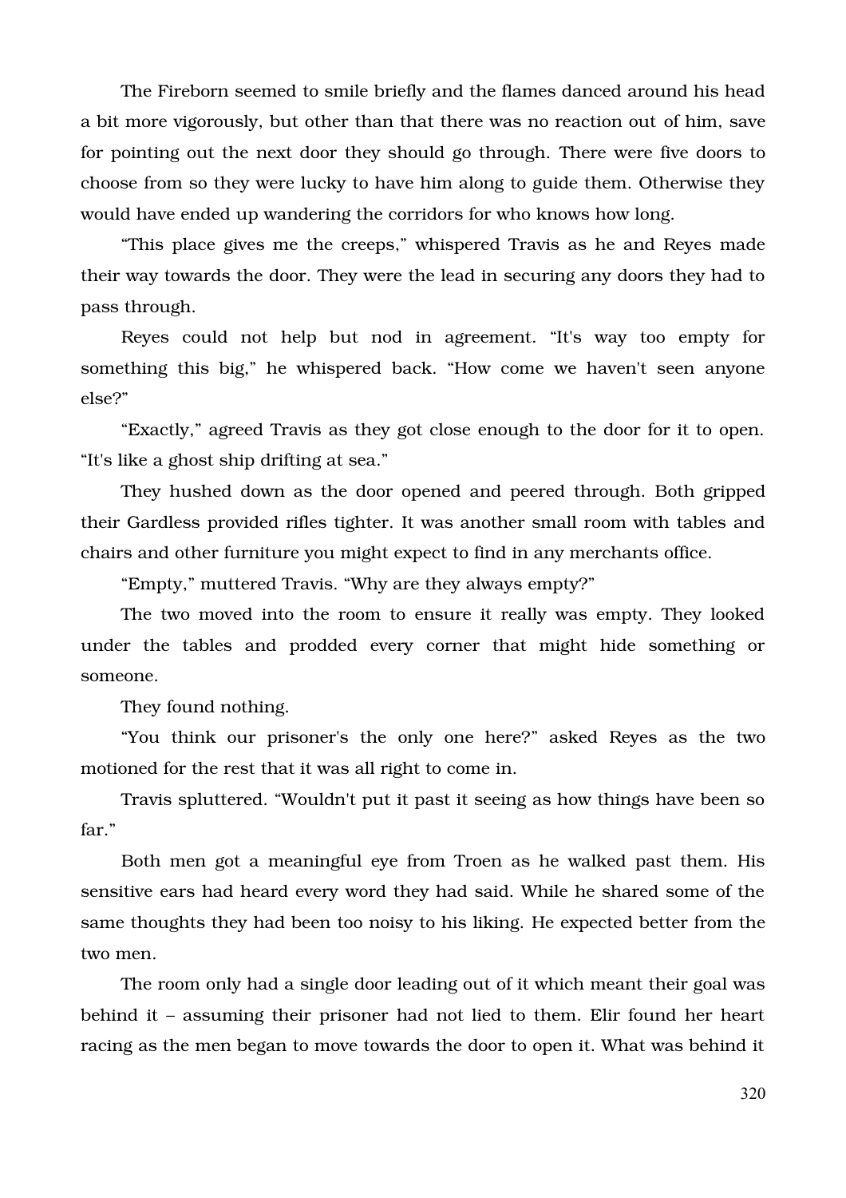The Fireborn seemed to smile briefly and the flames danced around his head a bit more vigorously, but other than that there was no reaction out of him, save for pointing out the next door they should go through. There were five doors to choose from so they were lucky to have him along to guide them. Otherwise they would have ended up wandering the corridors for who knows how long.

"This place gives me the creeps," whispered Travis as he and Reyes made their way towards the door. They were the lead in securing any doors they had to pass through.

Reyes could not help but nod in agreement. "It's way too empty for something this big," he whispered back. "How come we haven't seen anyone else?"

"Exactly," agreed Travis as they got close enough to the door for it to open. "It's like a ghost ship drifting at sea."

They hushed down as the door opened and peered through. Both gripped their Gardless provided rifles tighter. It was another small room with tables and chairs and other furniture you might expect to find in any merchants office.

"Empty," muttered Travis. "Why are they always empty?"

The two moved into the room to ensure it really was empty. They looked under the tables and prodded every corner that might hide something or someone.

They found nothing.

"You think our prisoner's the only one here?" asked Reyes as the two motioned for the rest that it was all right to come in.

Travis spluttered. "Wouldn't put it past it seeing as how things have been so far."

Both men got a meaningful eye from Troen as he walked past them. His sensitive ears had heard every word they had said. While he shared some of the same thoughts they had been too noisy to his liking. He expected better from the two men.

The room only had a single door leading out of it which meant their goal was behind it – assuming their prisoner had not lied to them. Elir found her heart racing as the men began to move towards the door to open it. What was behind it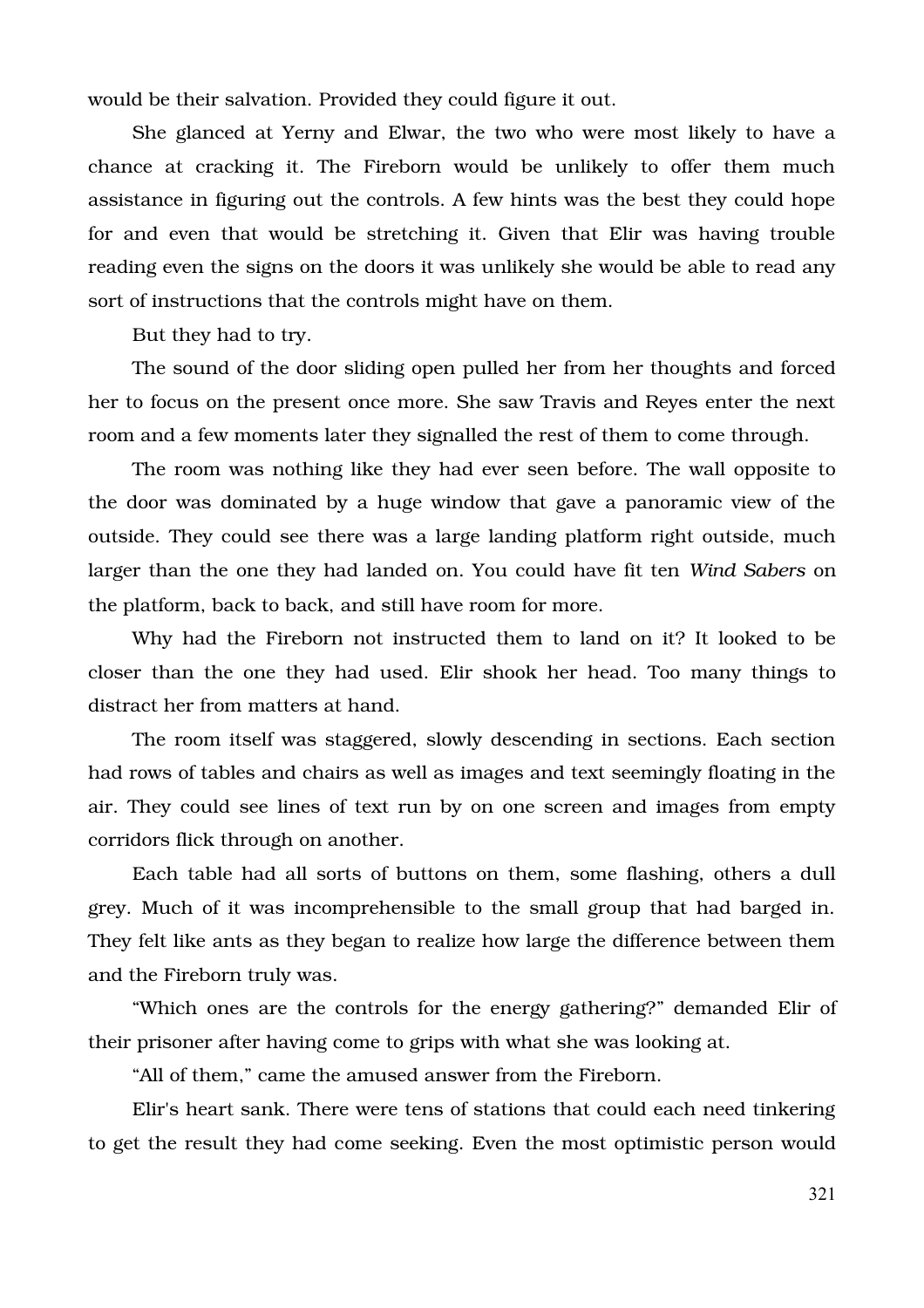would be their salvation. Provided they could figure it out.

She glanced at Yerny and Elwar, the two who were most likely to have a chance at cracking it. The Fireborn would be unlikely to offer them much assistance in figuring out the controls. A few hints was the best they could hope for and even that would be stretching it. Given that Elir was having trouble reading even the signs on the doors it was unlikely she would be able to read any sort of instructions that the controls might have on them.

But they had to try.

The sound of the door sliding open pulled her from her thoughts and forced her to focus on the present once more. She saw Travis and Reyes enter the next room and a few moments later they signalled the rest of them to come through.

The room was nothing like they had ever seen before. The wall opposite to the door was dominated by a huge window that gave a panoramic view of the outside. They could see there was a large landing platform right outside, much larger than the one they had landed on. You could have fit ten *Wind Sabers* on the platform, back to back, and still have room for more.

Why had the Fireborn not instructed them to land on it? It looked to be closer than the one they had used. Elir shook her head. Too many things to distract her from matters at hand.

The room itself was staggered, slowly descending in sections. Each section had rows of tables and chairs as well as images and text seemingly floating in the air. They could see lines of text run by on one screen and images from empty corridors flick through on another.

Each table had all sorts of buttons on them, some flashing, others a dull grey. Much of it was incomprehensible to the small group that had barged in. They felt like ants as they began to realize how large the difference between them and the Fireborn truly was.

"Which ones are the controls for the energy gathering?" demanded Elir of their prisoner after having come to grips with what she was looking at.

"All of them," came the amused answer from the Fireborn.

Elir's heart sank. There were tens of stations that could each need tinkering to get the result they had come seeking. Even the most optimistic person would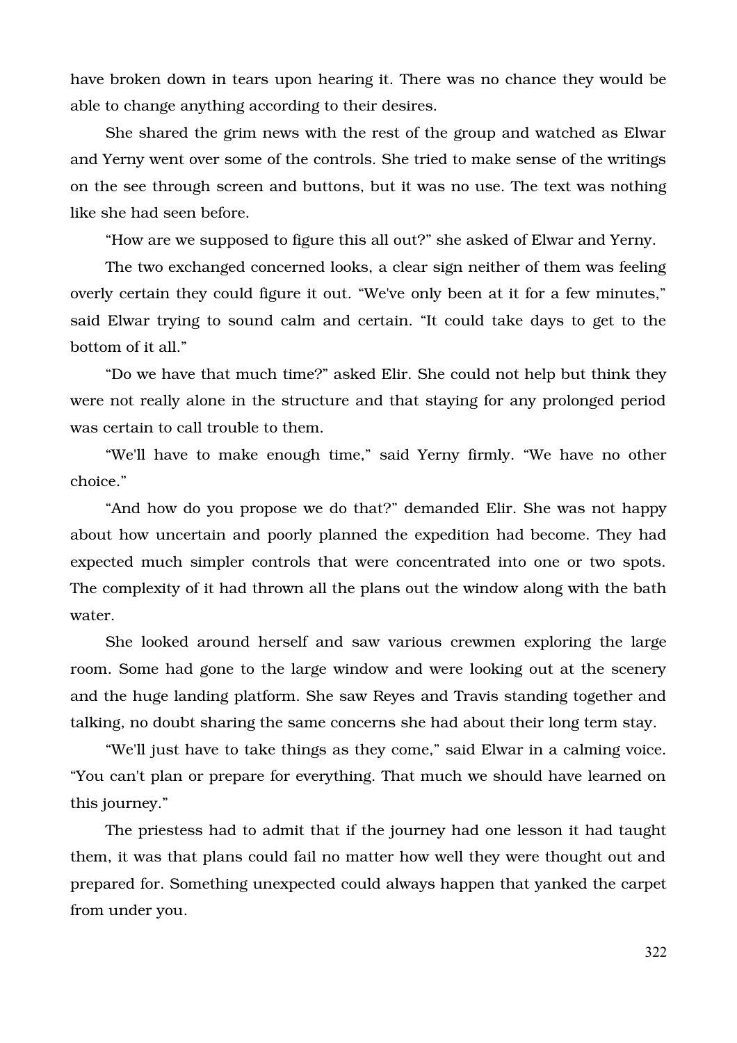have broken down in tears upon hearing it. There was no chance they would be able to change anything according to their desires.

She shared the grim news with the rest of the group and watched as Elwar and Yerny went over some of the controls. She tried to make sense of the writings on the see through screen and buttons, but it was no use. The text was nothing like she had seen before.

"How are we supposed to figure this all out?" she asked of Elwar and Yerny.

The two exchanged concerned looks, a clear sign neither of them was feeling overly certain they could figure it out. "We've only been at it for a few minutes," said Elwar trying to sound calm and certain. "It could take days to get to the bottom of it all."

"Do we have that much time?" asked Elir. She could not help but think they were not really alone in the structure and that staying for any prolonged period was certain to call trouble to them.

"We'll have to make enough time," said Yerny firmly. "We have no other choice."

"And how do you propose we do that?" demanded Elir. She was not happy about how uncertain and poorly planned the expedition had become. They had expected much simpler controls that were concentrated into one or two spots. The complexity of it had thrown all the plans out the window along with the bath water.

She looked around herself and saw various crewmen exploring the large room. Some had gone to the large window and were looking out at the scenery and the huge landing platform. She saw Reyes and Travis standing together and talking, no doubt sharing the same concerns she had about their long term stay.

"We'll just have to take things as they come," said Elwar in a calming voice. "You can't plan or prepare for everything. That much we should have learned on this journey."

The priestess had to admit that if the journey had one lesson it had taught them, it was that plans could fail no matter how well they were thought out and prepared for. Something unexpected could always happen that yanked the carpet from under you.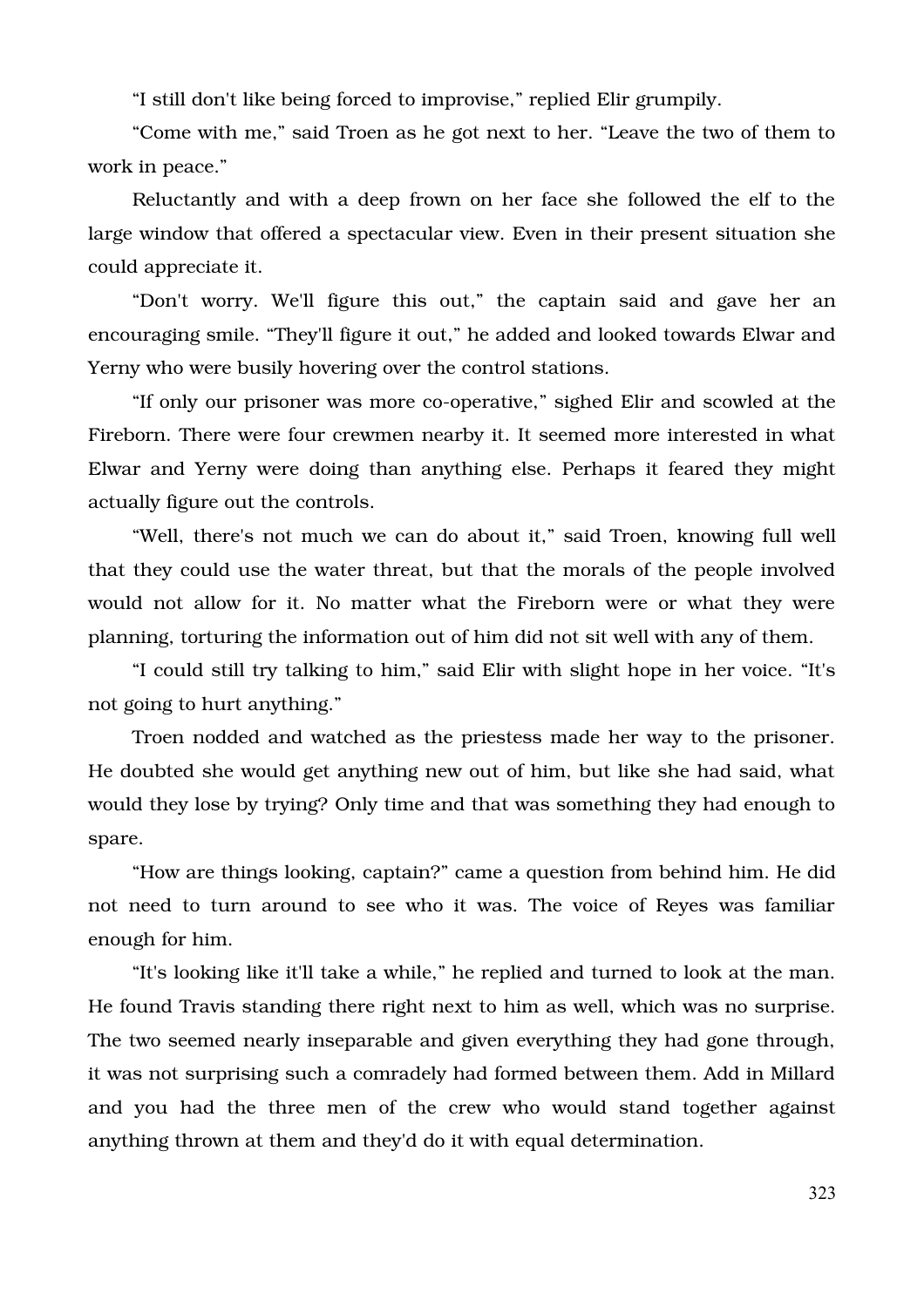"I still don't like being forced to improvise," replied Elir grumpily.

"Come with me," said Troen as he got next to her. "Leave the two of them to work in peace."

Reluctantly and with a deep frown on her face she followed the elf to the large window that offered a spectacular view. Even in their present situation she could appreciate it.

"Don't worry. We'll figure this out," the captain said and gave her an encouraging smile. "They'll figure it out," he added and looked towards Elwar and Yerny who were busily hovering over the control stations.

"If only our prisoner was more co-operative," sighed Elir and scowled at the Fireborn. There were four crewmen nearby it. It seemed more interested in what Elwar and Yerny were doing than anything else. Perhaps it feared they might actually figure out the controls.

"Well, there's not much we can do about it," said Troen, knowing full well that they could use the water threat, but that the morals of the people involved would not allow for it. No matter what the Fireborn were or what they were planning, torturing the information out of him did not sit well with any of them.

"I could still try talking to him," said Elir with slight hope in her voice. "It's not going to hurt anything."

Troen nodded and watched as the priestess made her way to the prisoner. He doubted she would get anything new out of him, but like she had said, what would they lose by trying? Only time and that was something they had enough to spare.

"How are things looking, captain?" came a question from behind him. He did not need to turn around to see who it was. The voice of Reyes was familiar enough for him.

"It's looking like it'll take a while," he replied and turned to look at the man. He found Travis standing there right next to him as well, which was no surprise. The two seemed nearly inseparable and given everything they had gone through, it was not surprising such a comradely had formed between them. Add in Millard and you had the three men of the crew who would stand together against anything thrown at them and they'd do it with equal determination.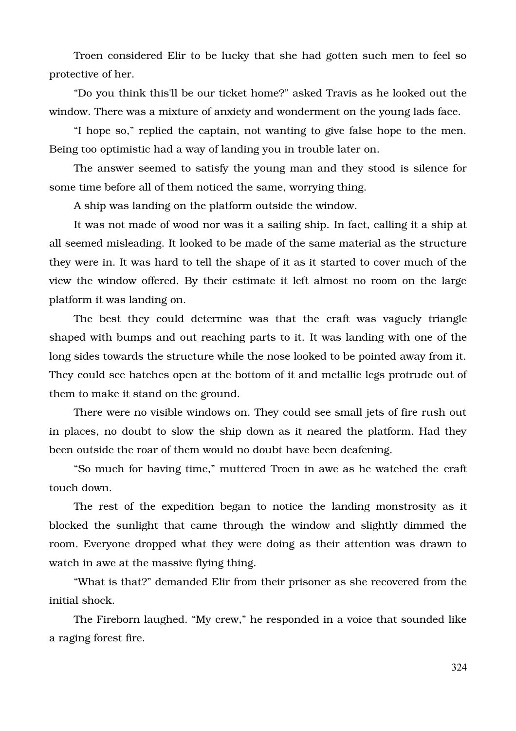Troen considered Elir to be lucky that she had gotten such men to feel so protective of her.

"Do you think this'll be our ticket home?" asked Travis as he looked out the window. There was a mixture of anxiety and wonderment on the young lads face.

"I hope so," replied the captain, not wanting to give false hope to the men. Being too optimistic had a way of landing you in trouble later on.

The answer seemed to satisfy the young man and they stood is silence for some time before all of them noticed the same, worrying thing.

A ship was landing on the platform outside the window.

It was not made of wood nor was it a sailing ship. In fact, calling it a ship at all seemed misleading. It looked to be made of the same material as the structure they were in. It was hard to tell the shape of it as it started to cover much of the view the window offered. By their estimate it left almost no room on the large platform it was landing on.

The best they could determine was that the craft was vaguely triangle shaped with bumps and out reaching parts to it. It was landing with one of the long sides towards the structure while the nose looked to be pointed away from it. They could see hatches open at the bottom of it and metallic legs protrude out of them to make it stand on the ground.

There were no visible windows on. They could see small jets of fire rush out in places, no doubt to slow the ship down as it neared the platform. Had they been outside the roar of them would no doubt have been deafening.

"So much for having time," muttered Troen in awe as he watched the craft touch down.

The rest of the expedition began to notice the landing monstrosity as it blocked the sunlight that came through the window and slightly dimmed the room. Everyone dropped what they were doing as their attention was drawn to watch in awe at the massive flying thing.

"What is that?" demanded Elir from their prisoner as she recovered from the initial shock.

The Fireborn laughed. "My crew," he responded in a voice that sounded like a raging forest fire.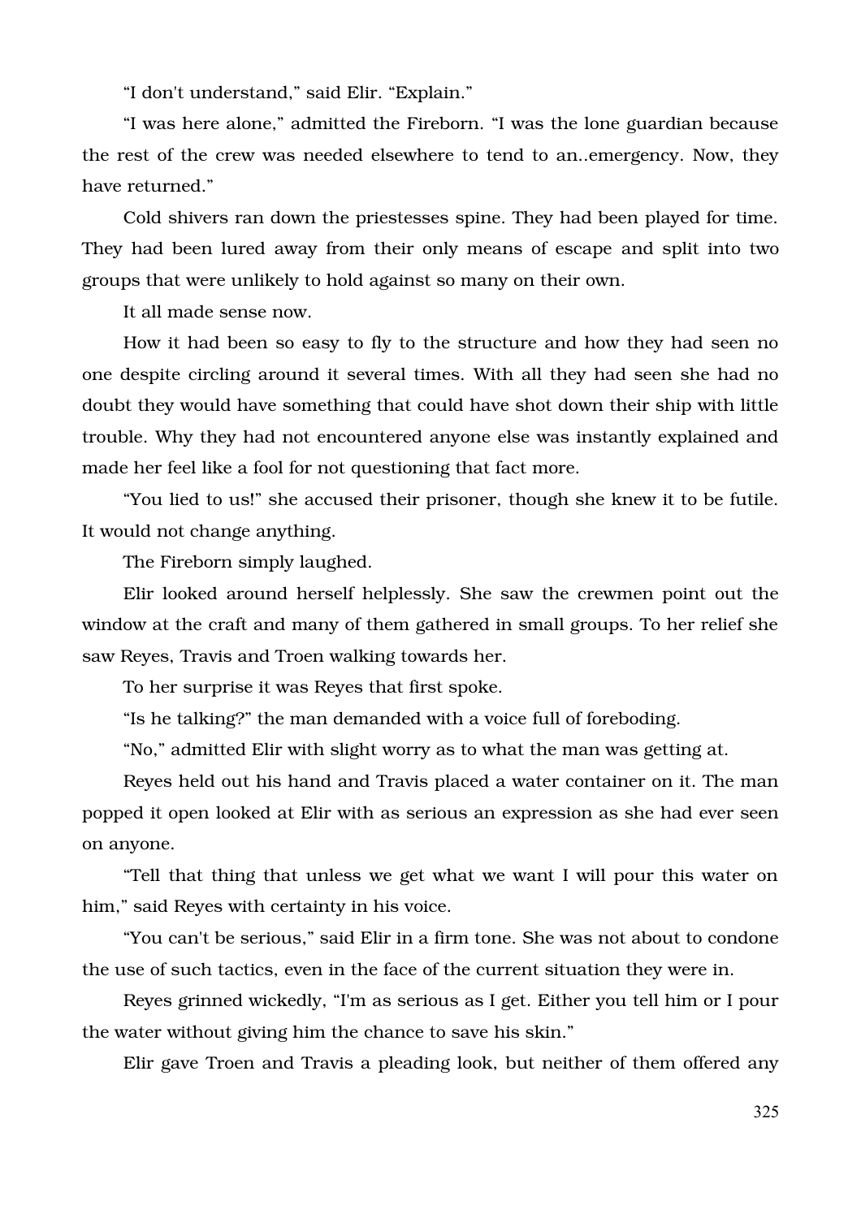"I don't understand," said Elir. "Explain."

"I was here alone," admitted the Fireborn. "I was the lone guardian because the rest of the crew was needed elsewhere to tend to an..emergency. Now, they have returned."

Cold shivers ran down the priestesses spine. They had been played for time. They had been lured away from their only means of escape and split into two groups that were unlikely to hold against so many on their own.

It all made sense now.

How it had been so easy to fly to the structure and how they had seen no one despite circling around it several times. With all they had seen she had no doubt they would have something that could have shot down their ship with little trouble. Why they had not encountered anyone else was instantly explained and made her feel like a fool for not questioning that fact more.

"You lied to us!" she accused their prisoner, though she knew it to be futile. It would not change anything.

The Fireborn simply laughed.

Elir looked around herself helplessly. She saw the crewmen point out the window at the craft and many of them gathered in small groups. To her relief she saw Reyes, Travis and Troen walking towards her.

To her surprise it was Reyes that first spoke.

"Is he talking?" the man demanded with a voice full of foreboding.

"No," admitted Elir with slight worry as to what the man was getting at.

Reyes held out his hand and Travis placed a water container on it. The man popped it open looked at Elir with as serious an expression as she had ever seen on anyone.

"Tell that thing that unless we get what we want I will pour this water on him," said Reyes with certainty in his voice.

"You can't be serious," said Elir in a firm tone. She was not about to condone the use of such tactics, even in the face of the current situation they were in.

Reyes grinned wickedly, "I'm as serious as I get. Either you tell him or I pour the water without giving him the chance to save his skin."

Elir gave Troen and Travis a pleading look, but neither of them offered any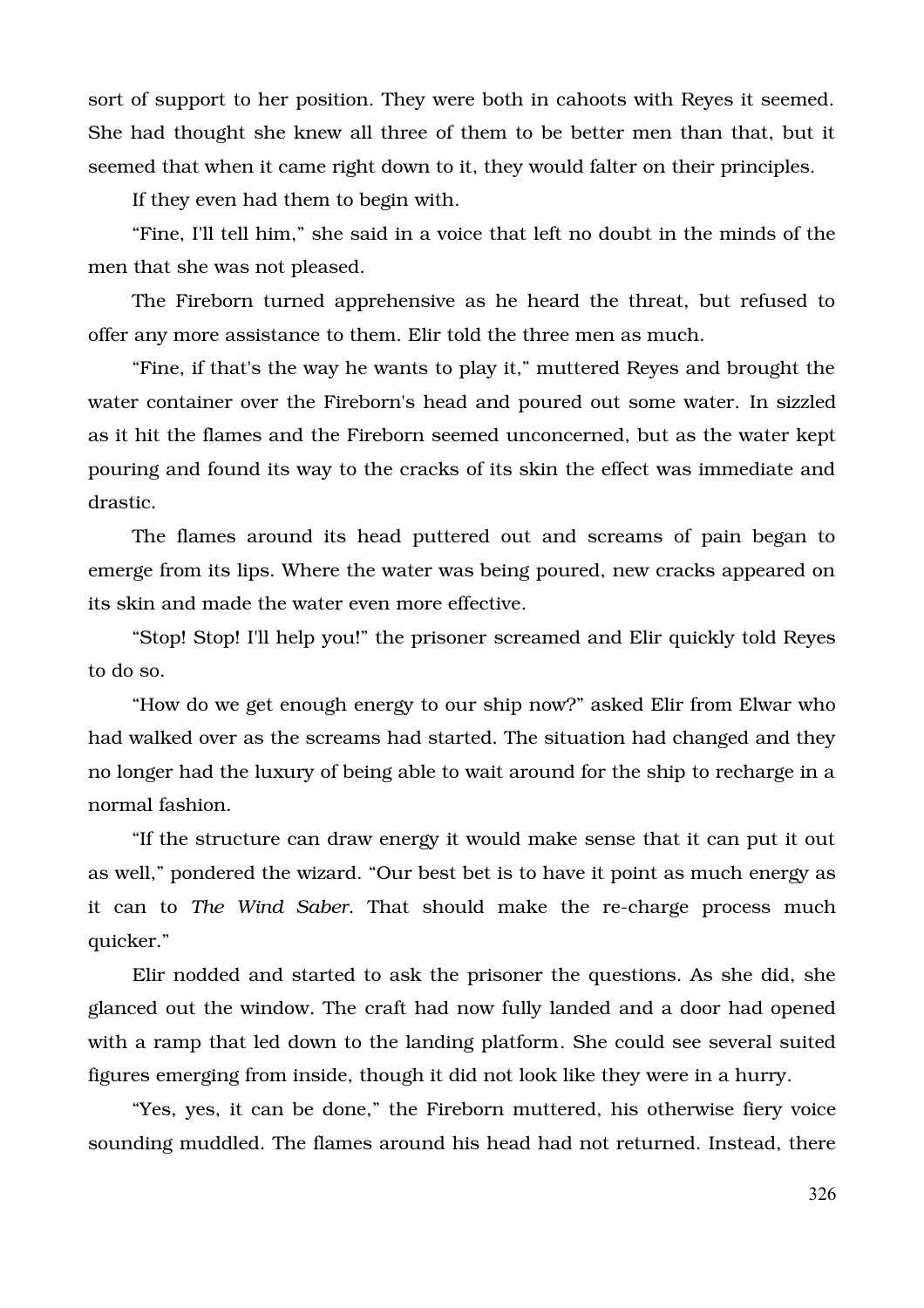sort of support to her position. They were both in cahoots with Reyes it seemed. She had thought she knew all three of them to be better men than that, but it seemed that when it came right down to it, they would falter on their principles.

If they even had them to begin with.

“Fine, I'll tell him,” she said in a voice that left no doubt in the minds of the men that she was not pleased.

The Fireborn turned apprehensive as he heard the threat, but refused to offer any more assistance to them. Elir told the three men as much.

“Fine, if that's the way he wants to play it,” muttered Reyes and brought the water container over the Fireborn's head and poured out some water. In sizzled as it hit the flames and the Fireborn seemed unconcerned, but as the water kept pouring and found its way to the cracks of its skin the effect was immediate and drastic.

The flames around its head puttered out and screams of pain began to emerge from its lips. Where the water was being poured, new cracks appeared on its skin and made the water even more effective.

“Stop! Stop! I'll help you!” the prisoner screamed and Elir quickly told Reyes to do so.

“How do we get enough energy to our ship now?” asked Elir from Elwar who had walked over as the screams had started. The situation had changed and they no longer had the luxury of being able to wait around for the ship to recharge in a normal fashion.

“If the structure can draw energy it would make sense that it can put it out as well,” pondered the wizard. “Our best bet is to have it point as much energy as it can to *The Wind Saber*. That should make the re-charge process much quicker.”

Elir nodded and started to ask the prisoner the questions. As she did, she glanced out the window. The craft had now fully landed and a door had opened with a ramp that led down to the landing platform. She could see several suited figures emerging from inside, though it did not look like they were in a hurry.

“Yes, yes, it can be done,” the Fireborn muttered, his otherwise fiery voice sounding muddled. The flames around his head had not returned. Instead, there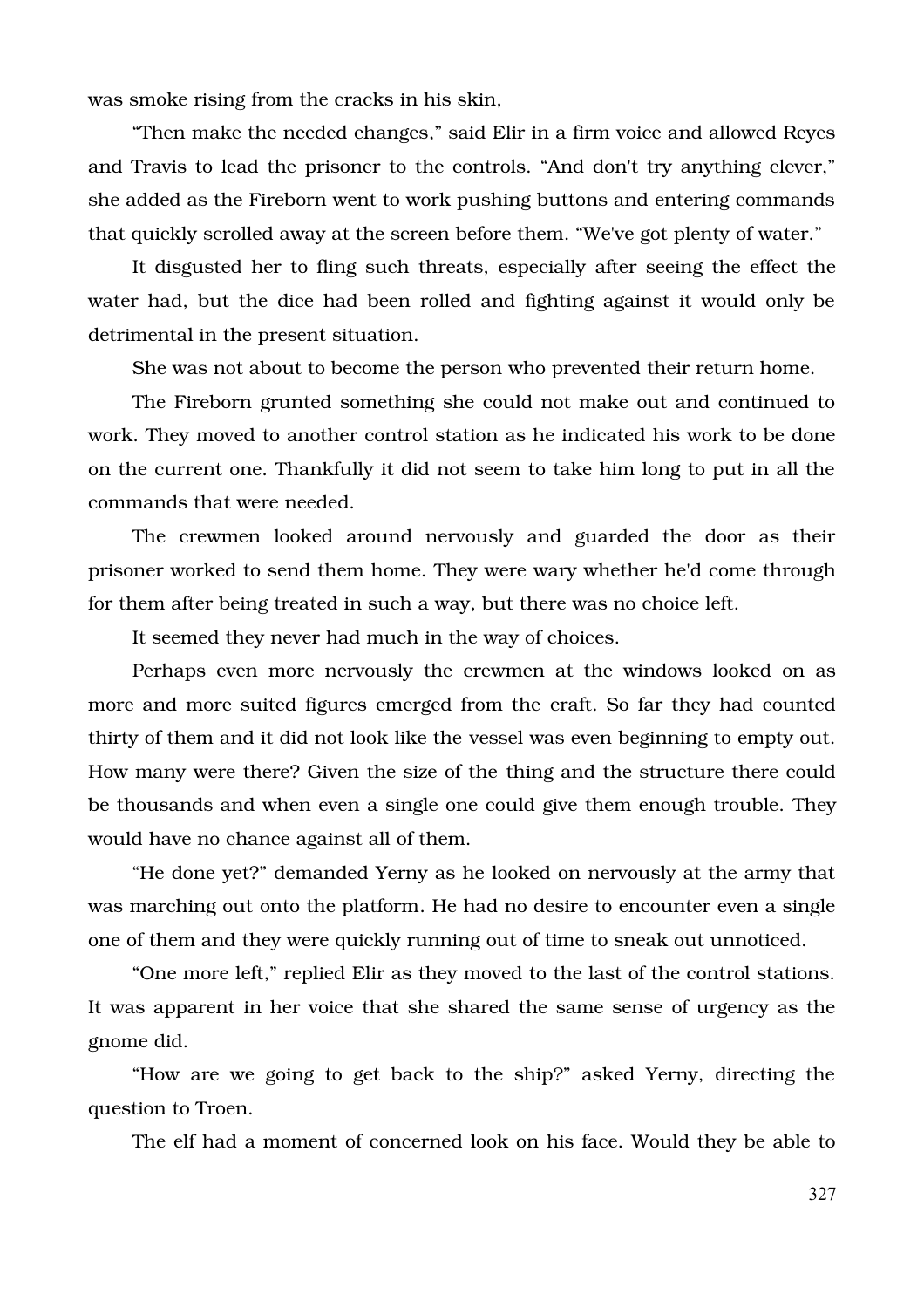was smoke rising from the cracks in his skin,

"Then make the needed changes," said Elir in a firm voice and allowed Reyes and Travis to lead the prisoner to the controls. "And don't try anything clever," she added as the Fireborn went to work pushing buttons and entering commands that quickly scrolled away at the screen before them. "We've got plenty of water."

It disgusted her to fling such threats, especially after seeing the effect the water had, but the dice had been rolled and fighting against it would only be detrimental in the present situation.

She was not about to become the person who prevented their return home.

The Fireborn grunted something she could not make out and continued to work. They moved to another control station as he indicated his work to be done on the current one. Thankfully it did not seem to take him long to put in all the commands that were needed.

The crewmen looked around nervously and guarded the door as their prisoner worked to send them home. They were wary whether he'd come through for them after being treated in such a way, but there was no choice left.

It seemed they never had much in the way of choices.

Perhaps even more nervously the crewmen at the windows looked on as more and more suited figures emerged from the craft. So far they had counted thirty of them and it did not look like the vessel was even beginning to empty out. How many were there? Given the size of the thing and the structure there could be thousands and when even a single one could give them enough trouble. They would have no chance against all of them.

"He done yet?" demanded Yerny as he looked on nervously at the army that was marching out onto the platform. He had no desire to encounter even a single one of them and they were quickly running out of time to sneak out unnoticed.

"One more left," replied Elir as they moved to the last of the control stations. It was apparent in her voice that she shared the same sense of urgency as the gnome did.

"How are we going to get back to the ship?" asked Yerny, directing the question to Troen.

The elf had a moment of concerned look on his face. Would they be able to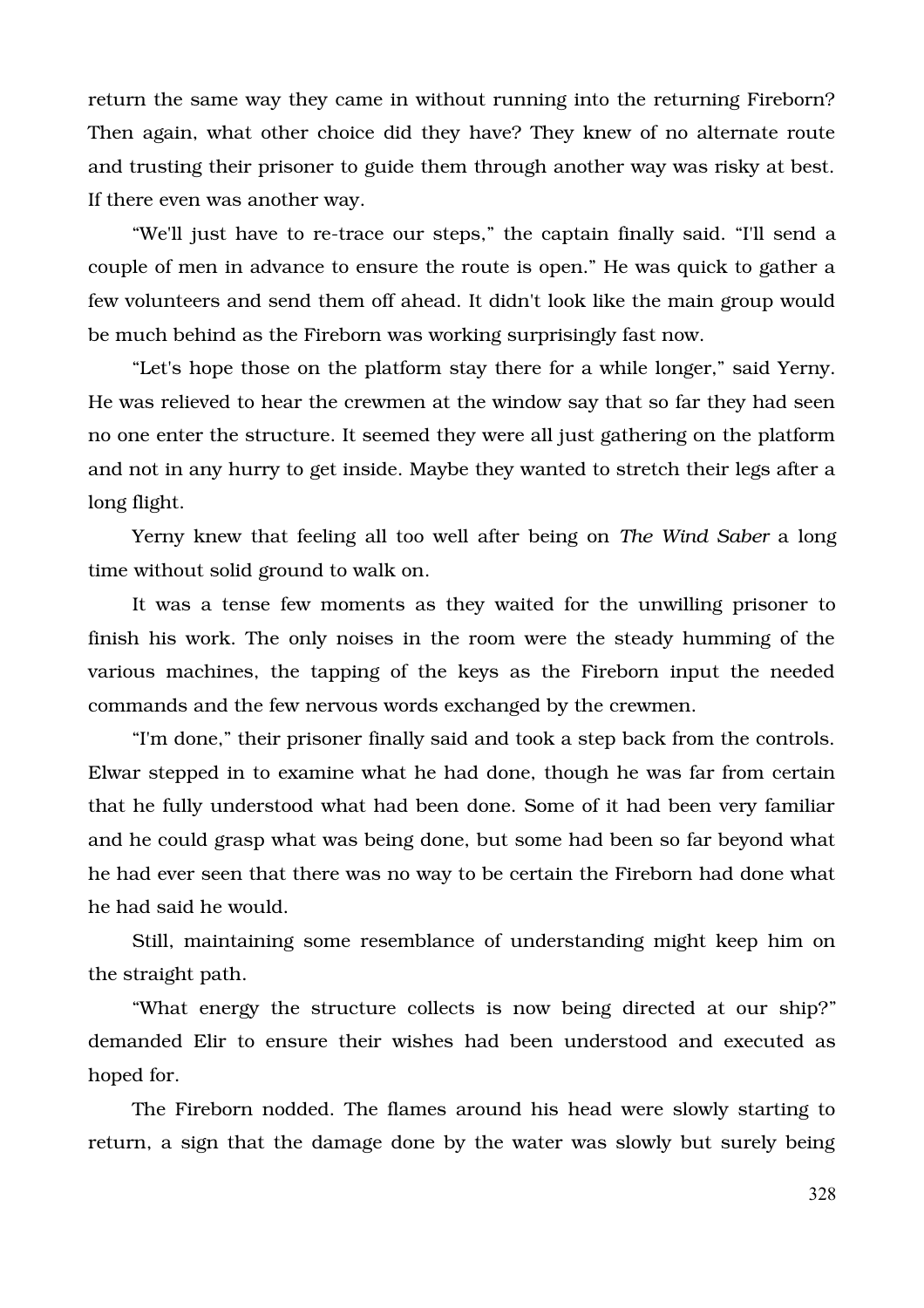return the same way they came in without running into the returning Fireborn? Then again, what other choice did they have? They knew of no alternate route and trusting their prisoner to guide them through another way was risky at best. If there even was another way.

“We'll just have to re-trace our steps,” the captain finally said. “I'll send a couple of men in advance to ensure the route is open.” He was quick to gather a few volunteers and send them off ahead. It didn't look like the main group would be much behind as the Fireborn was working surprisingly fast now.

“Let's hope those on the platform stay there for a while longer,” said Yerny. He was relieved to hear the crewmen at the window say that so far they had seen no one enter the structure. It seemed they were all just gathering on the platform and not in any hurry to get inside. Maybe they wanted to stretch their legs after a long flight.

Yerny knew that feeling all too well after being on *The Wind Saber* a long time without solid ground to walk on.

It was a tense few moments as they waited for the unwilling prisoner to finish his work. The only noises in the room were the steady humming of the various machines, the tapping of the keys as the Fireborn input the needed commands and the few nervous words exchanged by the crewmen.

“I'm done,” their prisoner finally said and took a step back from the controls. Elwar stepped in to examine what he had done, though he was far from certain that he fully understood what had been done. Some of it had been very familiar and he could grasp what was being done, but some had been so far beyond what he had ever seen that there was no way to be certain the Fireborn had done what he had said he would.

Still, maintaining some resemblance of understanding might keep him on the straight path.

“What energy the structure collects is now being directed at our ship?” demanded Elir to ensure their wishes had been understood and executed as hoped for.

The Fireborn nodded. The flames around his head were slowly starting to return, a sign that the damage done by the water was slowly but surely being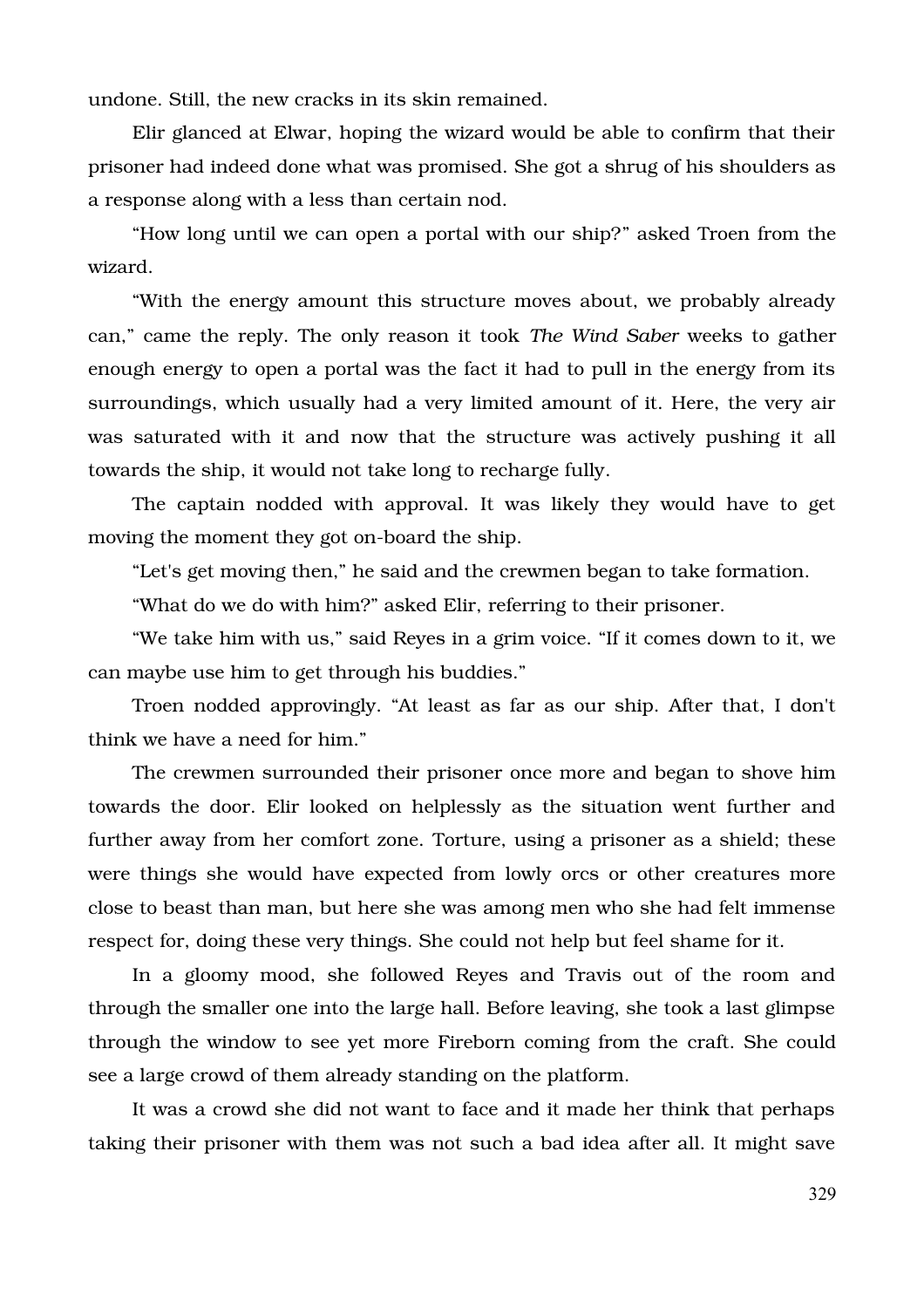undone. Still, the new cracks in its skin remained.

Elir glanced at Elwar, hoping the wizard would be able to confirm that their prisoner had indeed done what was promised. She got a shrug of his shoulders as a response along with a less than certain nod.

“How long until we can open a portal with our ship?” asked Troen from the wizard.

“With the energy amount this structure moves about, we probably already can,” came the reply. The only reason it took *The Wind Saber* weeks to gather enough energy to open a portal was the fact it had to pull in the energy from its surroundings, which usually had a very limited amount of it. Here, the very air was saturated with it and now that the structure was actively pushing it all towards the ship, it would not take long to recharge fully.

The captain nodded with approval. It was likely they would have to get moving the moment they got on-board the ship.

“Let's get moving then,” he said and the crewmen began to take formation.

“What do we do with him?” asked Elir, referring to their prisoner.

“We take him with us,” said Reyes in a grim voice. “If it comes down to it, we can maybe use him to get through his buddies.”

Troen nodded approvingly. “At least as far as our ship. After that, I don't think we have a need for him.”

The crewmen surrounded their prisoner once more and began to shove him towards the door. Elir looked on helplessly as the situation went further and further away from her comfort zone. Torture, using a prisoner as a shield; these were things she would have expected from lowly orcs or other creatures more close to beast than man, but here she was among men who she had felt immense respect for, doing these very things. She could not help but feel shame for it.

In a gloomy mood, she followed Reyes and Travis out of the room and through the smaller one into the large hall. Before leaving, she took a last glimpse through the window to see yet more Fireborn coming from the craft. She could see a large crowd of them already standing on the platform.

It was a crowd she did not want to face and it made her think that perhaps taking their prisoner with them was not such a bad idea after all. It might save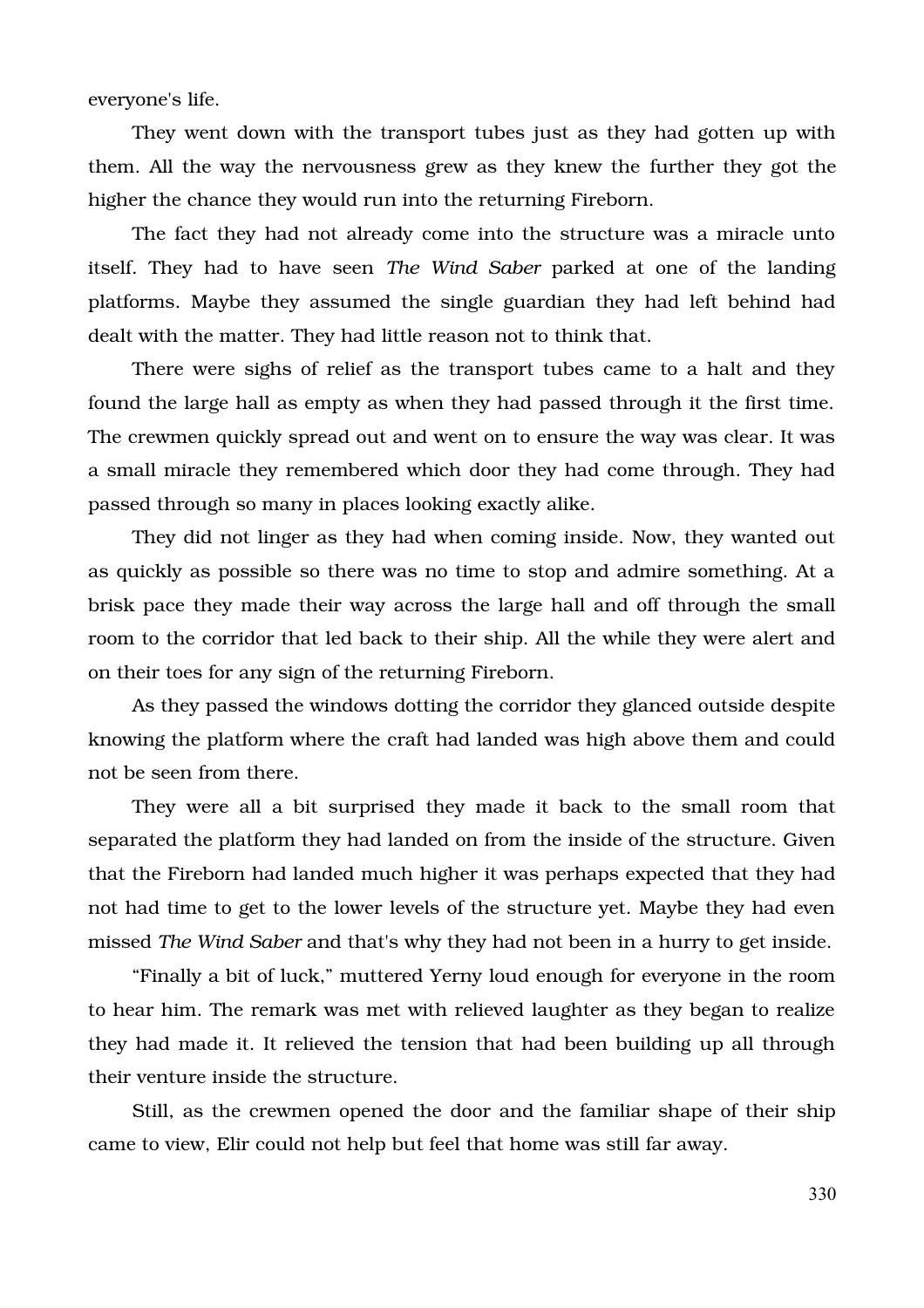everyone's life.

They went down with the transport tubes just as they had gotten up with them. All the way the nervousness grew as they knew the further they got the higher the chance they would run into the returning Fireborn.

The fact they had not already come into the structure was a miracle unto itself. They had to have seen *The Wind Saber* parked at one of the landing platforms. Maybe they assumed the single guardian they had left behind had dealt with the matter. They had little reason not to think that.

There were sighs of relief as the transport tubes came to a halt and they found the large hall as empty as when they had passed through it the first time. The crewmen quickly spread out and went on to ensure the way was clear. It was a small miracle they remembered which door they had come through. They had passed through so many in places looking exactly alike.

They did not linger as they had when coming inside. Now, they wanted out as quickly as possible so there was no time to stop and admire something. At a brisk pace they made their way across the large hall and off through the small room to the corridor that led back to their ship. All the while they were alert and on their toes for any sign of the returning Fireborn.

As they passed the windows dotting the corridor they glanced outside despite knowing the platform where the craft had landed was high above them and could not be seen from there.

They were all a bit surprised they made it back to the small room that separated the platform they had landed on from the inside of the structure. Given that the Fireborn had landed much higher it was perhaps expected that they had not had time to get to the lower levels of the structure yet. Maybe they had even missed *The Wind Saber* and that's why they had not been in a hurry to get inside.

“Finally a bit of luck,” muttered Yerny loud enough for everyone in the room to hear him. The remark was met with relieved laughter as they began to realize they had made it. It relieved the tension that had been building up all through their venture inside the structure.

Still, as the crewmen opened the door and the familiar shape of their ship came to view, Elir could not help but feel that home was still far away.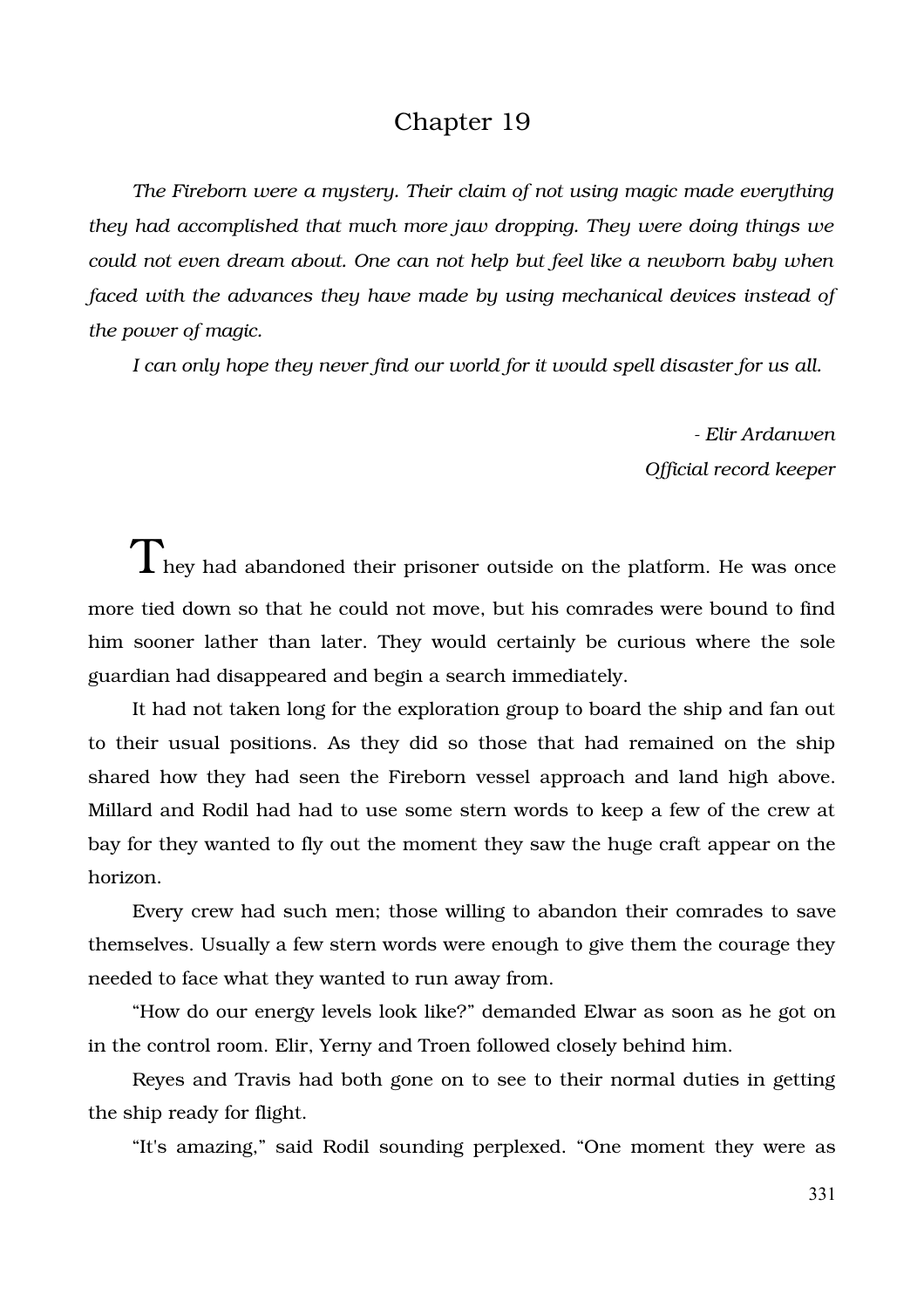# Chapter 19

*The Fireborn were a mystery. Their claim of not using magic made everything they had accomplished that much more jaw dropping. They were doing things we could not even dream about. One can not help but feel like a newborn baby when faced with the advances they have made by using mechanical devices instead of the power of magic.*

*I can only hope they never find our world for it would spell disaster for us all.*

*- Elir Ardanwen*
*Official record keeper*

They had abandoned their prisoner outside on the platform. He was once more tied down so that he could not move, but his comrades were bound to find him sooner lather than later. They would certainly be curious where the sole guardian had disappeared and begin a search immediately.

It had not taken long for the exploration group to board the ship and fan out to their usual positions. As they did so those that had remained on the ship shared how they had seen the Fireborn vessel approach and land high above. Millard and Rodil had had to use some stern words to keep a few of the crew at bay for they wanted to fly out the moment they saw the huge craft appear on the horizon.

Every crew had such men; those willing to abandon their comrades to save themselves. Usually a few stern words were enough to give them the courage they needed to face what they wanted to run away from.

"How do our energy levels look like?" demanded Elwar as soon as he got on in the control room. Elir, Yerny and Troen followed closely behind him.

Reyes and Travis had both gone on to see to their normal duties in getting the ship ready for flight.

"It's amazing," said Rodil sounding perplexed. "One moment they were as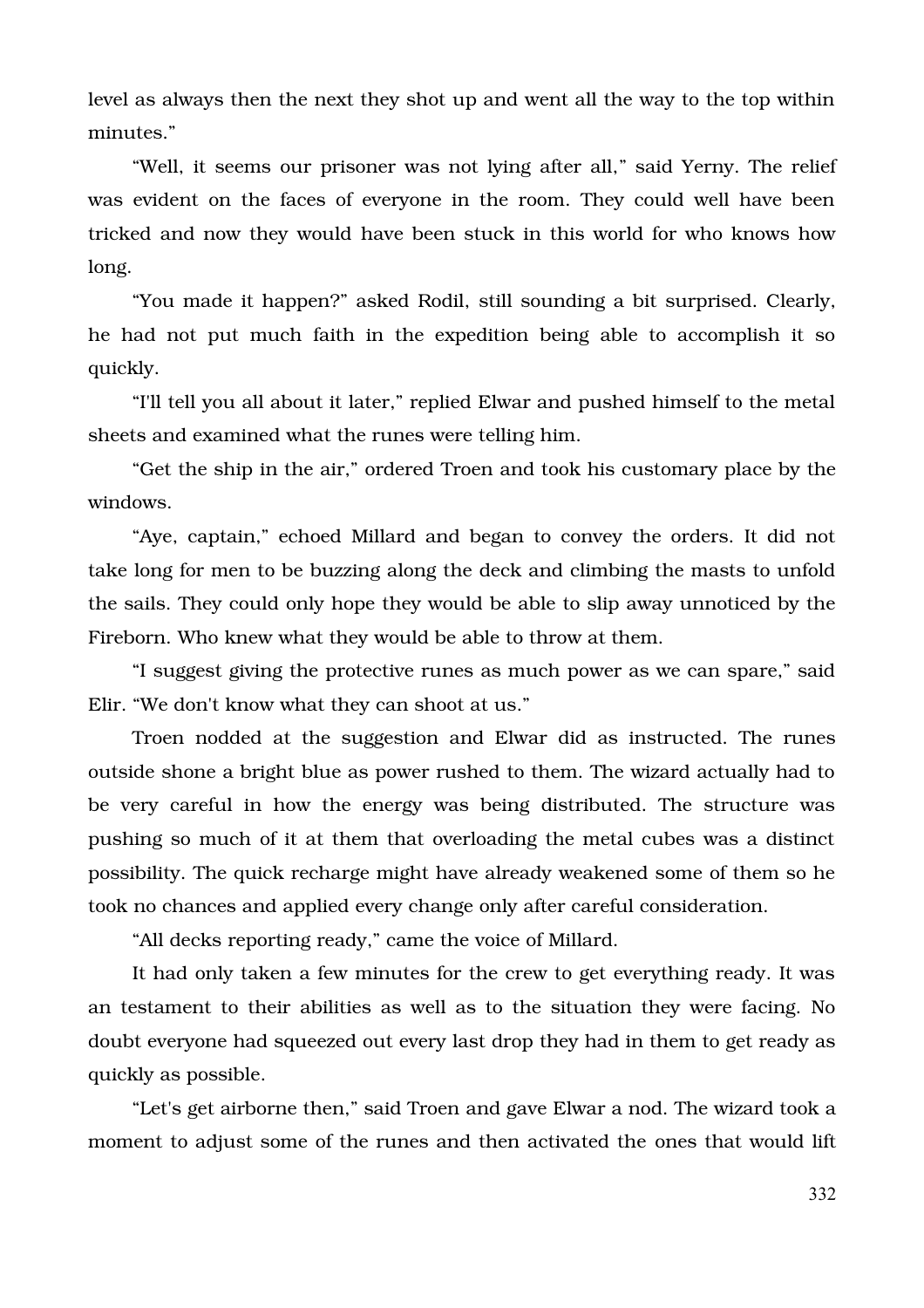level as always then the next they shot up and went all the way to the top within minutes."

"Well, it seems our prisoner was not lying after all," said Yerny. The relief was evident on the faces of everyone in the room. They could well have been tricked and now they would have been stuck in this world for who knows how long.

"You made it happen?" asked Rodil, still sounding a bit surprised. Clearly, he had not put much faith in the expedition being able to accomplish it so quickly.

"I'll tell you all about it later," replied Elwar and pushed himself to the metal sheets and examined what the runes were telling him.

"Get the ship in the air," ordered Troen and took his customary place by the windows.

"Aye, captain," echoed Millard and began to convey the orders. It did not take long for men to be buzzing along the deck and climbing the masts to unfold the sails. They could only hope they would be able to slip away unnoticed by the Fireborn. Who knew what they would be able to throw at them.

"I suggest giving the protective runes as much power as we can spare," said Elir. "We don't know what they can shoot at us."

Troen nodded at the suggestion and Elwar did as instructed. The runes outside shone a bright blue as power rushed to them. The wizard actually had to be very careful in how the energy was being distributed. The structure was pushing so much of it at them that overloading the metal cubes was a distinct possibility. The quick recharge might have already weakened some of them so he took no chances and applied every change only after careful consideration.

"All decks reporting ready," came the voice of Millard.

It had only taken a few minutes for the crew to get everything ready. It was an testament to their abilities as well as to the situation they were facing. No doubt everyone had squeezed out every last drop they had in them to get ready as quickly as possible.

"Let's get airborne then," said Troen and gave Elwar a nod. The wizard took a moment to adjust some of the runes and then activated the ones that would lift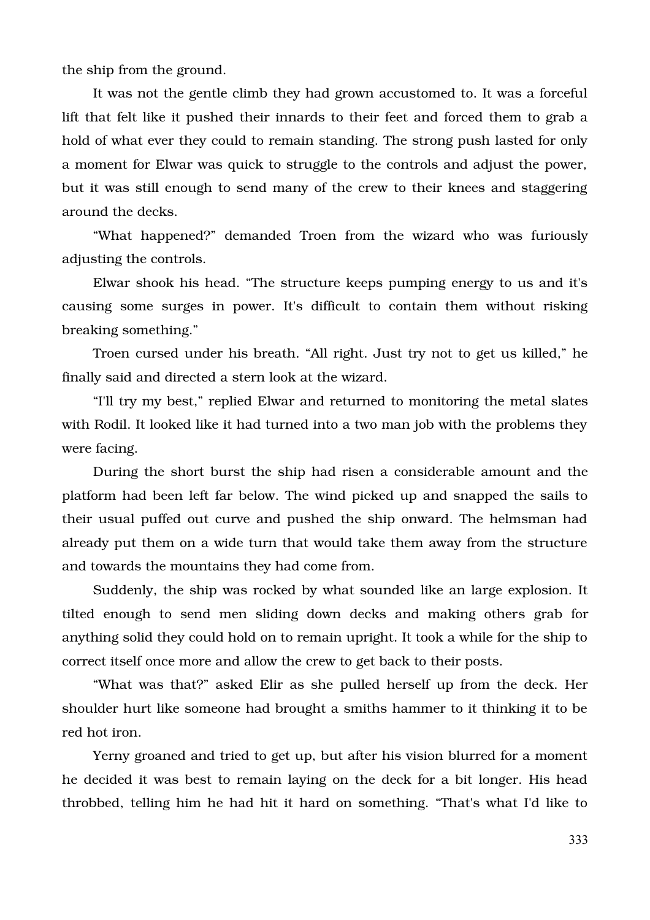the ship from the ground.

It was not the gentle climb they had grown accustomed to. It was a forceful lift that felt like it pushed their innards to their feet and forced them to grab a hold of what ever they could to remain standing. The strong push lasted for only a moment for Elwar was quick to struggle to the controls and adjust the power, but it was still enough to send many of the crew to their knees and staggering around the decks.

“What happened?” demanded Troen from the wizard who was furiously adjusting the controls.

Elwar shook his head. “The structure keeps pumping energy to us and it's causing some surges in power. It's difficult to contain them without risking breaking something.”

Troen cursed under his breath. “All right. Just try not to get us killed,” he finally said and directed a stern look at the wizard.

“I'll try my best,” replied Elwar and returned to monitoring the metal slates with Rodil. It looked like it had turned into a two man job with the problems they were facing.

During the short burst the ship had risen a considerable amount and the platform had been left far below. The wind picked up and snapped the sails to their usual puffed out curve and pushed the ship onward. The helmsman had already put them on a wide turn that would take them away from the structure and towards the mountains they had come from.

Suddenly, the ship was rocked by what sounded like an large explosion. It tilted enough to send men sliding down decks and making others grab for anything solid they could hold on to remain upright. It took a while for the ship to correct itself once more and allow the crew to get back to their posts.

“What was that?” asked Elir as she pulled herself up from the deck. Her shoulder hurt like someone had brought a smiths hammer to it thinking it to be red hot iron.

Yerny groaned and tried to get up, but after his vision blurred for a moment he decided it was best to remain laying on the deck for a bit longer. His head throbbed, telling him he had hit it hard on something. “That's what I'd like to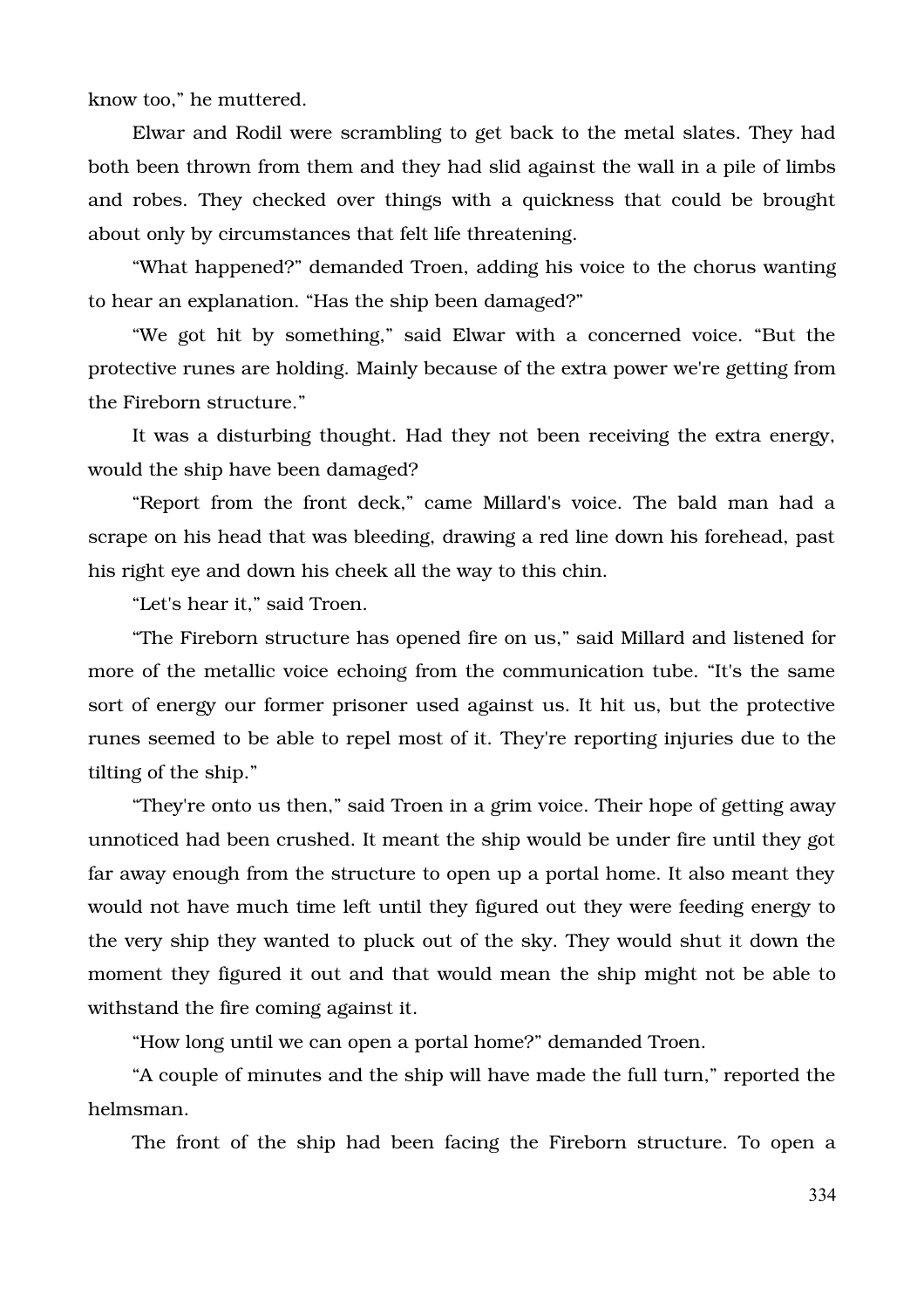know too," he muttered.

Elwar and Rodil were scrambling to get back to the metal slates. They had both been thrown from them and they had slid against the wall in a pile of limbs and robes. They checked over things with a quickness that could be brought about only by circumstances that felt life threatening.

"What happened?" demanded Troen, adding his voice to the chorus wanting to hear an explanation. "Has the ship been damaged?"

"We got hit by something," said Elwar with a concerned voice. "But the protective runes are holding. Mainly because of the extra power we're getting from the Fireborn structure."

It was a disturbing thought. Had they not been receiving the extra energy, would the ship have been damaged?

"Report from the front deck," came Millard's voice. The bald man had a scrape on his head that was bleeding, drawing a red line down his forehead, past his right eye and down his cheek all the way to this chin.

"Let's hear it," said Troen.

"The Fireborn structure has opened fire on us," said Millard and listened for more of the metallic voice echoing from the communication tube. "It's the same sort of energy our former prisoner used against us. It hit us, but the protective runes seemed to be able to repel most of it. They're reporting injuries due to the tilting of the ship."

"They're onto us then," said Troen in a grim voice. Their hope of getting away unnoticed had been crushed. It meant the ship would be under fire until they got far away enough from the structure to open up a portal home. It also meant they would not have much time left until they figured out they were feeding energy to the very ship they wanted to pluck out of the sky. They would shut it down the moment they figured it out and that would mean the ship might not be able to withstand the fire coming against it.

"How long until we can open a portal home?" demanded Troen.

"A couple of minutes and the ship will have made the full turn," reported the helmsman.

The front of the ship had been facing the Fireborn structure. To open a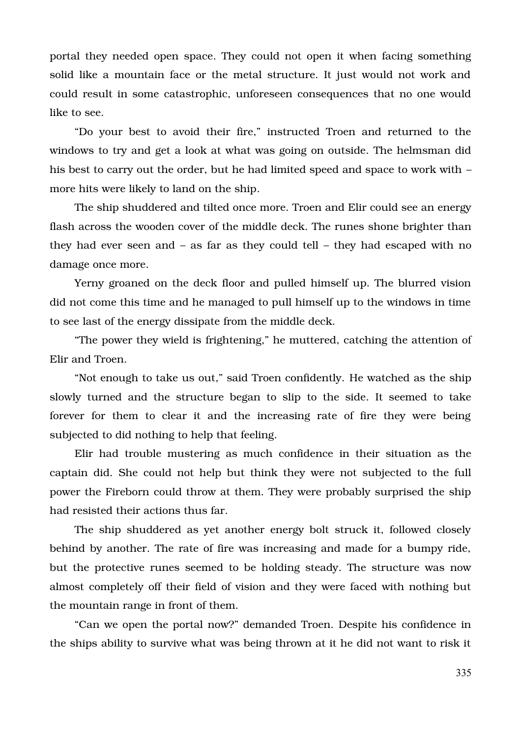portal they needed open space. They could not open it when facing something solid like a mountain face or the metal structure. It just would not work and could result in some catastrophic, unforeseen consequences that no one would like to see.

"Do your best to avoid their fire," instructed Troen and returned to the windows to try and get a look at what was going on outside. The helmsman did his best to carry out the order, but he had limited speed and space to work with – more hits were likely to land on the ship.

The ship shuddered and tilted once more. Troen and Elir could see an energy flash across the wooden cover of the middle deck. The runes shone brighter than they had ever seen and – as far as they could tell – they had escaped with no damage once more.

Yerny groaned on the deck floor and pulled himself up. The blurred vision did not come this time and he managed to pull himself up to the windows in time to see last of the energy dissipate from the middle deck.

"The power they wield is frightening," he muttered, catching the attention of Elir and Troen.

"Not enough to take us out," said Troen confidently. He watched as the ship slowly turned and the structure began to slip to the side. It seemed to take forever for them to clear it and the increasing rate of fire they were being subjected to did nothing to help that feeling.

Elir had trouble mustering as much confidence in their situation as the captain did. She could not help but think they were not subjected to the full power the Fireborn could throw at them. They were probably surprised the ship had resisted their actions thus far.

The ship shuddered as yet another energy bolt struck it, followed closely behind by another. The rate of fire was increasing and made for a bumpy ride, but the protective runes seemed to be holding steady. The structure was now almost completely off their field of vision and they were faced with nothing but the mountain range in front of them.

"Can we open the portal now?" demanded Troen. Despite his confidence in the ships ability to survive what was being thrown at it he did not want to risk it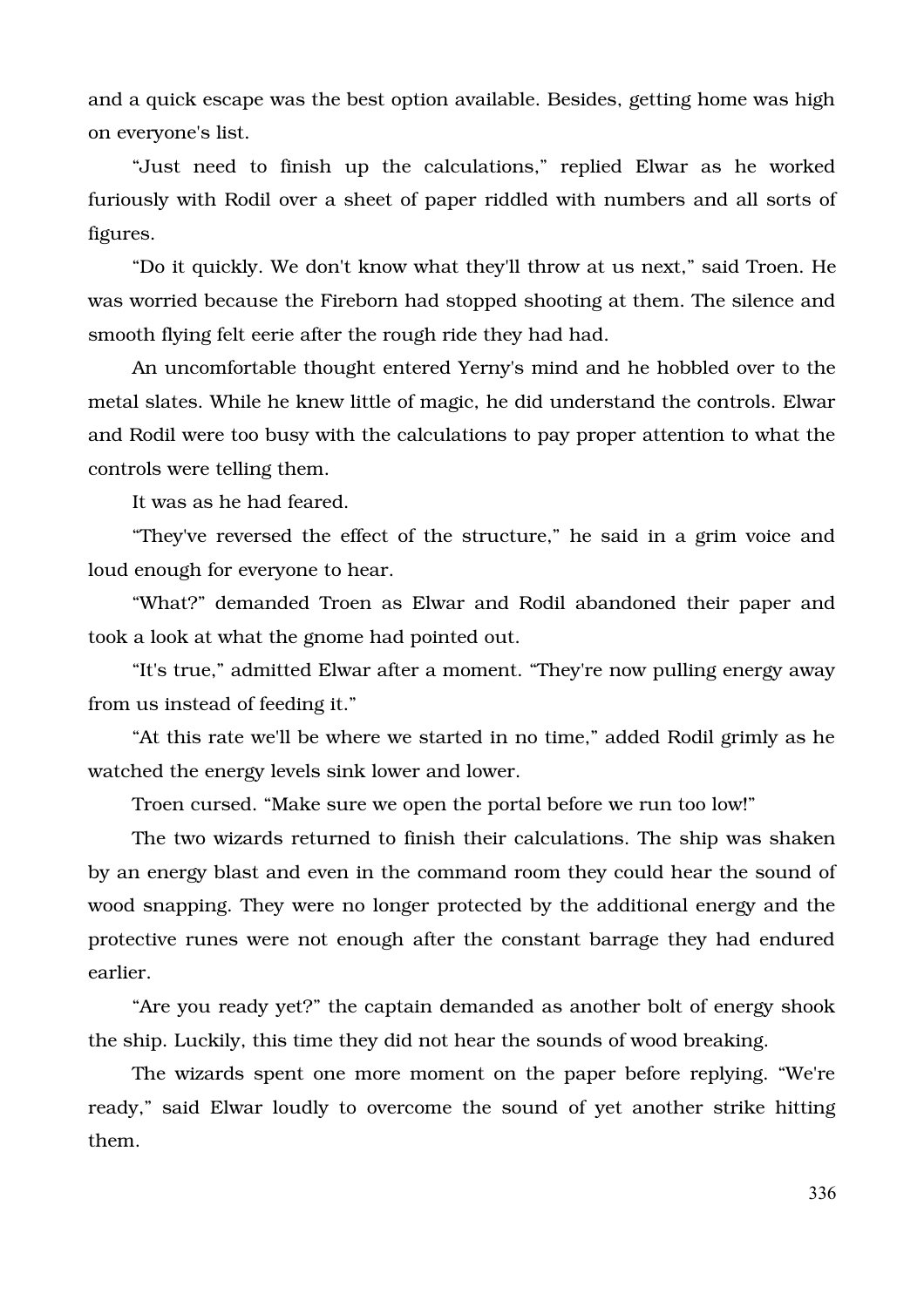and a quick escape was the best option available. Besides, getting home was high on everyone's list.

"Just need to finish up the calculations," replied Elwar as he worked furiously with Rodil over a sheet of paper riddled with numbers and all sorts of figures.

"Do it quickly. We don't know what they'll throw at us next," said Troen. He was worried because the Fireborn had stopped shooting at them. The silence and smooth flying felt eerie after the rough ride they had had.

An uncomfortable thought entered Yerny's mind and he hobbled over to the metal slates. While he knew little of magic, he did understand the controls. Elwar and Rodil were too busy with the calculations to pay proper attention to what the controls were telling them.

It was as he had feared.

"They've reversed the effect of the structure," he said in a grim voice and loud enough for everyone to hear.

"What?" demanded Troen as Elwar and Rodil abandoned their paper and took a look at what the gnome had pointed out.

"It's true," admitted Elwar after a moment. "They're now pulling energy away from us instead of feeding it."

"At this rate we'll be where we started in no time," added Rodil grimly as he watched the energy levels sink lower and lower.

Troen cursed. "Make sure we open the portal before we run too low!"

The two wizards returned to finish their calculations. The ship was shaken by an energy blast and even in the command room they could hear the sound of wood snapping. They were no longer protected by the additional energy and the protective runes were not enough after the constant barrage they had endured earlier.

"Are you ready yet?" the captain demanded as another bolt of energy shook the ship. Luckily, this time they did not hear the sounds of wood breaking.

The wizards spent one more moment on the paper before replying. "We're ready," said Elwar loudly to overcome the sound of yet another strike hitting them.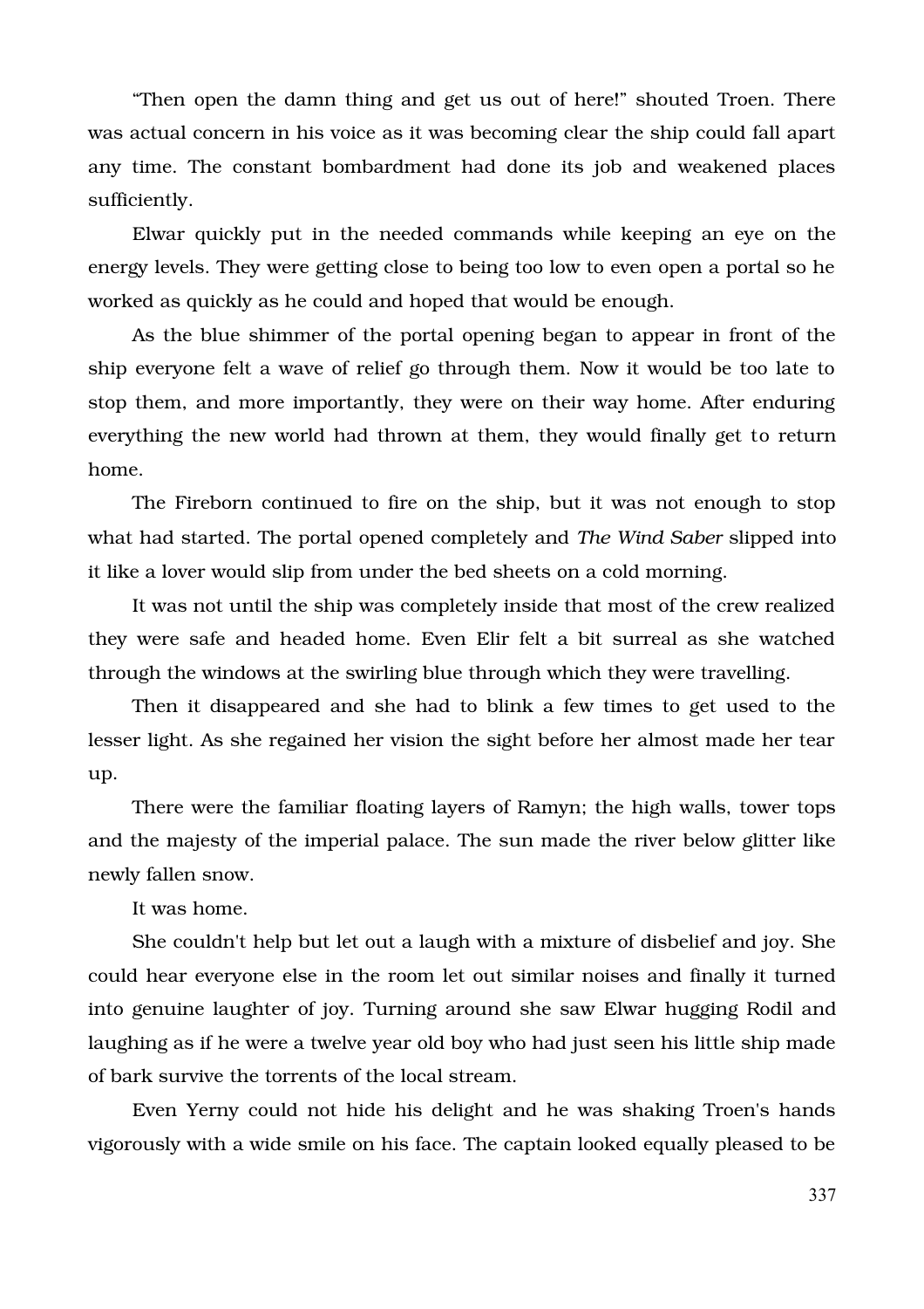“Then open the damn thing and get us out of here!” shouted Troen. There was actual concern in his voice as it was becoming clear the ship could fall apart any time. The constant bombardment had done its job and weakened places sufficiently.

Elwar quickly put in the needed commands while keeping an eye on the energy levels. They were getting close to being too low to even open a portal so he worked as quickly as he could and hoped that would be enough.

As the blue shimmer of the portal opening began to appear in front of the ship everyone felt a wave of relief go through them. Now it would be too late to stop them, and more importantly, they were on their way home. After enduring everything the new world had thrown at them, they would finally get to return home.

The Fireborn continued to fire on the ship, but it was not enough to stop what had started. The portal opened completely and *The Wind Saber* slipped into it like a lover would slip from under the bed sheets on a cold morning.

It was not until the ship was completely inside that most of the crew realized they were safe and headed home. Even Elir felt a bit surreal as she watched through the windows at the swirling blue through which they were travelling.

Then it disappeared and she had to blink a few times to get used to the lesser light. As she regained her vision the sight before her almost made her tear up.

There were the familiar floating layers of Ramyn; the high walls, tower tops and the majesty of the imperial palace. The sun made the river below glitter like newly fallen snow.

It was home.

She couldn't help but let out a laugh with a mixture of disbelief and joy. She could hear everyone else in the room let out similar noises and finally it turned into genuine laughter of joy. Turning around she saw Elwar hugging Rodil and laughing as if he were a twelve year old boy who had just seen his little ship made of bark survive the torrents of the local stream.

Even Yerny could not hide his delight and he was shaking Troen's hands vigorously with a wide smile on his face. The captain looked equally pleased to be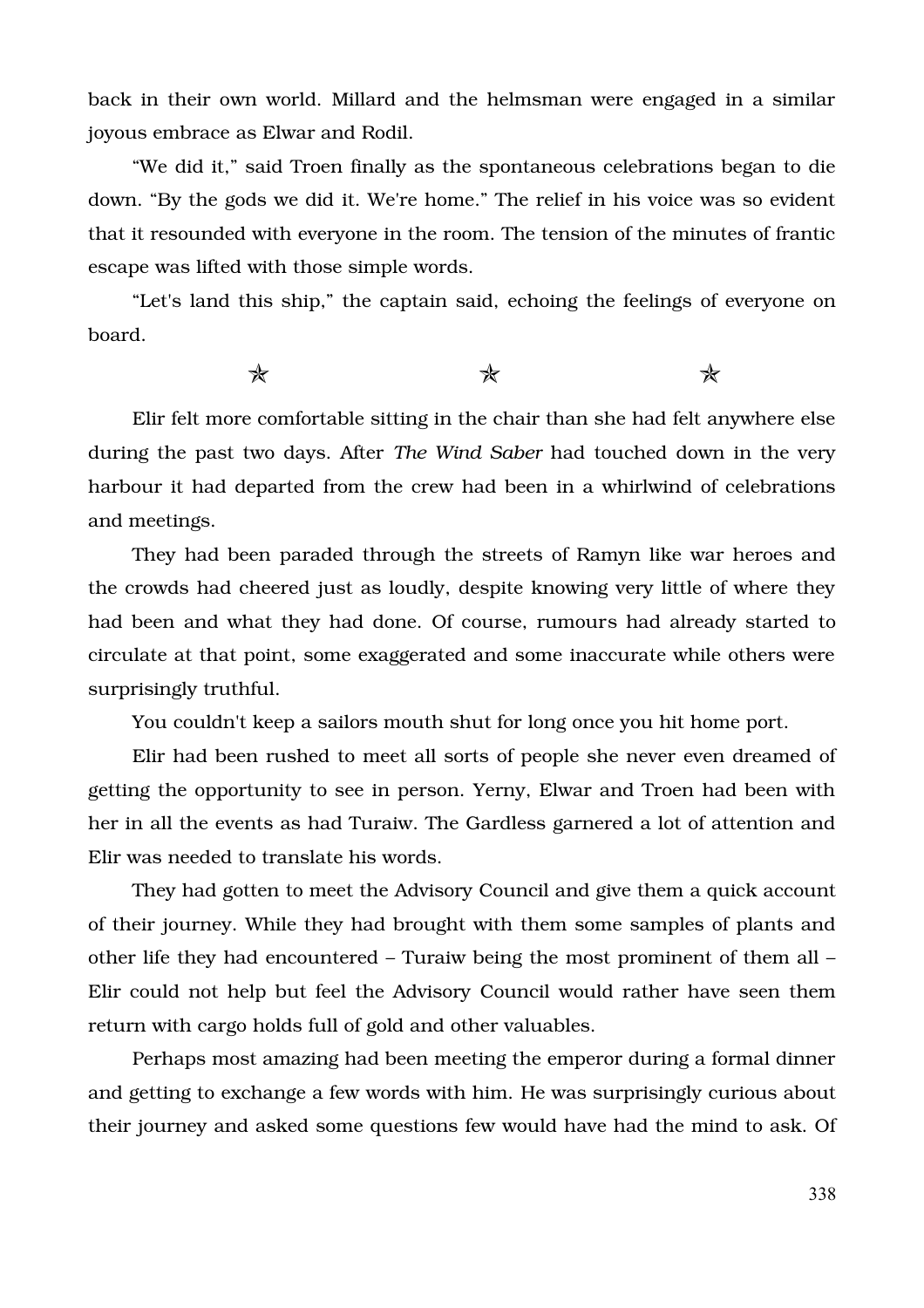back in their own world. Millard and the helmsman were engaged in a similar joyous embrace as Elwar and Rodil.

"We did it," said Troen finally as the spontaneous celebrations began to die down. "By the gods we did it. We're home." The relief in his voice was so evident that it resounded with everyone in the room. The tension of the minutes of frantic escape was lifted with those simple words.

"Let's land this ship," the captain said, echoing the feelings of everyone on board.

✯ ✯ ✯

Elir felt more comfortable sitting in the chair than she had felt anywhere else during the past two days. After *The Wind Saber* had touched down in the very harbour it had departed from the crew had been in a whirlwind of celebrations and meetings.

They had been paraded through the streets of Ramyn like war heroes and the crowds had cheered just as loudly, despite knowing very little of where they had been and what they had done. Of course, rumours had already started to circulate at that point, some exaggerated and some inaccurate while others were surprisingly truthful.

You couldn't keep a sailors mouth shut for long once you hit home port.

Elir had been rushed to meet all sorts of people she never even dreamed of getting the opportunity to see in person. Yerny, Elwar and Troen had been with her in all the events as had Turaiw. The Gardless garnered a lot of attention and Elir was needed to translate his words.

They had gotten to meet the Advisory Council and give them a quick account of their journey. While they had brought with them some samples of plants and other life they had encountered – Turaiw being the most prominent of them all – Elir could not help but feel the Advisory Council would rather have seen them return with cargo holds full of gold and other valuables.

Perhaps most amazing had been meeting the emperor during a formal dinner and getting to exchange a few words with him. He was surprisingly curious about their journey and asked some questions few would have had the mind to ask. Of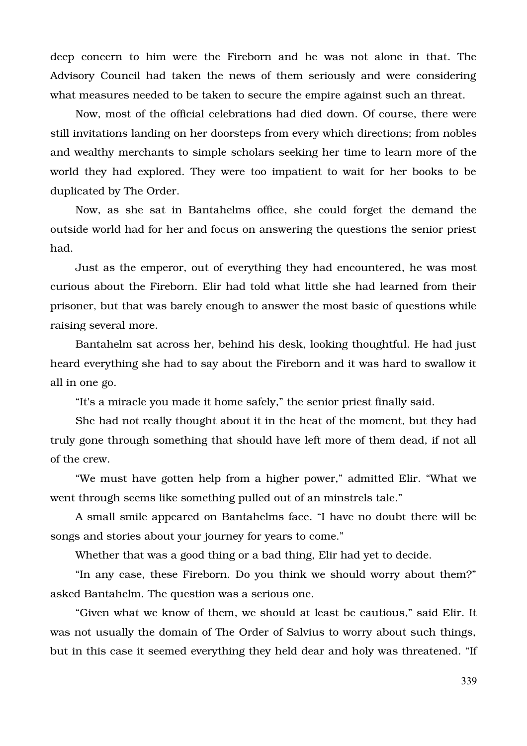deep concern to him were the Fireborn and he was not alone in that. The Advisory Council had taken the news of them seriously and were considering what measures needed to be taken to secure the empire against such an threat.

Now, most of the official celebrations had died down. Of course, there were still invitations landing on her doorsteps from every which directions; from nobles and wealthy merchants to simple scholars seeking her time to learn more of the world they had explored. They were too impatient to wait for her books to be duplicated by The Order.

Now, as she sat in Bantahelms office, she could forget the demand the outside world had for her and focus on answering the questions the senior priest had.

Just as the emperor, out of everything they had encountered, he was most curious about the Fireborn. Elir had told what little she had learned from their prisoner, but that was barely enough to answer the most basic of questions while raising several more.

Bantahelm sat across her, behind his desk, looking thoughtful. He had just heard everything she had to say about the Fireborn and it was hard to swallow it all in one go.

"It's a miracle you made it home safely," the senior priest finally said.

She had not really thought about it in the heat of the moment, but they had truly gone through something that should have left more of them dead, if not all of the crew.

"We must have gotten help from a higher power," admitted Elir. "What we went through seems like something pulled out of an minstrels tale."

A small smile appeared on Bantahelms face. "I have no doubt there will be songs and stories about your journey for years to come."

Whether that was a good thing or a bad thing, Elir had yet to decide.

"In any case, these Fireborn. Do you think we should worry about them?" asked Bantahelm. The question was a serious one.

"Given what we know of them, we should at least be cautious," said Elir. It was not usually the domain of The Order of Salvius to worry about such things, but in this case it seemed everything they held dear and holy was threatened. "If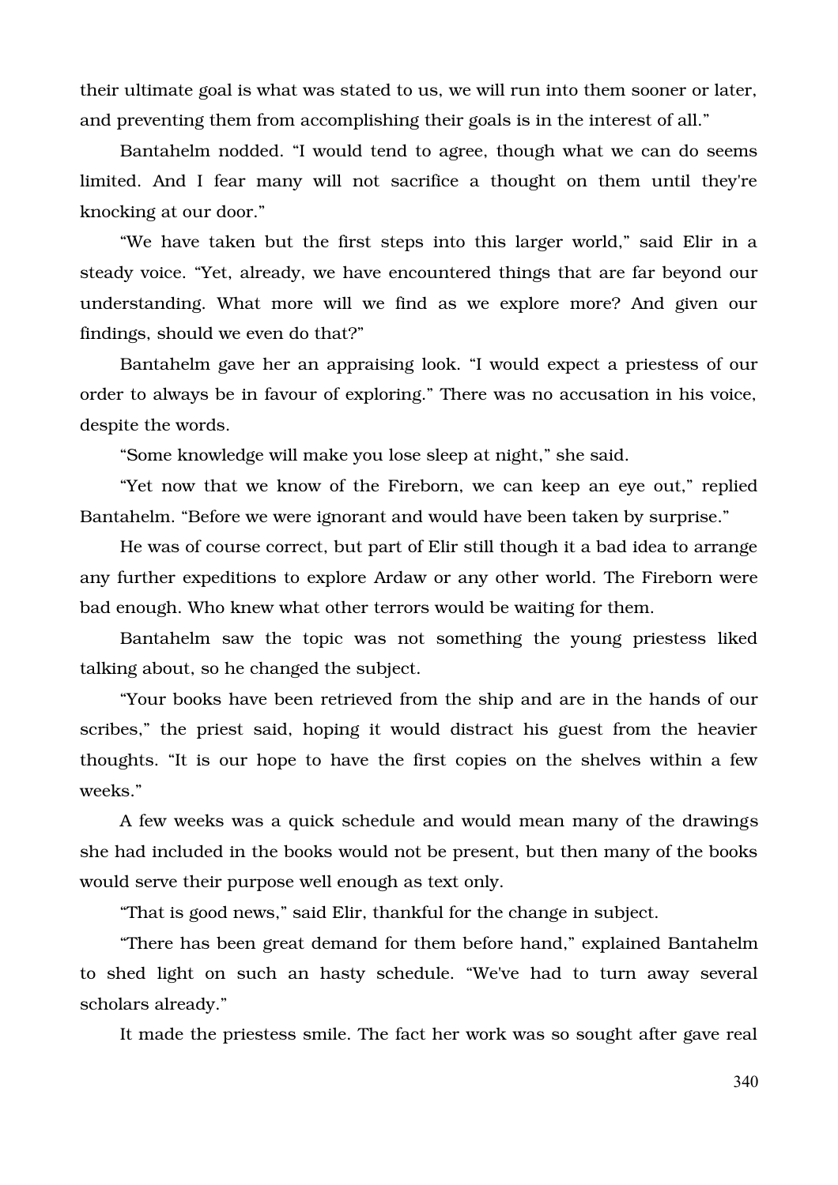their ultimate goal is what was stated to us, we will run into them sooner or later, and preventing them from accomplishing their goals is in the interest of all."

Bantahelm nodded. "I would tend to agree, though what we can do seems limited. And I fear many will not sacrifice a thought on them until they're knocking at our door."

"We have taken but the first steps into this larger world," said Elir in a steady voice. "Yet, already, we have encountered things that are far beyond our understanding. What more will we find as we explore more? And given our findings, should we even do that?"

Bantahelm gave her an appraising look. "I would expect a priestess of our order to always be in favour of exploring." There was no accusation in his voice, despite the words.

"Some knowledge will make you lose sleep at night," she said.

"Yet now that we know of the Fireborn, we can keep an eye out," replied Bantahelm. "Before we were ignorant and would have been taken by surprise."

He was of course correct, but part of Elir still though it a bad idea to arrange any further expeditions to explore Ardaw or any other world. The Fireborn were bad enough. Who knew what other terrors would be waiting for them.

Bantahelm saw the topic was not something the young priestess liked talking about, so he changed the subject.

"Your books have been retrieved from the ship and are in the hands of our scribes," the priest said, hoping it would distract his guest from the heavier thoughts. "It is our hope to have the first copies on the shelves within a few weeks."

A few weeks was a quick schedule and would mean many of the drawings she had included in the books would not be present, but then many of the books would serve their purpose well enough as text only.

"That is good news," said Elir, thankful for the change in subject.

"There has been great demand for them before hand," explained Bantahelm to shed light on such an hasty schedule. "We've had to turn away several scholars already."

It made the priestess smile. The fact her work was so sought after gave real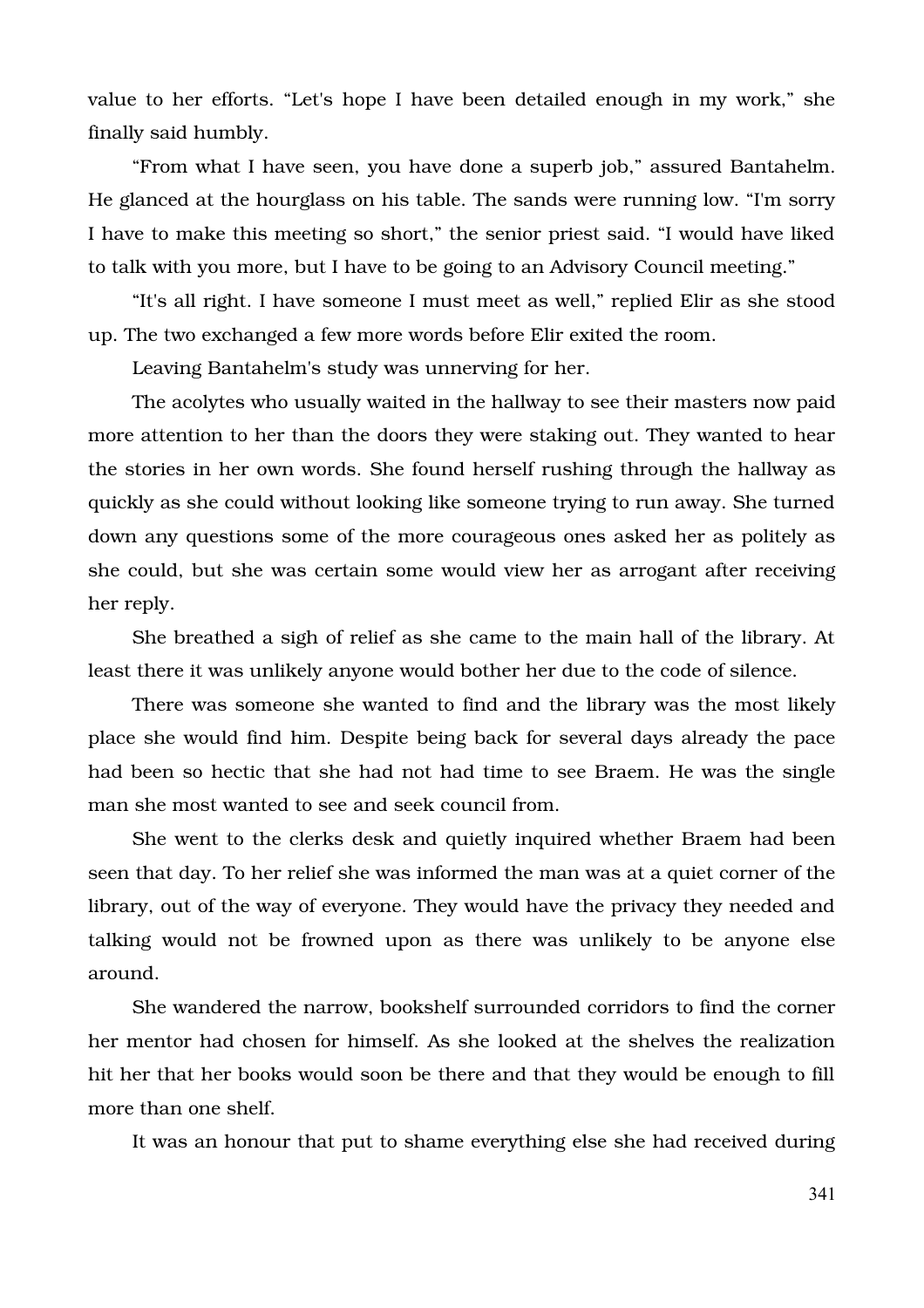value to her efforts. "Let's hope I have been detailed enough in my work," she finally said humbly.

"From what I have seen, you have done a superb job," assured Bantahelm. He glanced at the hourglass on his table. The sands were running low. "I'm sorry I have to make this meeting so short," the senior priest said. "I would have liked to talk with you more, but I have to be going to an Advisory Council meeting."

"It's all right. I have someone I must meet as well," replied Elir as she stood up. The two exchanged a few more words before Elir exited the room.

Leaving Bantahelm's study was unnerving for her.

The acolytes who usually waited in the hallway to see their masters now paid more attention to her than the doors they were staking out. They wanted to hear the stories in her own words. She found herself rushing through the hallway as quickly as she could without looking like someone trying to run away. She turned down any questions some of the more courageous ones asked her as politely as she could, but she was certain some would view her as arrogant after receiving her reply.

She breathed a sigh of relief as she came to the main hall of the library. At least there it was unlikely anyone would bother her due to the code of silence.

There was someone she wanted to find and the library was the most likely place she would find him. Despite being back for several days already the pace had been so hectic that she had not had time to see Braem. He was the single man she most wanted to see and seek council from.

She went to the clerks desk and quietly inquired whether Braem had been seen that day. To her relief she was informed the man was at a quiet corner of the library, out of the way of everyone. They would have the privacy they needed and talking would not be frowned upon as there was unlikely to be anyone else around.

She wandered the narrow, bookshelf surrounded corridors to find the corner her mentor had chosen for himself. As she looked at the shelves the realization hit her that her books would soon be there and that they would be enough to fill more than one shelf.

It was an honour that put to shame everything else she had received during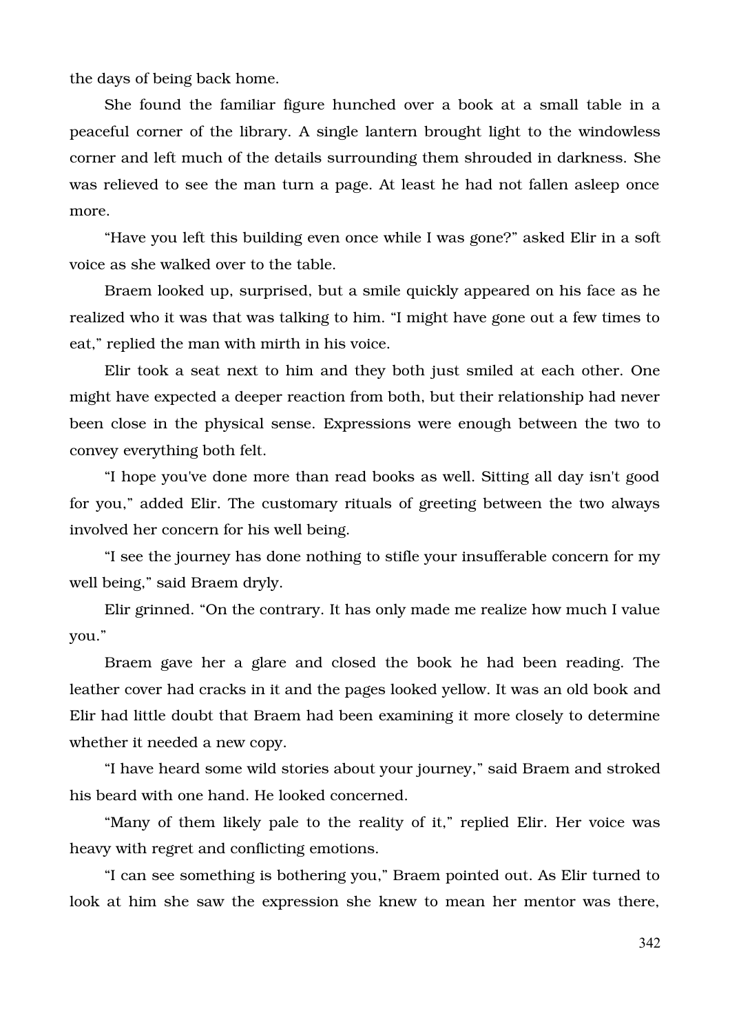the days of being back home.

She found the familiar figure hunched over a book at a small table in a peaceful corner of the library. A single lantern brought light to the windowless corner and left much of the details surrounding them shrouded in darkness. She was relieved to see the man turn a page. At least he had not fallen asleep once more.

"Have you left this building even once while I was gone?" asked Elir in a soft voice as she walked over to the table.

Braem looked up, surprised, but a smile quickly appeared on his face as he realized who it was that was talking to him. "I might have gone out a few times to eat," replied the man with mirth in his voice.

Elir took a seat next to him and they both just smiled at each other. One might have expected a deeper reaction from both, but their relationship had never been close in the physical sense. Expressions were enough between the two to convey everything both felt.

"I hope you've done more than read books as well. Sitting all day isn't good for you," added Elir. The customary rituals of greeting between the two always involved her concern for his well being.

"I see the journey has done nothing to stifle your insufferable concern for my well being," said Braem dryly.

Elir grinned. "On the contrary. It has only made me realize how much I value you."

Braem gave her a glare and closed the book he had been reading. The leather cover had cracks in it and the pages looked yellow. It was an old book and Elir had little doubt that Braem had been examining it more closely to determine whether it needed a new copy.

"I have heard some wild stories about your journey," said Braem and stroked his beard with one hand. He looked concerned.

"Many of them likely pale to the reality of it," replied Elir. Her voice was heavy with regret and conflicting emotions.

"I can see something is bothering you," Braem pointed out. As Elir turned to look at him she saw the expression she knew to mean her mentor was there,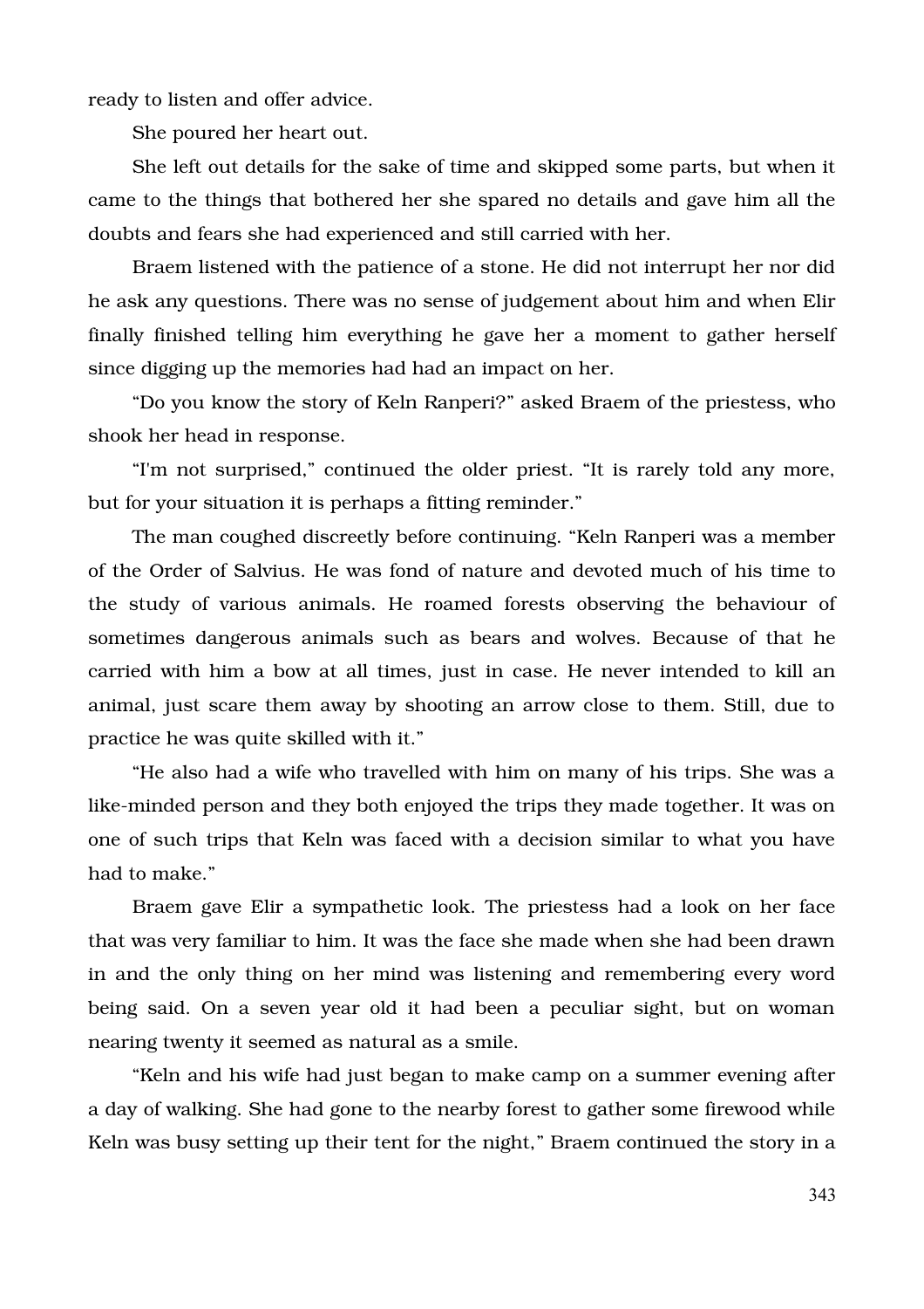ready to listen and offer advice.

She poured her heart out.

She left out details for the sake of time and skipped some parts, but when it came to the things that bothered her she spared no details and gave him all the doubts and fears she had experienced and still carried with her.

Braem listened with the patience of a stone. He did not interrupt her nor did he ask any questions. There was no sense of judgement about him and when Elir finally finished telling him everything he gave her a moment to gather herself since digging up the memories had had an impact on her.

"Do you know the story of Keln Ranperi?" asked Braem of the priestess, who shook her head in response.

"I'm not surprised," continued the older priest. "It is rarely told any more, but for your situation it is perhaps a fitting reminder."

The man coughed discreetly before continuing. "Keln Ranperi was a member of the Order of Salvius. He was fond of nature and devoted much of his time to the study of various animals. He roamed forests observing the behaviour of sometimes dangerous animals such as bears and wolves. Because of that he carried with him a bow at all times, just in case. He never intended to kill an animal, just scare them away by shooting an arrow close to them. Still, due to practice he was quite skilled with it."

"He also had a wife who travelled with him on many of his trips. She was a like-minded person and they both enjoyed the trips they made together. It was on one of such trips that Keln was faced with a decision similar to what you have had to make."

Braem gave Elir a sympathetic look. The priestess had a look on her face that was very familiar to him. It was the face she made when she had been drawn in and the only thing on her mind was listening and remembering every word being said. On a seven year old it had been a peculiar sight, but on woman nearing twenty it seemed as natural as a smile.

"Keln and his wife had just began to make camp on a summer evening after a day of walking. She had gone to the nearby forest to gather some firewood while Keln was busy setting up their tent for the night," Braem continued the story in a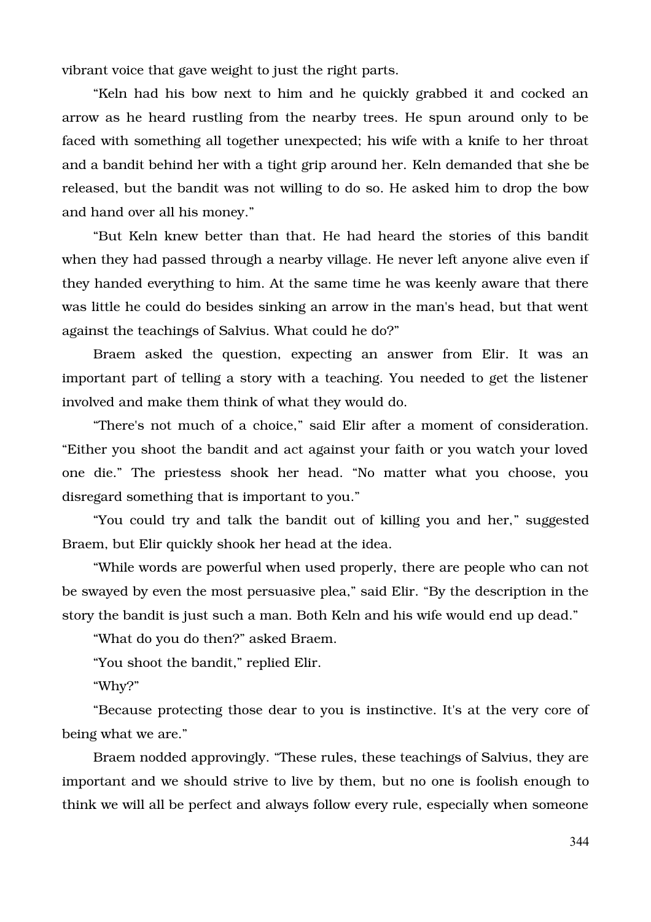vibrant voice that gave weight to just the right parts.

"Keln had his bow next to him and he quickly grabbed it and cocked an arrow as he heard rustling from the nearby trees. He spun around only to be faced with something all together unexpected; his wife with a knife to her throat and a bandit behind her with a tight grip around her. Keln demanded that she be released, but the bandit was not willing to do so. He asked him to drop the bow and hand over all his money."

"But Keln knew better than that. He had heard the stories of this bandit when they had passed through a nearby village. He never left anyone alive even if they handed everything to him. At the same time he was keenly aware that there was little he could do besides sinking an arrow in the man's head, but that went against the teachings of Salvius. What could he do?"

Braem asked the question, expecting an answer from Elir. It was an important part of telling a story with a teaching. You needed to get the listener involved and make them think of what they would do.

"There's not much of a choice," said Elir after a moment of consideration. "Either you shoot the bandit and act against your faith or you watch your loved one die." The priestess shook her head. "No matter what you choose, you disregard something that is important to you."

"You could try and talk the bandit out of killing you and her," suggested Braem, but Elir quickly shook her head at the idea.

"While words are powerful when used properly, there are people who can not be swayed by even the most persuasive plea," said Elir. "By the description in the story the bandit is just such a man. Both Keln and his wife would end up dead."

"What do you do then?" asked Braem.

"You shoot the bandit," replied Elir.

"Why?"

"Because protecting those dear to you is instinctive. It's at the very core of being what we are."

Braem nodded approvingly. "These rules, these teachings of Salvius, they are important and we should strive to live by them, but no one is foolish enough to think we will all be perfect and always follow every rule, especially when someone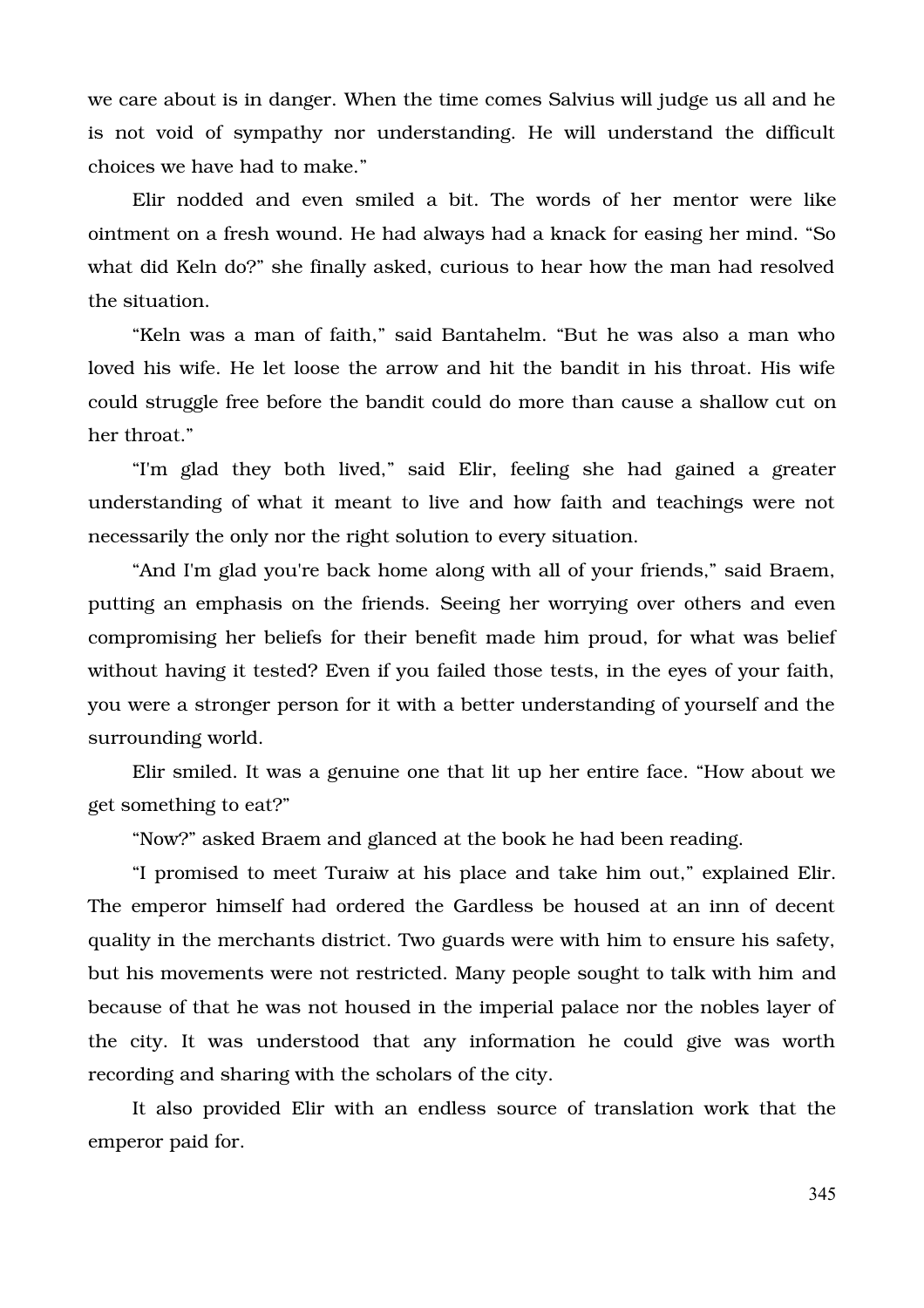we care about is in danger. When the time comes Salvius will judge us all and he is not void of sympathy nor understanding. He will understand the difficult choices we have had to make."

Elir nodded and even smiled a bit. The words of her mentor were like ointment on a fresh wound. He had always had a knack for easing her mind. "So what did Keln do?" she finally asked, curious to hear how the man had resolved the situation.

"Keln was a man of faith," said Bantahelm. "But he was also a man who loved his wife. He let loose the arrow and hit the bandit in his throat. His wife could struggle free before the bandit could do more than cause a shallow cut on her throat."

"I'm glad they both lived," said Elir, feeling she had gained a greater understanding of what it meant to live and how faith and teachings were not necessarily the only nor the right solution to every situation.

"And I'm glad you're back home along with all of your friends," said Braem, putting an emphasis on the friends. Seeing her worrying over others and even compromising her beliefs for their benefit made him proud, for what was belief without having it tested? Even if you failed those tests, in the eyes of your faith, you were a stronger person for it with a better understanding of yourself and the surrounding world.

Elir smiled. It was a genuine one that lit up her entire face. "How about we get something to eat?"

"Now?" asked Braem and glanced at the book he had been reading.

"I promised to meet Turaiw at his place and take him out," explained Elir. The emperor himself had ordered the Gardless be housed at an inn of decent quality in the merchants district. Two guards were with him to ensure his safety, but his movements were not restricted. Many people sought to talk with him and because of that he was not housed in the imperial palace nor the nobles layer of the city. It was understood that any information he could give was worth recording and sharing with the scholars of the city.

It also provided Elir with an endless source of translation work that the emperor paid for.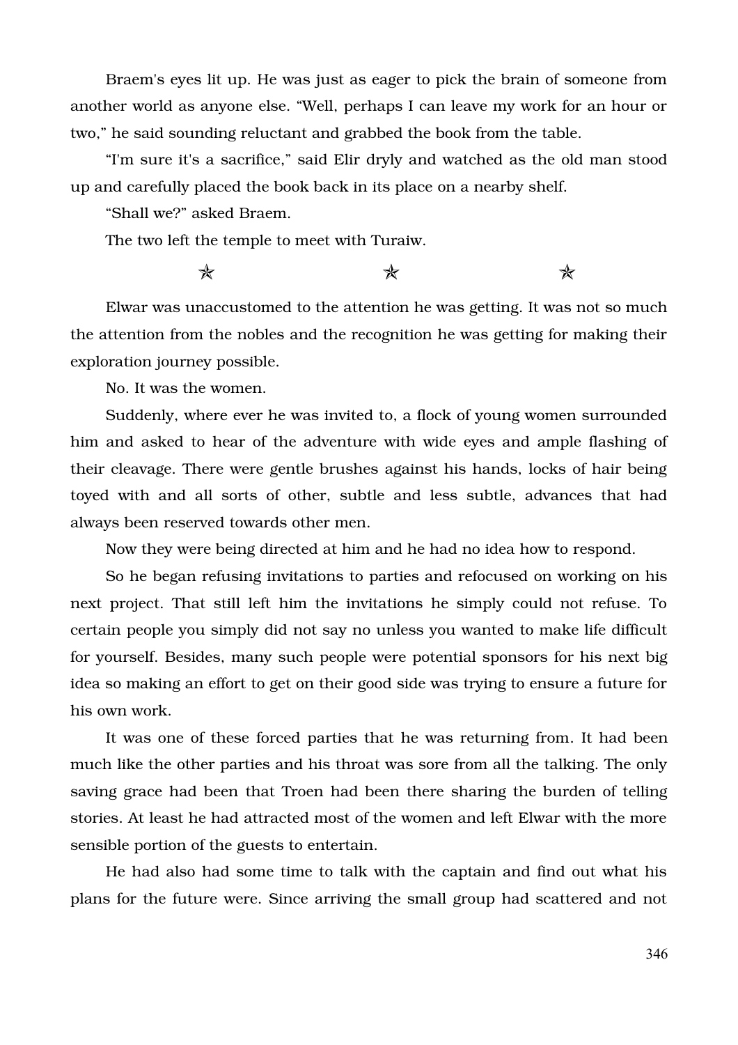Braem's eyes lit up. He was just as eager to pick the brain of someone from another world as anyone else. “Well, perhaps I can leave my work for an hour or two,” he said sounding reluctant and grabbed the book from the table.

“I'm sure it's a sacrifice,” said Elir dryly and watched as the old man stood up and carefully placed the book back in its place on a nearby shelf.

“Shall we?” asked Braem.

The two left the temple to meet with Turaiw.

✯ ✯ ✯

Elwar was unaccustomed to the attention he was getting. It was not so much the attention from the nobles and the recognition he was getting for making their exploration journey possible.

No. It was the women.

Suddenly, where ever he was invited to, a flock of young women surrounded him and asked to hear of the adventure with wide eyes and ample flashing of their cleavage. There were gentle brushes against his hands, locks of hair being toyed with and all sorts of other, subtle and less subtle, advances that had always been reserved towards other men.

Now they were being directed at him and he had no idea how to respond.

So he began refusing invitations to parties and refocused on working on his next project. That still left him the invitations he simply could not refuse. To certain people you simply did not say no unless you wanted to make life difficult for yourself. Besides, many such people were potential sponsors for his next big idea so making an effort to get on their good side was trying to ensure a future for his own work.

It was one of these forced parties that he was returning from. It had been much like the other parties and his throat was sore from all the talking. The only saving grace had been that Troen had been there sharing the burden of telling stories. At least he had attracted most of the women and left Elwar with the more sensible portion of the guests to entertain.

He had also had some time to talk with the captain and find out what his plans for the future were. Since arriving the small group had scattered and not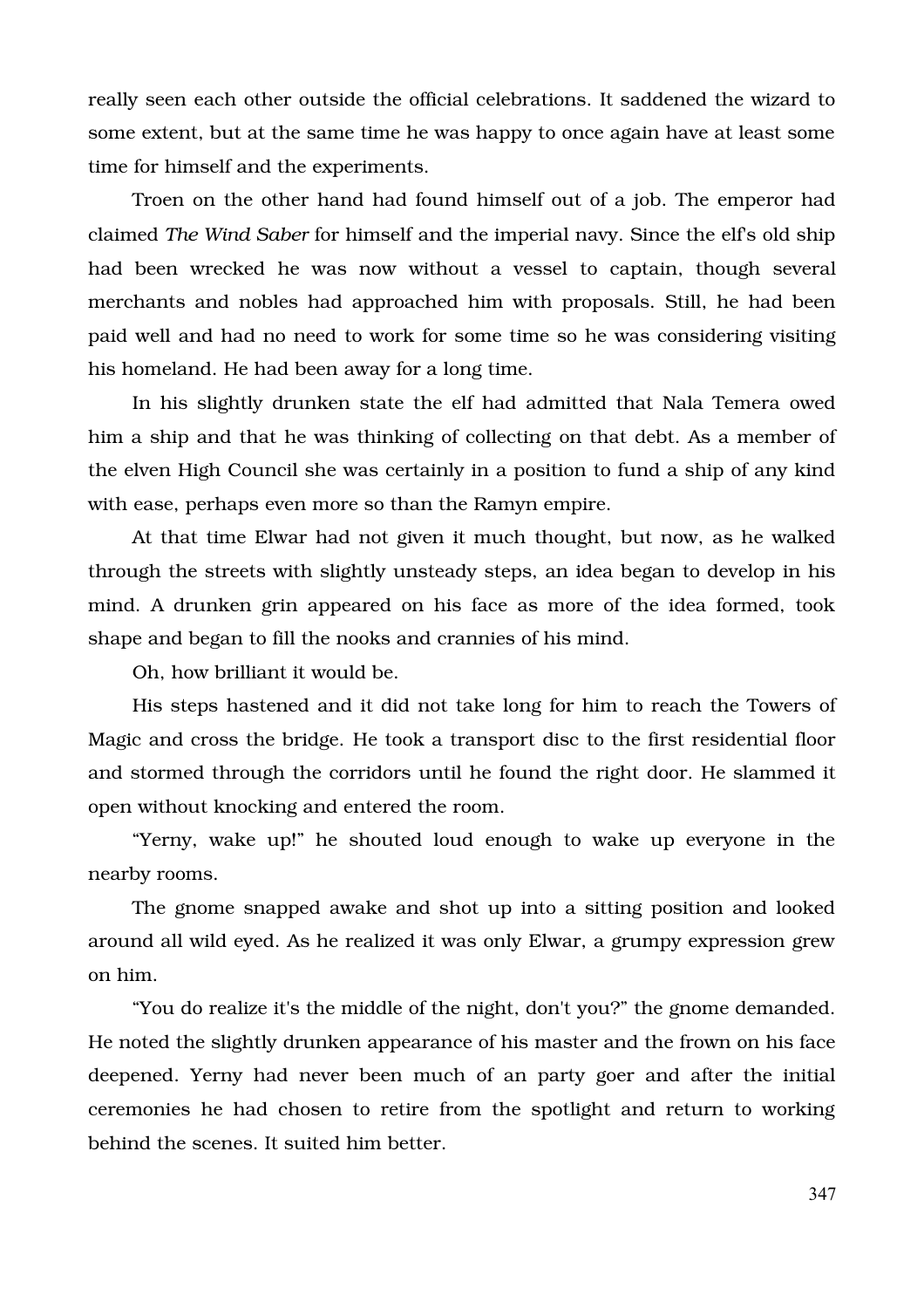really seen each other outside the official celebrations. It saddened the wizard to some extent, but at the same time he was happy to once again have at least some time for himself and the experiments.

Troen on the other hand had found himself out of a job. The emperor had claimed *The Wind Saber* for himself and the imperial navy. Since the elf's old ship had been wrecked he was now without a vessel to captain, though several merchants and nobles had approached him with proposals. Still, he had been paid well and had no need to work for some time so he was considering visiting his homeland. He had been away for a long time.

In his slightly drunken state the elf had admitted that Nala Temera owed him a ship and that he was thinking of collecting on that debt. As a member of the elven High Council she was certainly in a position to fund a ship of any kind with ease, perhaps even more so than the Ramyn empire.

At that time Elwar had not given it much thought, but now, as he walked through the streets with slightly unsteady steps, an idea began to develop in his mind. A drunken grin appeared on his face as more of the idea formed, took shape and began to fill the nooks and crannies of his mind.

Oh, how brilliant it would be.

His steps hastened and it did not take long for him to reach the Towers of Magic and cross the bridge. He took a transport disc to the first residential floor and stormed through the corridors until he found the right door. He slammed it open without knocking and entered the room.

"Yerny, wake up!" he shouted loud enough to wake up everyone in the nearby rooms.

The gnome snapped awake and shot up into a sitting position and looked around all wild eyed. As he realized it was only Elwar, a grumpy expression grew on him.

"You do realize it's the middle of the night, don't you?" the gnome demanded. He noted the slightly drunken appearance of his master and the frown on his face deepened. Yerny had never been much of an party goer and after the initial ceremonies he had chosen to retire from the spotlight and return to working behind the scenes. It suited him better.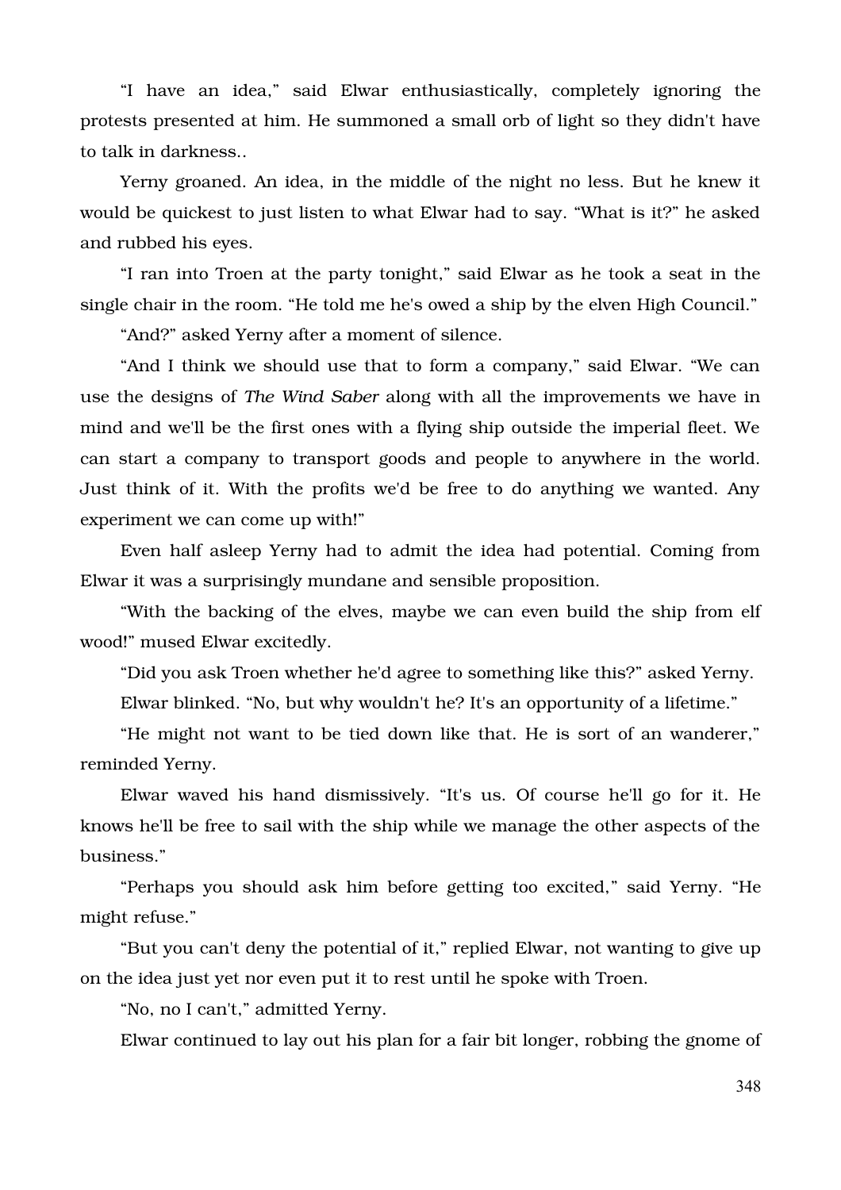"I have an idea," said Elwar enthusiastically, completely ignoring the protests presented at him. He summoned a small orb of light so they didn't have to talk in darkness..

Yerny groaned. An idea, in the middle of the night no less. But he knew it would be quickest to just listen to what Elwar had to say. "What is it?" he asked and rubbed his eyes.

"I ran into Troen at the party tonight," said Elwar as he took a seat in the single chair in the room. "He told me he's owed a ship by the elven High Council."

"And?" asked Yerny after a moment of silence.

"And I think we should use that to form a company," said Elwar. "We can use the designs of *The Wind Saber* along with all the improvements we have in mind and we'll be the first ones with a flying ship outside the imperial fleet. We can start a company to transport goods and people to anywhere in the world. Just think of it. With the profits we'd be free to do anything we wanted. Any experiment we can come up with!"

Even half asleep Yerny had to admit the idea had potential. Coming from Elwar it was a surprisingly mundane and sensible proposition.

"With the backing of the elves, maybe we can even build the ship from elf wood!" mused Elwar excitedly.

"Did you ask Troen whether he'd agree to something like this?" asked Yerny.

Elwar blinked. "No, but why wouldn't he? It's an opportunity of a lifetime."

"He might not want to be tied down like that. He is sort of an wanderer," reminded Yerny.

Elwar waved his hand dismissively. "It's us. Of course he'll go for it. He knows he'll be free to sail with the ship while we manage the other aspects of the business."

"Perhaps you should ask him before getting too excited," said Yerny. "He might refuse."

"But you can't deny the potential of it," replied Elwar, not wanting to give up on the idea just yet nor even put it to rest until he spoke with Troen.

"No, no I can't," admitted Yerny.

Elwar continued to lay out his plan for a fair bit longer, robbing the gnome of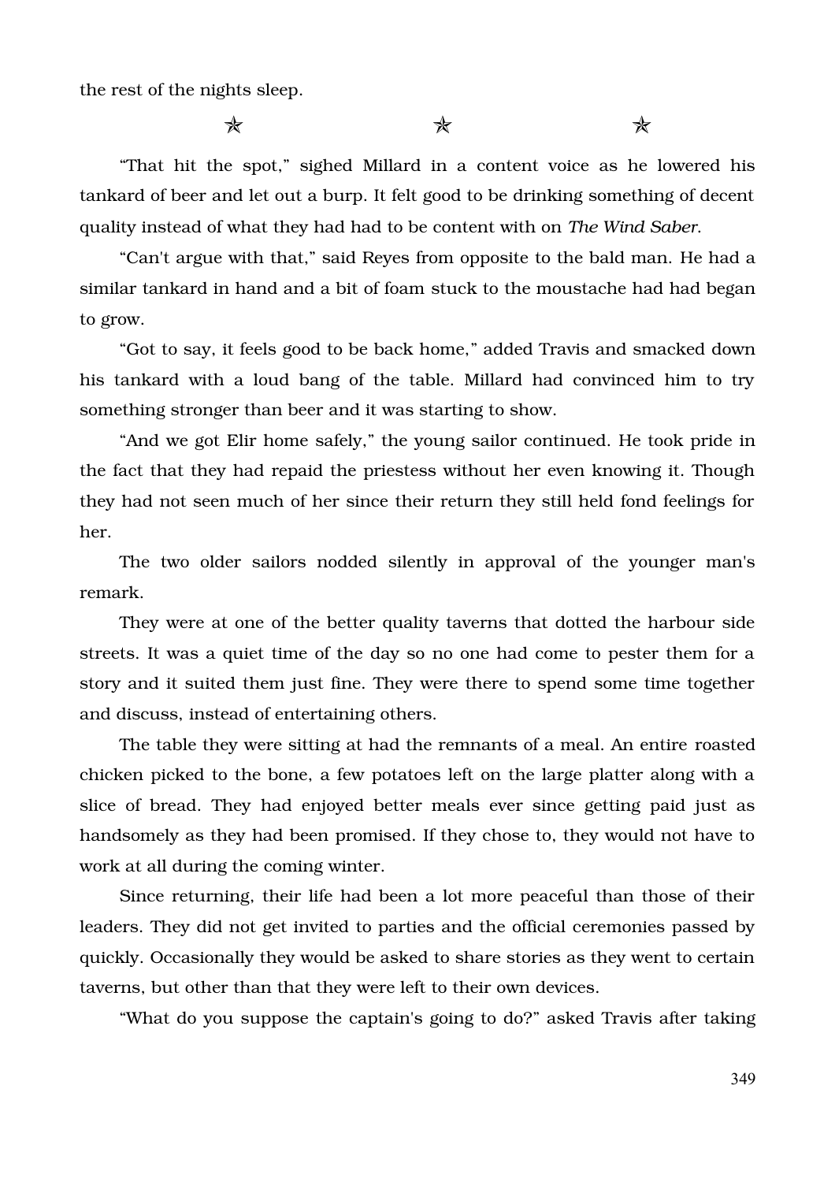the rest of the nights sleep.

✯ ✯ ✯

“That hit the spot,” sighed Millard in a content voice as he lowered his tankard of beer and let out a burp. It felt good to be drinking something of decent quality instead of what they had had to be content with on *The Wind Saber*.

“Can't argue with that,” said Reyes from opposite to the bald man. He had a similar tankard in hand and a bit of foam stuck to the moustache had had began to grow.

“Got to say, it feels good to be back home,” added Travis and smacked down his tankard with a loud bang of the table. Millard had convinced him to try something stronger than beer and it was starting to show.

“And we got Elir home safely,” the young sailor continued. He took pride in the fact that they had repaid the priestess without her even knowing it. Though they had not seen much of her since their return they still held fond feelings for her.

The two older sailors nodded silently in approval of the younger man's remark.

They were at one of the better quality taverns that dotted the harbour side streets. It was a quiet time of the day so no one had come to pester them for a story and it suited them just fine. They were there to spend some time together and discuss, instead of entertaining others.

The table they were sitting at had the remnants of a meal. An entire roasted chicken picked to the bone, a few potatoes left on the large platter along with a slice of bread. They had enjoyed better meals ever since getting paid just as handsomely as they had been promised. If they chose to, they would not have to work at all during the coming winter.

Since returning, their life had been a lot more peaceful than those of their leaders. They did not get invited to parties and the official ceremonies passed by quickly. Occasionally they would be asked to share stories as they went to certain taverns, but other than that they were left to their own devices.

“What do you suppose the captain's going to do?” asked Travis after taking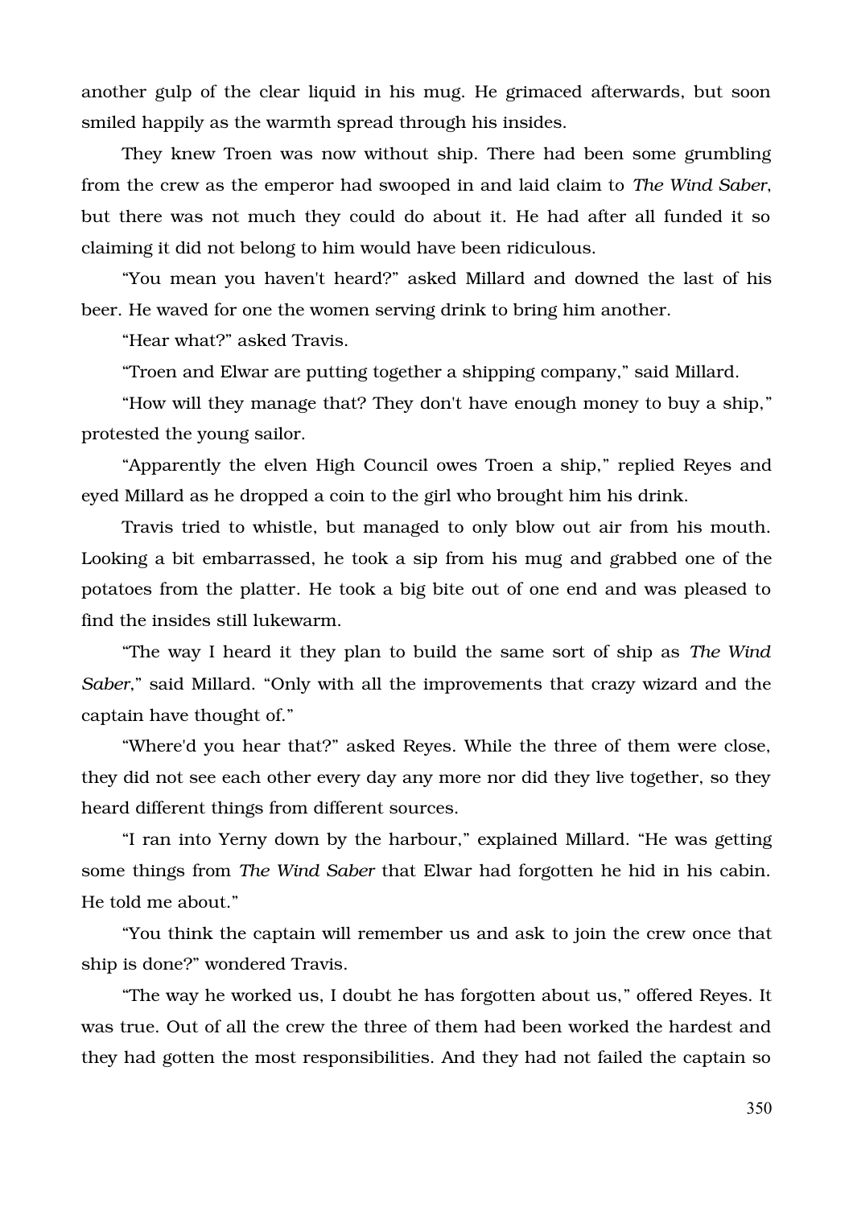another gulp of the clear liquid in his mug. He grimaced afterwards, but soon smiled happily as the warmth spread through his insides.

They knew Troen was now without ship. There had been some grumbling from the crew as the emperor had swooped in and laid claim to *The Wind Saber*, but there was not much they could do about it. He had after all funded it so claiming it did not belong to him would have been ridiculous.

"You mean you haven't heard?" asked Millard and downed the last of his beer. He waved for one the women serving drink to bring him another.

"Hear what?" asked Travis.

"Troen and Elwar are putting together a shipping company," said Millard.

"How will they manage that? They don't have enough money to buy a ship," protested the young sailor.

"Apparently the elven High Council owes Troen a ship," replied Reyes and eyed Millard as he dropped a coin to the girl who brought him his drink.

Travis tried to whistle, but managed to only blow out air from his mouth. Looking a bit embarrassed, he took a sip from his mug and grabbed one of the potatoes from the platter. He took a big bite out of one end and was pleased to find the insides still lukewarm.

"The way I heard it they plan to build the same sort of ship as *The Wind Saber*," said Millard. "Only with all the improvements that crazy wizard and the captain have thought of."

"Where'd you hear that?" asked Reyes. While the three of them were close, they did not see each other every day any more nor did they live together, so they heard different things from different sources.

"I ran into Yerny down by the harbour," explained Millard. "He was getting some things from *The Wind Saber* that Elwar had forgotten he hid in his cabin. He told me about."

"You think the captain will remember us and ask to join the crew once that ship is done?" wondered Travis.

"The way he worked us, I doubt he has forgotten about us," offered Reyes. It was true. Out of all the crew the three of them had been worked the hardest and they had gotten the most responsibilities. And they had not failed the captain so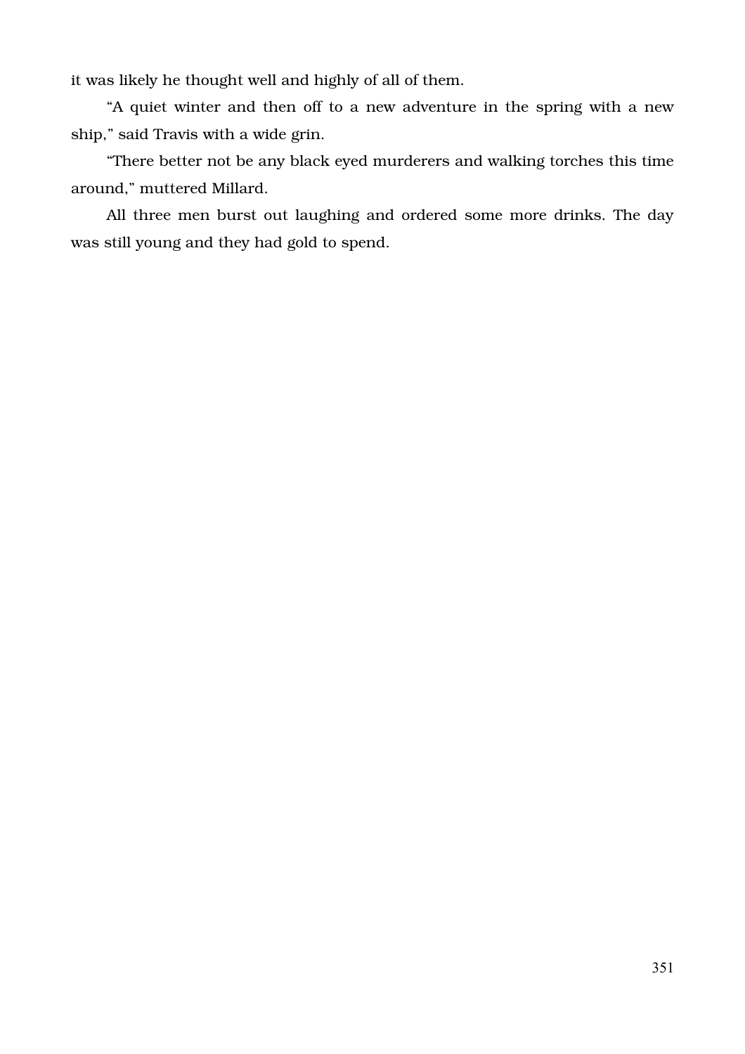it was likely he thought well and highly of all of them.

“A quiet winter and then off to a new adventure in the spring with a new ship,” said Travis with a wide grin.

“There better not be any black eyed murderers and walking torches this time around,” muttered Millard.

All three men burst out laughing and ordered some more drinks. The day was still young and they had gold to spend.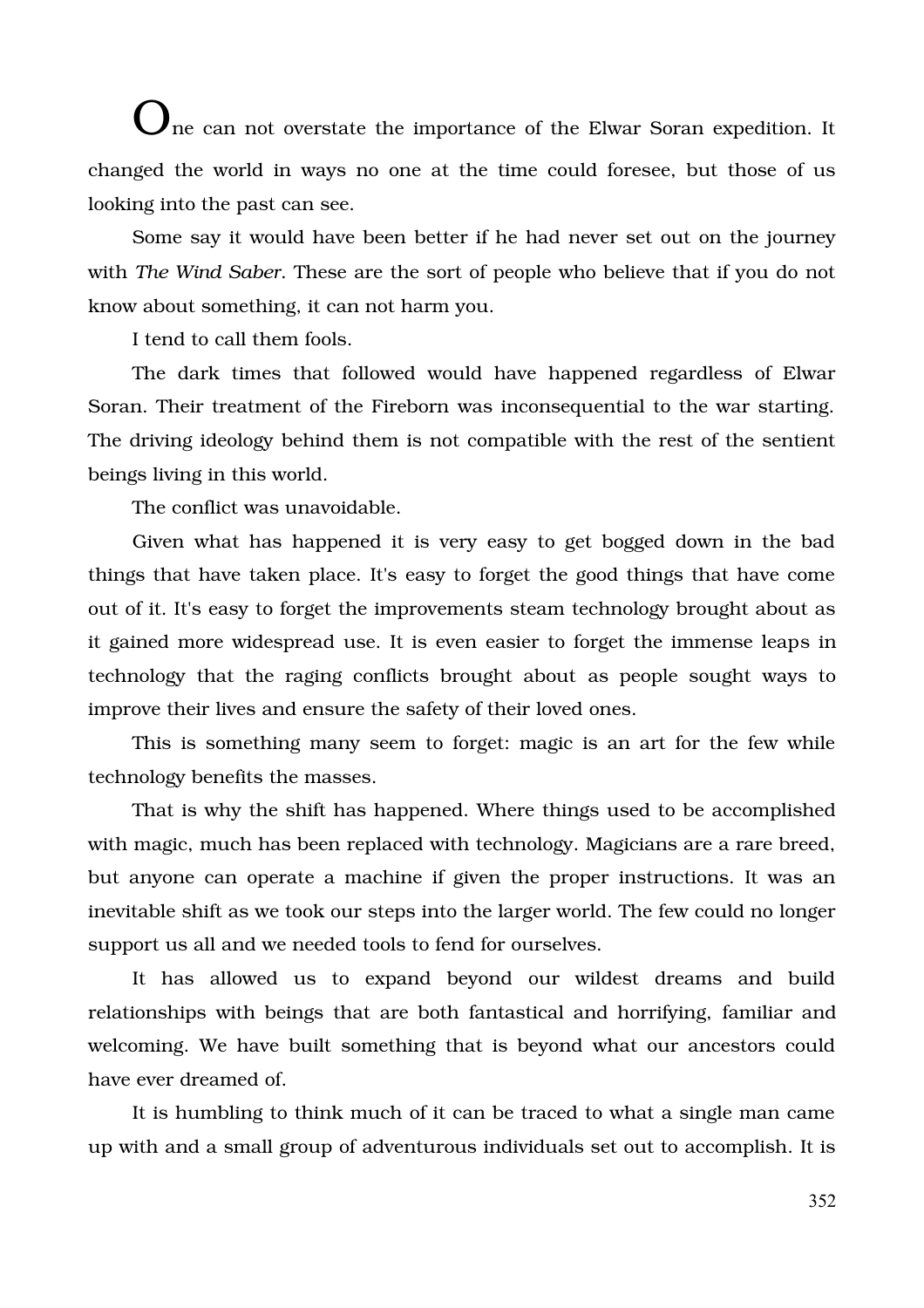One can not overstate the importance of the Elwar Soran expedition. It changed the world in ways no one at the time could foresee, but those of us looking into the past can see.

Some say it would have been better if he had never set out on the journey with *The Wind Saber*. These are the sort of people who believe that if you do not know about something, it can not harm you.

I tend to call them fools.

The dark times that followed would have happened regardless of Elwar Soran. Their treatment of the Fireborn was inconsequential to the war starting. The driving ideology behind them is not compatible with the rest of the sentient beings living in this world.

The conflict was unavoidable.

Given what has happened it is very easy to get bogged down in the bad things that have taken place. It's easy to forget the good things that have come out of it. It's easy to forget the improvements steam technology brought about as it gained more widespread use. It is even easier to forget the immense leaps in technology that the raging conflicts brought about as people sought ways to improve their lives and ensure the safety of their loved ones.

This is something many seem to forget: magic is an art for the few while technology benefits the masses.

That is why the shift has happened. Where things used to be accomplished with magic, much has been replaced with technology. Magicians are a rare breed, but anyone can operate a machine if given the proper instructions. It was an inevitable shift as we took our steps into the larger world. The few could no longer support us all and we needed tools to fend for ourselves.

It has allowed us to expand beyond our wildest dreams and build relationships with beings that are both fantastical and horrifying, familiar and welcoming. We have built something that is beyond what our ancestors could have ever dreamed of.

It is humbling to think much of it can be traced to what a single man came up with and a small group of adventurous individuals set out to accomplish. It is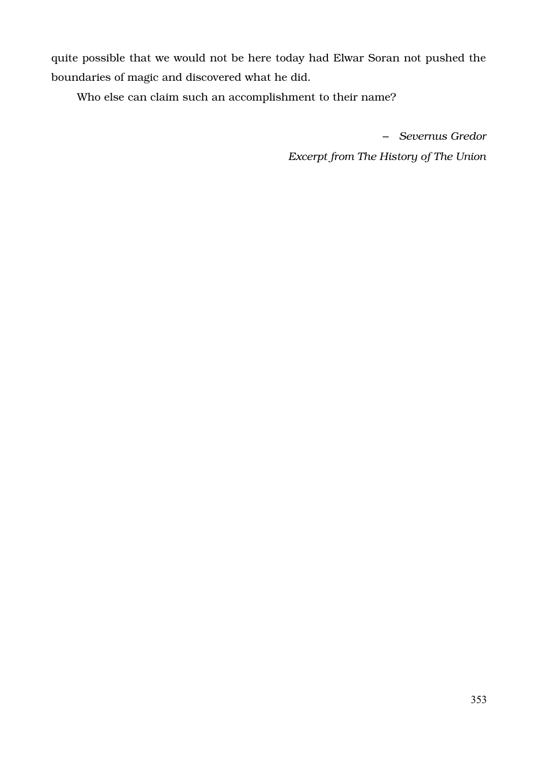quite possible that we would not be here today had Elwar Soran not pushed the boundaries of magic and discovered what he did.

Who else can claim such an accomplishment to their name?

– *Severnus Gredor*

*Excerpt from The History of The Union*